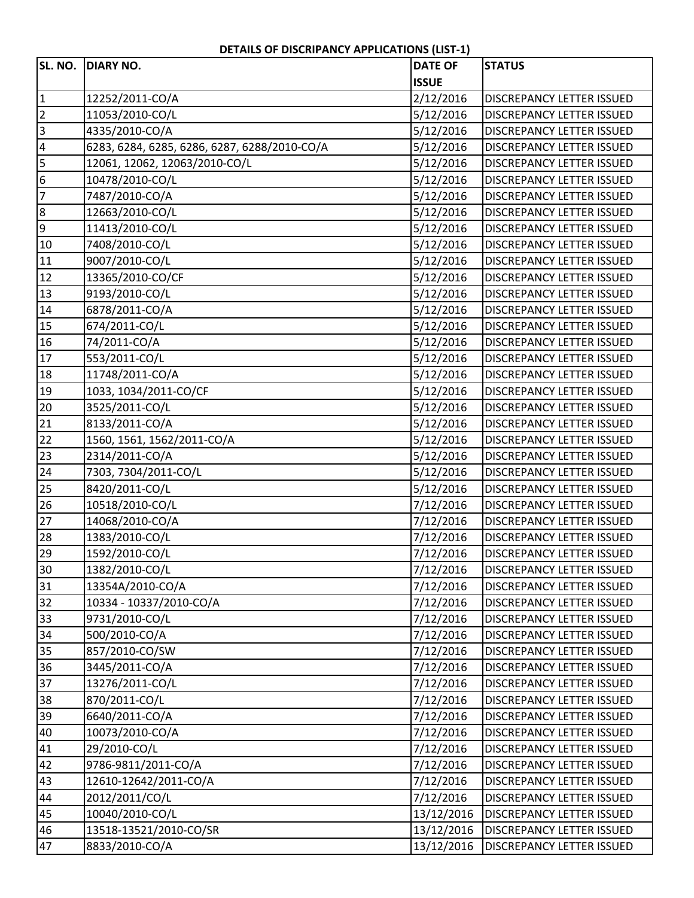**DETAILS OF DISCRIPANCY APPLICATIONS (LIST-1)**

| SL. NO. | DIARY NO. | DATE OF ISSUE | STATUS |
|---|---|---|---|
| 1 | 12252/2011-CO/A | 2/12/2016 | DISCREPANCY LETTER ISSUED |
| 2 | 11053/2010-CO/L | 5/12/2016 | DISCREPANCY LETTER ISSUED |
| 3 | 4335/2010-CO/A | 5/12/2016 | DISCREPANCY LETTER ISSUED |
| 4 | 6283, 6284, 6285, 6286, 6287, 6288/2010-CO/A | 5/12/2016 | DISCREPANCY LETTER ISSUED |
| 5 | 12061, 12062, 12063/2010-CO/L | 5/12/2016 | DISCREPANCY LETTER ISSUED |
| 6 | 10478/2010-CO/L | 5/12/2016 | DISCREPANCY LETTER ISSUED |
| 7 | 7487/2010-CO/A | 5/12/2016 | DISCREPANCY LETTER ISSUED |
| 8 | 12663/2010-CO/L | 5/12/2016 | DISCREPANCY LETTER ISSUED |
| 9 | 11413/2010-CO/L | 5/12/2016 | DISCREPANCY LETTER ISSUED |
| 10 | 7408/2010-CO/L | 5/12/2016 | DISCREPANCY LETTER ISSUED |
| 11 | 9007/2010-CO/L | 5/12/2016 | DISCREPANCY LETTER ISSUED |
| 12 | 13365/2010-CO/CF | 5/12/2016 | DISCREPANCY LETTER ISSUED |
| 13 | 9193/2010-CO/L | 5/12/2016 | DISCREPANCY LETTER ISSUED |
| 14 | 6878/2011-CO/A | 5/12/2016 | DISCREPANCY LETTER ISSUED |
| 15 | 674/2011-CO/L | 5/12/2016 | DISCREPANCY LETTER ISSUED |
| 16 | 74/2011-CO/A | 5/12/2016 | DISCREPANCY LETTER ISSUED |
| 17 | 553/2011-CO/L | 5/12/2016 | DISCREPANCY LETTER ISSUED |
| 18 | 11748/2011-CO/A | 5/12/2016 | DISCREPANCY LETTER ISSUED |
| 19 | 1033, 1034/2011-CO/CF | 5/12/2016 | DISCREPANCY LETTER ISSUED |
| 20 | 3525/2011-CO/L | 5/12/2016 | DISCREPANCY LETTER ISSUED |
| 21 | 8133/2011-CO/A | 5/12/2016 | DISCREPANCY LETTER ISSUED |
| 22 | 1560, 1561, 1562/2011-CO/A | 5/12/2016 | DISCREPANCY LETTER ISSUED |
| 23 | 2314/2011-CO/A | 5/12/2016 | DISCREPANCY LETTER ISSUED |
| 24 | 7303, 7304/2011-CO/L | 5/12/2016 | DISCREPANCY LETTER ISSUED |
| 25 | 8420/2011-CO/L | 5/12/2016 | DISCREPANCY LETTER ISSUED |
| 26 | 10518/2010-CO/L | 7/12/2016 | DISCREPANCY LETTER ISSUED |
| 27 | 14068/2010-CO/A | 7/12/2016 | DISCREPANCY LETTER ISSUED |
| 28 | 1383/2010-CO/L | 7/12/2016 | DISCREPANCY LETTER ISSUED |
| 29 | 1592/2010-CO/L | 7/12/2016 | DISCREPANCY LETTER ISSUED |
| 30 | 1382/2010-CO/L | 7/12/2016 | DISCREPANCY LETTER ISSUED |
| 31 | 13354A/2010-CO/A | 7/12/2016 | DISCREPANCY LETTER ISSUED |
| 32 | 10334 - 10337/2010-CO/A | 7/12/2016 | DISCREPANCY LETTER ISSUED |
| 33 | 9731/2010-CO/L | 7/12/2016 | DISCREPANCY LETTER ISSUED |
| 34 | 500/2010-CO/A | 7/12/2016 | DISCREPANCY LETTER ISSUED |
| 35 | 857/2010-CO/SW | 7/12/2016 | DISCREPANCY LETTER ISSUED |
| 36 | 3445/2011-CO/A | 7/12/2016 | DISCREPANCY LETTER ISSUED |
| 37 | 13276/2011-CO/L | 7/12/2016 | DISCREPANCY LETTER ISSUED |
| 38 | 870/2011-CO/L | 7/12/2016 | DISCREPANCY LETTER ISSUED |
| 39 | 6640/2011-CO/A | 7/12/2016 | DISCREPANCY LETTER ISSUED |
| 40 | 10073/2010-CO/A | 7/12/2016 | DISCREPANCY LETTER ISSUED |
| 41 | 29/2010-CO/L | 7/12/2016 | DISCREPANCY LETTER ISSUED |
| 42 | 9786-9811/2011-CO/A | 7/12/2016 | DISCREPANCY LETTER ISSUED |
| 43 | 12610-12642/2011-CO/A | 7/12/2016 | DISCREPANCY LETTER ISSUED |
| 44 | 2012/2011/CO/L | 7/12/2016 | DISCREPANCY LETTER ISSUED |
| 45 | 10040/2010-CO/L | 13/12/2016 | DISCREPANCY LETTER ISSUED |
| 46 | 13518-13521/2010-CO/SR | 13/12/2016 | DISCREPANCY LETTER ISSUED |
| 47 | 8833/2010-CO/A | 13/12/2016 | DISCREPANCY LETTER ISSUED |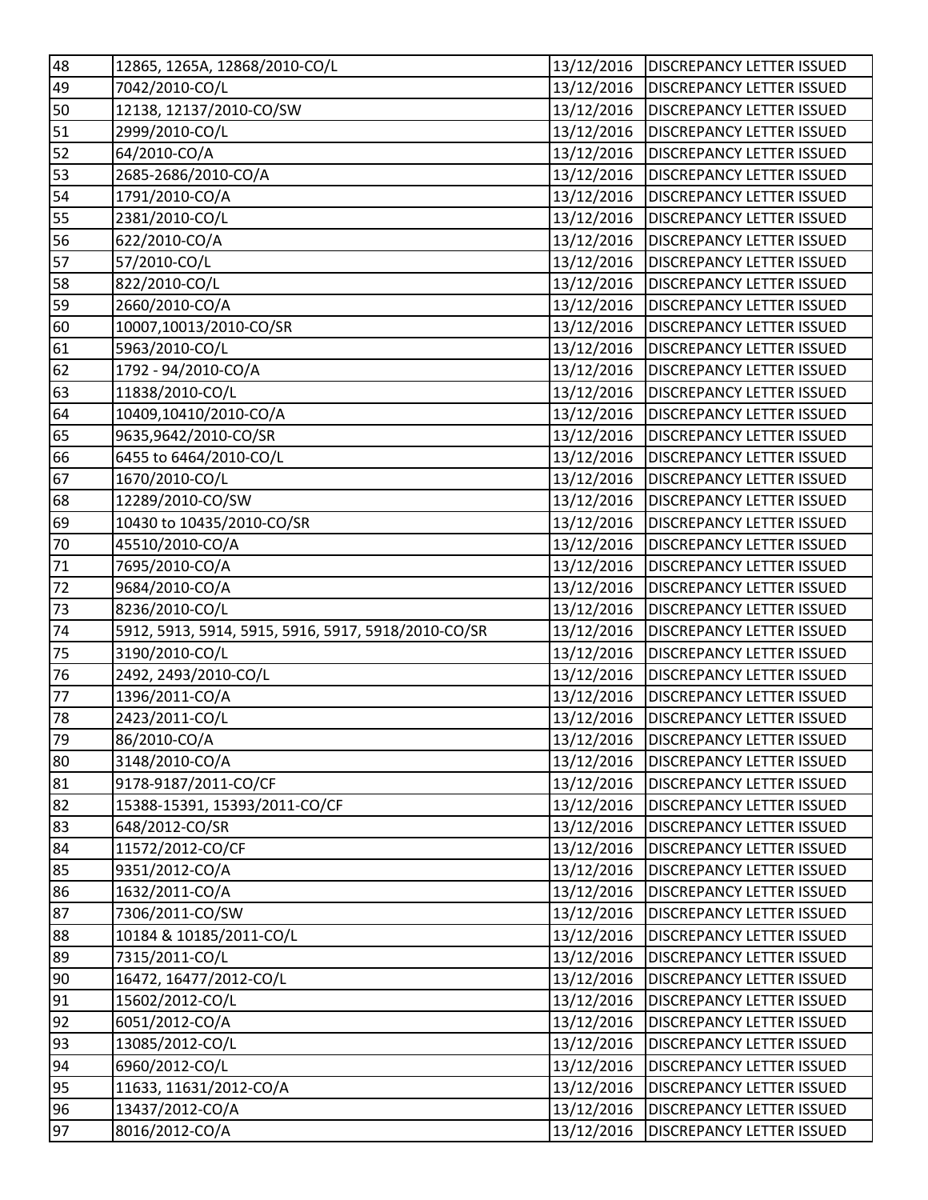| | | | |
|---|---|---|---|
| 48 | 12865, 1265A, 12868/2010-CO/L | 13/12/2016 | DISCREPANCY LETTER ISSUED |
| 49 | 7042/2010-CO/L | 13/12/2016 | DISCREPANCY LETTER ISSUED |
| 50 | 12138, 12137/2010-CO/SW | 13/12/2016 | DISCREPANCY LETTER ISSUED |
| 51 | 2999/2010-CO/L | 13/12/2016 | DISCREPANCY LETTER ISSUED |
| 52 | 64/2010-CO/A | 13/12/2016 | DISCREPANCY LETTER ISSUED |
| 53 | 2685-2686/2010-CO/A | 13/12/2016 | DISCREPANCY LETTER ISSUED |
| 54 | 1791/2010-CO/A | 13/12/2016 | DISCREPANCY LETTER ISSUED |
| 55 | 2381/2010-CO/L | 13/12/2016 | DISCREPANCY LETTER ISSUED |
| 56 | 622/2010-CO/A | 13/12/2016 | DISCREPANCY LETTER ISSUED |
| 57 | 57/2010-CO/L | 13/12/2016 | DISCREPANCY LETTER ISSUED |
| 58 | 822/2010-CO/L | 13/12/2016 | DISCREPANCY LETTER ISSUED |
| 59 | 2660/2010-CO/A | 13/12/2016 | DISCREPANCY LETTER ISSUED |
| 60 | 10007,10013/2010-CO/SR | 13/12/2016 | DISCREPANCY LETTER ISSUED |
| 61 | 5963/2010-CO/L | 13/12/2016 | DISCREPANCY LETTER ISSUED |
| 62 | 1792 - 94/2010-CO/A | 13/12/2016 | DISCREPANCY LETTER ISSUED |
| 63 | 11838/2010-CO/L | 13/12/2016 | DISCREPANCY LETTER ISSUED |
| 64 | 10409,10410/2010-CO/A | 13/12/2016 | DISCREPANCY LETTER ISSUED |
| 65 | 9635,9642/2010-CO/SR | 13/12/2016 | DISCREPANCY LETTER ISSUED |
| 66 | 6455 to 6464/2010-CO/L | 13/12/2016 | DISCREPANCY LETTER ISSUED |
| 67 | 1670/2010-CO/L | 13/12/2016 | DISCREPANCY LETTER ISSUED |
| 68 | 12289/2010-CO/SW | 13/12/2016 | DISCREPANCY LETTER ISSUED |
| 69 | 10430 to 10435/2010-CO/SR | 13/12/2016 | DISCREPANCY LETTER ISSUED |
| 70 | 45510/2010-CO/A | 13/12/2016 | DISCREPANCY LETTER ISSUED |
| 71 | 7695/2010-CO/A | 13/12/2016 | DISCREPANCY LETTER ISSUED |
| 72 | 9684/2010-CO/A | 13/12/2016 | DISCREPANCY LETTER ISSUED |
| 73 | 8236/2010-CO/L | 13/12/2016 | DISCREPANCY LETTER ISSUED |
| 74 | 5912, 5913, 5914, 5915, 5916, 5917, 5918/2010-CO/SR | 13/12/2016 | DISCREPANCY LETTER ISSUED |
| 75 | 3190/2010-CO/L | 13/12/2016 | DISCREPANCY LETTER ISSUED |
| 76 | 2492, 2493/2010-CO/L | 13/12/2016 | DISCREPANCY LETTER ISSUED |
| 77 | 1396/2011-CO/A | 13/12/2016 | DISCREPANCY LETTER ISSUED |
| 78 | 2423/2011-CO/L | 13/12/2016 | DISCREPANCY LETTER ISSUED |
| 79 | 86/2010-CO/A | 13/12/2016 | DISCREPANCY LETTER ISSUED |
| 80 | 3148/2010-CO/A | 13/12/2016 | DISCREPANCY LETTER ISSUED |
| 81 | 9178-9187/2011-CO/CF | 13/12/2016 | DISCREPANCY LETTER ISSUED |
| 82 | 15388-15391, 15393/2011-CO/CF | 13/12/2016 | DISCREPANCY LETTER ISSUED |
| 83 | 648/2012-CO/SR | 13/12/2016 | DISCREPANCY LETTER ISSUED |
| 84 | 11572/2012-CO/CF | 13/12/2016 | DISCREPANCY LETTER ISSUED |
| 85 | 9351/2012-CO/A | 13/12/2016 | DISCREPANCY LETTER ISSUED |
| 86 | 1632/2011-CO/A | 13/12/2016 | DISCREPANCY LETTER ISSUED |
| 87 | 7306/2011-CO/SW | 13/12/2016 | DISCREPANCY LETTER ISSUED |
| 88 | 10184 & 10185/2011-CO/L | 13/12/2016 | DISCREPANCY LETTER ISSUED |
| 89 | 7315/2011-CO/L | 13/12/2016 | DISCREPANCY LETTER ISSUED |
| 90 | 16472, 16477/2012-CO/L | 13/12/2016 | DISCREPANCY LETTER ISSUED |
| 91 | 15602/2012-CO/L | 13/12/2016 | DISCREPANCY LETTER ISSUED |
| 92 | 6051/2012-CO/A | 13/12/2016 | DISCREPANCY LETTER ISSUED |
| 93 | 13085/2012-CO/L | 13/12/2016 | DISCREPANCY LETTER ISSUED |
| 94 | 6960/2012-CO/L | 13/12/2016 | DISCREPANCY LETTER ISSUED |
| 95 | 11633, 11631/2012-CO/A | 13/12/2016 | DISCREPANCY LETTER ISSUED |
| 96 | 13437/2012-CO/A | 13/12/2016 | DISCREPANCY LETTER ISSUED |
| 97 | 8016/2012-CO/A | 13/12/2016 | DISCREPANCY LETTER ISSUED |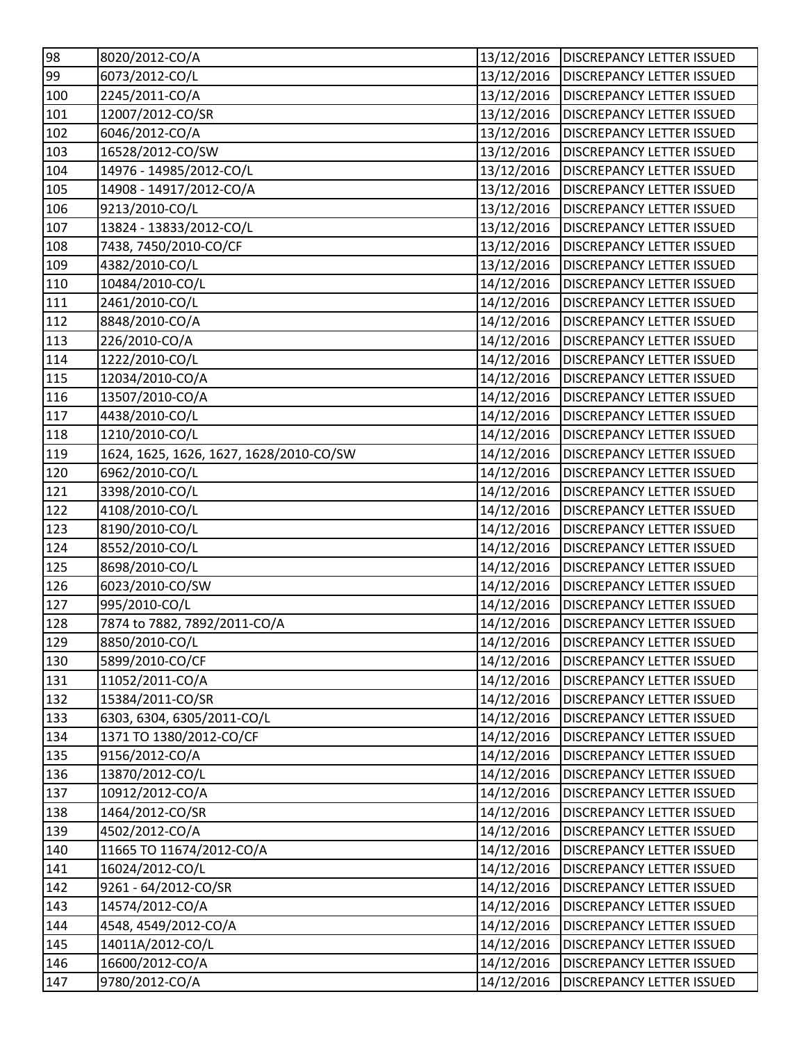| 98 | 8020/2012-CO/A | 13/12/2016 | DISCREPANCY LETTER ISSUED |
|---|---|---|---|
| 99 | 6073/2012-CO/L | 13/12/2016 | DISCREPANCY LETTER ISSUED |
| 100 | 2245/2011-CO/A | 13/12/2016 | DISCREPANCY LETTER ISSUED |
| 101 | 12007/2012-CO/SR | 13/12/2016 | DISCREPANCY LETTER ISSUED |
| 102 | 6046/2012-CO/A | 13/12/2016 | DISCREPANCY LETTER ISSUED |
| 103 | 16528/2012-CO/SW | 13/12/2016 | DISCREPANCY LETTER ISSUED |
| 104 | 14976 - 14985/2012-CO/L | 13/12/2016 | DISCREPANCY LETTER ISSUED |
| 105 | 14908 - 14917/2012-CO/A | 13/12/2016 | DISCREPANCY LETTER ISSUED |
| 106 | 9213/2010-CO/L | 13/12/2016 | DISCREPANCY LETTER ISSUED |
| 107 | 13824 - 13833/2012-CO/L | 13/12/2016 | DISCREPANCY LETTER ISSUED |
| 108 | 7438, 7450/2010-CO/CF | 13/12/2016 | DISCREPANCY LETTER ISSUED |
| 109 | 4382/2010-CO/L | 13/12/2016 | DISCREPANCY LETTER ISSUED |
| 110 | 10484/2010-CO/L | 14/12/2016 | DISCREPANCY LETTER ISSUED |
| 111 | 2461/2010-CO/L | 14/12/2016 | DISCREPANCY LETTER ISSUED |
| 112 | 8848/2010-CO/A | 14/12/2016 | DISCREPANCY LETTER ISSUED |
| 113 | 226/2010-CO/A | 14/12/2016 | DISCREPANCY LETTER ISSUED |
| 114 | 1222/2010-CO/L | 14/12/2016 | DISCREPANCY LETTER ISSUED |
| 115 | 12034/2010-CO/A | 14/12/2016 | DISCREPANCY LETTER ISSUED |
| 116 | 13507/2010-CO/A | 14/12/2016 | DISCREPANCY LETTER ISSUED |
| 117 | 4438/2010-CO/L | 14/12/2016 | DISCREPANCY LETTER ISSUED |
| 118 | 1210/2010-CO/L | 14/12/2016 | DISCREPANCY LETTER ISSUED |
| 119 | 1624, 1625, 1626, 1627, 1628/2010-CO/SW | 14/12/2016 | DISCREPANCY LETTER ISSUED |
| 120 | 6962/2010-CO/L | 14/12/2016 | DISCREPANCY LETTER ISSUED |
| 121 | 3398/2010-CO/L | 14/12/2016 | DISCREPANCY LETTER ISSUED |
| 122 | 4108/2010-CO/L | 14/12/2016 | DISCREPANCY LETTER ISSUED |
| 123 | 8190/2010-CO/L | 14/12/2016 | DISCREPANCY LETTER ISSUED |
| 124 | 8552/2010-CO/L | 14/12/2016 | DISCREPANCY LETTER ISSUED |
| 125 | 8698/2010-CO/L | 14/12/2016 | DISCREPANCY LETTER ISSUED |
| 126 | 6023/2010-CO/SW | 14/12/2016 | DISCREPANCY LETTER ISSUED |
| 127 | 995/2010-CO/L | 14/12/2016 | DISCREPANCY LETTER ISSUED |
| 128 | 7874 to 7882, 7892/2011-CO/A | 14/12/2016 | DISCREPANCY LETTER ISSUED |
| 129 | 8850/2010-CO/L | 14/12/2016 | DISCREPANCY LETTER ISSUED |
| 130 | 5899/2010-CO/CF | 14/12/2016 | DISCREPANCY LETTER ISSUED |
| 131 | 11052/2011-CO/A | 14/12/2016 | DISCREPANCY LETTER ISSUED |
| 132 | 15384/2011-CO/SR | 14/12/2016 | DISCREPANCY LETTER ISSUED |
| 133 | 6303, 6304, 6305/2011-CO/L | 14/12/2016 | DISCREPANCY LETTER ISSUED |
| 134 | 1371 TO 1380/2012-CO/CF | 14/12/2016 | DISCREPANCY LETTER ISSUED |
| 135 | 9156/2012-CO/A | 14/12/2016 | DISCREPANCY LETTER ISSUED |
| 136 | 13870/2012-CO/L | 14/12/2016 | DISCREPANCY LETTER ISSUED |
| 137 | 10912/2012-CO/A | 14/12/2016 | DISCREPANCY LETTER ISSUED |
| 138 | 1464/2012-CO/SR | 14/12/2016 | DISCREPANCY LETTER ISSUED |
| 139 | 4502/2012-CO/A | 14/12/2016 | DISCREPANCY LETTER ISSUED |
| 140 | 11665 TO 11674/2012-CO/A | 14/12/2016 | DISCREPANCY LETTER ISSUED |
| 141 | 16024/2012-CO/L | 14/12/2016 | DISCREPANCY LETTER ISSUED |
| 142 | 9261 - 64/2012-CO/SR | 14/12/2016 | DISCREPANCY LETTER ISSUED |
| 143 | 14574/2012-CO/A | 14/12/2016 | DISCREPANCY LETTER ISSUED |
| 144 | 4548, 4549/2012-CO/A | 14/12/2016 | DISCREPANCY LETTER ISSUED |
| 145 | 14011A/2012-CO/L | 14/12/2016 | DISCREPANCY LETTER ISSUED |
| 146 | 16600/2012-CO/A | 14/12/2016 | DISCREPANCY LETTER ISSUED |
| 147 | 9780/2012-CO/A | 14/12/2016 | DISCREPANCY LETTER ISSUED |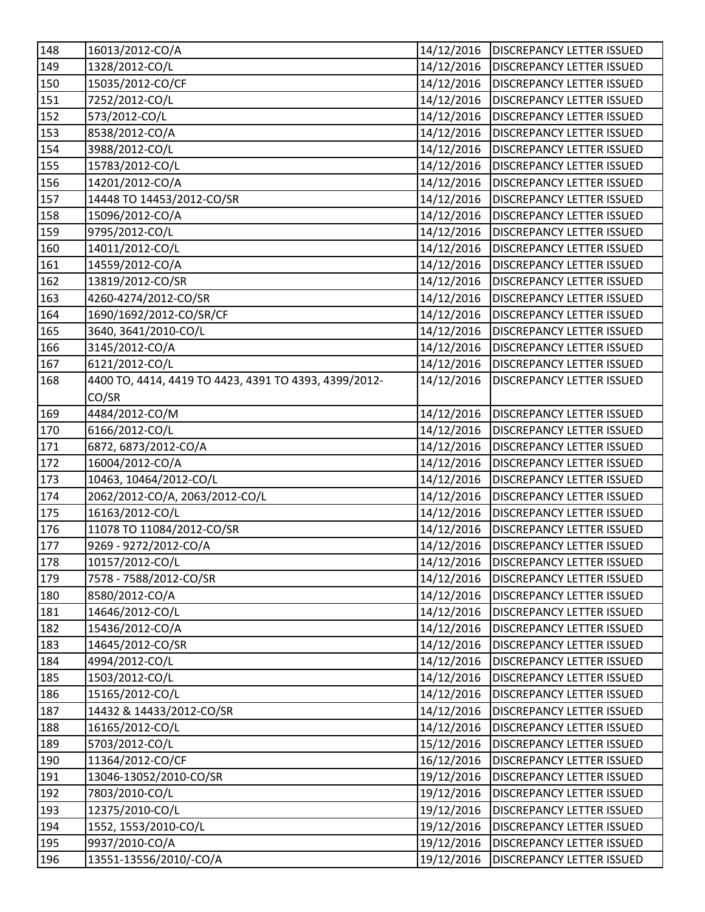| 148 | 16013/2012-CO/A | 14/12/2016 | DISCREPANCY LETTER ISSUED |
|---|---|---|---|
| 149 | 1328/2012-CO/L | 14/12/2016 | DISCREPANCY LETTER ISSUED |
| 150 | 15035/2012-CO/CF | 14/12/2016 | DISCREPANCY LETTER ISSUED |
| 151 | 7252/2012-CO/L | 14/12/2016 | DISCREPANCY LETTER ISSUED |
| 152 | 573/2012-CO/L | 14/12/2016 | DISCREPANCY LETTER ISSUED |
| 153 | 8538/2012-CO/A | 14/12/2016 | DISCREPANCY LETTER ISSUED |
| 154 | 3988/2012-CO/L | 14/12/2016 | DISCREPANCY LETTER ISSUED |
| 155 | 15783/2012-CO/L | 14/12/2016 | DISCREPANCY LETTER ISSUED |
| 156 | 14201/2012-CO/A | 14/12/2016 | DISCREPANCY LETTER ISSUED |
| 157 | 14448 TO 14453/2012-CO/SR | 14/12/2016 | DISCREPANCY LETTER ISSUED |
| 158 | 15096/2012-CO/A | 14/12/2016 | DISCREPANCY LETTER ISSUED |
| 159 | 9795/2012-CO/L | 14/12/2016 | DISCREPANCY LETTER ISSUED |
| 160 | 14011/2012-CO/L | 14/12/2016 | DISCREPANCY LETTER ISSUED |
| 161 | 14559/2012-CO/A | 14/12/2016 | DISCREPANCY LETTER ISSUED |
| 162 | 13819/2012-CO/SR | 14/12/2016 | DISCREPANCY LETTER ISSUED |
| 163 | 4260-4274/2012-CO/SR | 14/12/2016 | DISCREPANCY LETTER ISSUED |
| 164 | 1690/1692/2012-CO/SR/CF | 14/12/2016 | DISCREPANCY LETTER ISSUED |
| 165 | 3640, 3641/2010-CO/L | 14/12/2016 | DISCREPANCY LETTER ISSUED |
| 166 | 3145/2012-CO/A | 14/12/2016 | DISCREPANCY LETTER ISSUED |
| 167 | 6121/2012-CO/L | 14/12/2016 | DISCREPANCY LETTER ISSUED |
| 168 | 4400 TO, 4414, 4419 TO 4423, 4391 TO 4393, 4399/2012-CO/SR | 14/12/2016 | DISCREPANCY LETTER ISSUED |
| 169 | 4484/2012-CO/M | 14/12/2016 | DISCREPANCY LETTER ISSUED |
| 170 | 6166/2012-CO/L | 14/12/2016 | DISCREPANCY LETTER ISSUED |
| 171 | 6872, 6873/2012-CO/A | 14/12/2016 | DISCREPANCY LETTER ISSUED |
| 172 | 16004/2012-CO/A | 14/12/2016 | DISCREPANCY LETTER ISSUED |
| 173 | 10463, 10464/2012-CO/L | 14/12/2016 | DISCREPANCY LETTER ISSUED |
| 174 | 2062/2012-CO/A, 2063/2012-CO/L | 14/12/2016 | DISCREPANCY LETTER ISSUED |
| 175 | 16163/2012-CO/L | 14/12/2016 | DISCREPANCY LETTER ISSUED |
| 176 | 11078 TO 11084/2012-CO/SR | 14/12/2016 | DISCREPANCY LETTER ISSUED |
| 177 | 9269 - 9272/2012-CO/A | 14/12/2016 | DISCREPANCY LETTER ISSUED |
| 178 | 10157/2012-CO/L | 14/12/2016 | DISCREPANCY LETTER ISSUED |
| 179 | 7578 - 7588/2012-CO/SR | 14/12/2016 | DISCREPANCY LETTER ISSUED |
| 180 | 8580/2012-CO/A | 14/12/2016 | DISCREPANCY LETTER ISSUED |
| 181 | 14646/2012-CO/L | 14/12/2016 | DISCREPANCY LETTER ISSUED |
| 182 | 15436/2012-CO/A | 14/12/2016 | DISCREPANCY LETTER ISSUED |
| 183 | 14645/2012-CO/SR | 14/12/2016 | DISCREPANCY LETTER ISSUED |
| 184 | 4994/2012-CO/L | 14/12/2016 | DISCREPANCY LETTER ISSUED |
| 185 | 1503/2012-CO/L | 14/12/2016 | DISCREPANCY LETTER ISSUED |
| 186 | 15165/2012-CO/L | 14/12/2016 | DISCREPANCY LETTER ISSUED |
| 187 | 14432 & 14433/2012-CO/SR | 14/12/2016 | DISCREPANCY LETTER ISSUED |
| 188 | 16165/2012-CO/L | 14/12/2016 | DISCREPANCY LETTER ISSUED |
| 189 | 5703/2012-CO/L | 15/12/2016 | DISCREPANCY LETTER ISSUED |
| 190 | 11364/2012-CO/CF | 16/12/2016 | DISCREPANCY LETTER ISSUED |
| 191 | 13046-13052/2010-CO/SR | 19/12/2016 | DISCREPANCY LETTER ISSUED |
| 192 | 7803/2010-CO/L | 19/12/2016 | DISCREPANCY LETTER ISSUED |
| 193 | 12375/2010-CO/L | 19/12/2016 | DISCREPANCY LETTER ISSUED |
| 194 | 1552, 1553/2010-CO/L | 19/12/2016 | DISCREPANCY LETTER ISSUED |
| 195 | 9937/2010-CO/A | 19/12/2016 | DISCREPANCY LETTER ISSUED |
| 196 | 13551-13556/2010/-CO/A | 19/12/2016 | DISCREPANCY LETTER ISSUED |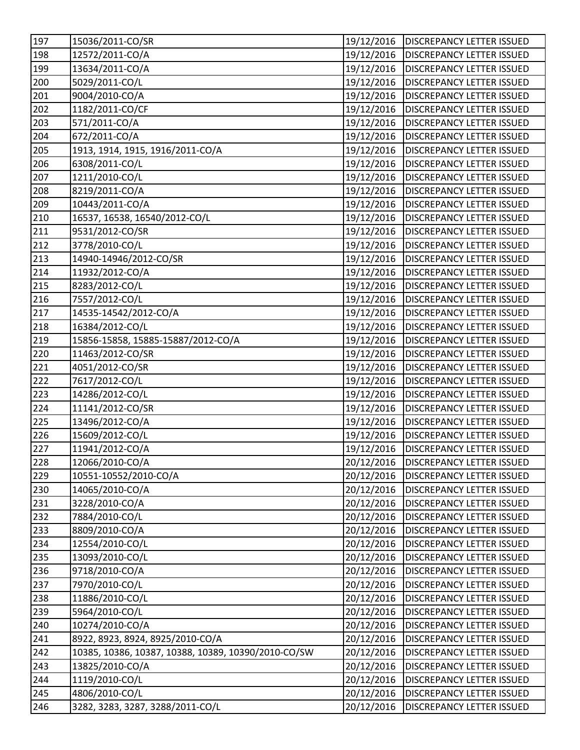| | | | |
|---|---|---|---|
| 197 | 15036/2011-CO/SR | 19/12/2016 | DISCREPANCY LETTER ISSUED |
| 198 | 12572/2011-CO/A | 19/12/2016 | DISCREPANCY LETTER ISSUED |
| 199 | 13634/2011-CO/A | 19/12/2016 | DISCREPANCY LETTER ISSUED |
| 200 | 5029/2011-CO/L | 19/12/2016 | DISCREPANCY LETTER ISSUED |
| 201 | 9004/2010-CO/A | 19/12/2016 | DISCREPANCY LETTER ISSUED |
| 202 | 1182/2011-CO/CF | 19/12/2016 | DISCREPANCY LETTER ISSUED |
| 203 | 571/2011-CO/A | 19/12/2016 | DISCREPANCY LETTER ISSUED |
| 204 | 672/2011-CO/A | 19/12/2016 | DISCREPANCY LETTER ISSUED |
| 205 | 1913, 1914, 1915, 1916/2011-CO/A | 19/12/2016 | DISCREPANCY LETTER ISSUED |
| 206 | 6308/2011-CO/L | 19/12/2016 | DISCREPANCY LETTER ISSUED |
| 207 | 1211/2010-CO/L | 19/12/2016 | DISCREPANCY LETTER ISSUED |
| 208 | 8219/2011-CO/A | 19/12/2016 | DISCREPANCY LETTER ISSUED |
| 209 | 10443/2011-CO/A | 19/12/2016 | DISCREPANCY LETTER ISSUED |
| 210 | 16537, 16538, 16540/2012-CO/L | 19/12/2016 | DISCREPANCY LETTER ISSUED |
| 211 | 9531/2012-CO/SR | 19/12/2016 | DISCREPANCY LETTER ISSUED |
| 212 | 3778/2010-CO/L | 19/12/2016 | DISCREPANCY LETTER ISSUED |
| 213 | 14940-14946/2012-CO/SR | 19/12/2016 | DISCREPANCY LETTER ISSUED |
| 214 | 11932/2012-CO/A | 19/12/2016 | DISCREPANCY LETTER ISSUED |
| 215 | 8283/2012-CO/L | 19/12/2016 | DISCREPANCY LETTER ISSUED |
| 216 | 7557/2012-CO/L | 19/12/2016 | DISCREPANCY LETTER ISSUED |
| 217 | 14535-14542/2012-CO/A | 19/12/2016 | DISCREPANCY LETTER ISSUED |
| 218 | 16384/2012-CO/L | 19/12/2016 | DISCREPANCY LETTER ISSUED |
| 219 | 15856-15858, 15885-15887/2012-CO/A | 19/12/2016 | DISCREPANCY LETTER ISSUED |
| 220 | 11463/2012-CO/SR | 19/12/2016 | DISCREPANCY LETTER ISSUED |
| 221 | 4051/2012-CO/SR | 19/12/2016 | DISCREPANCY LETTER ISSUED |
| 222 | 7617/2012-CO/L | 19/12/2016 | DISCREPANCY LETTER ISSUED |
| 223 | 14286/2012-CO/L | 19/12/2016 | DISCREPANCY LETTER ISSUED |
| 224 | 11141/2012-CO/SR | 19/12/2016 | DISCREPANCY LETTER ISSUED |
| 225 | 13496/2012-CO/A | 19/12/2016 | DISCREPANCY LETTER ISSUED |
| 226 | 15609/2012-CO/L | 19/12/2016 | DISCREPANCY LETTER ISSUED |
| 227 | 11941/2012-CO/A | 19/12/2016 | DISCREPANCY LETTER ISSUED |
| 228 | 12066/2010-CO/A | 20/12/2016 | DISCREPANCY LETTER ISSUED |
| 229 | 10551-10552/2010-CO/A | 20/12/2016 | DISCREPANCY LETTER ISSUED |
| 230 | 14065/2010-CO/A | 20/12/2016 | DISCREPANCY LETTER ISSUED |
| 231 | 3228/2010-CO/A | 20/12/2016 | DISCREPANCY LETTER ISSUED |
| 232 | 7884/2010-CO/L | 20/12/2016 | DISCREPANCY LETTER ISSUED |
| 233 | 8809/2010-CO/A | 20/12/2016 | DISCREPANCY LETTER ISSUED |
| 234 | 12554/2010-CO/L | 20/12/2016 | DISCREPANCY LETTER ISSUED |
| 235 | 13093/2010-CO/L | 20/12/2016 | DISCREPANCY LETTER ISSUED |
| 236 | 9718/2010-CO/A | 20/12/2016 | DISCREPANCY LETTER ISSUED |
| 237 | 7970/2010-CO/L | 20/12/2016 | DISCREPANCY LETTER ISSUED |
| 238 | 11886/2010-CO/L | 20/12/2016 | DISCREPANCY LETTER ISSUED |
| 239 | 5964/2010-CO/L | 20/12/2016 | DISCREPANCY LETTER ISSUED |
| 240 | 10274/2010-CO/A | 20/12/2016 | DISCREPANCY LETTER ISSUED |
| 241 | 8922, 8923, 8924, 8925/2010-CO/A | 20/12/2016 | DISCREPANCY LETTER ISSUED |
| 242 | 10385, 10386, 10387, 10388, 10389, 10390/2010-CO/SW | 20/12/2016 | DISCREPANCY LETTER ISSUED |
| 243 | 13825/2010-CO/A | 20/12/2016 | DISCREPANCY LETTER ISSUED |
| 244 | 1119/2010-CO/L | 20/12/2016 | DISCREPANCY LETTER ISSUED |
| 245 | 4806/2010-CO/L | 20/12/2016 | DISCREPANCY LETTER ISSUED |
| 246 | 3282, 3283, 3287, 3288/2011-CO/L | 20/12/2016 | DISCREPANCY LETTER ISSUED |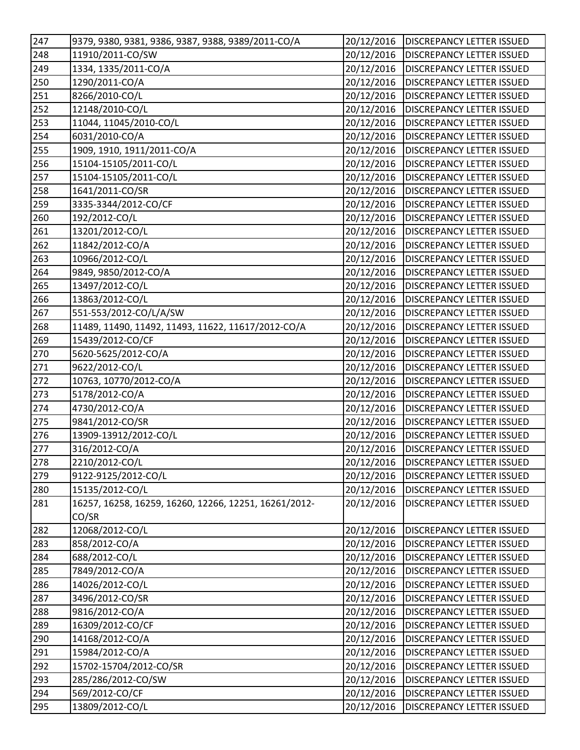| 247 | 9379, 9380, 9381, 9386, 9387, 9388, 9389/2011-CO/A | 20/12/2016 | DISCREPANCY LETTER ISSUED |
|---|---|---|---|
| 248 | 11910/2011-CO/SW | 20/12/2016 | DISCREPANCY LETTER ISSUED |
| 249 | 1334, 1335/2011-CO/A | 20/12/2016 | DISCREPANCY LETTER ISSUED |
| 250 | 1290/2011-CO/A | 20/12/2016 | DISCREPANCY LETTER ISSUED |
| 251 | 8266/2010-CO/L | 20/12/2016 | DISCREPANCY LETTER ISSUED |
| 252 | 12148/2010-CO/L | 20/12/2016 | DISCREPANCY LETTER ISSUED |
| 253 | 11044, 11045/2010-CO/L | 20/12/2016 | DISCREPANCY LETTER ISSUED |
| 254 | 6031/2010-CO/A | 20/12/2016 | DISCREPANCY LETTER ISSUED |
| 255 | 1909, 1910, 1911/2011-CO/A | 20/12/2016 | DISCREPANCY LETTER ISSUED |
| 256 | 15104-15105/2011-CO/L | 20/12/2016 | DISCREPANCY LETTER ISSUED |
| 257 | 15104-15105/2011-CO/L | 20/12/2016 | DISCREPANCY LETTER ISSUED |
| 258 | 1641/2011-CO/SR | 20/12/2016 | DISCREPANCY LETTER ISSUED |
| 259 | 3335-3344/2012-CO/CF | 20/12/2016 | DISCREPANCY LETTER ISSUED |
| 260 | 192/2012-CO/L | 20/12/2016 | DISCREPANCY LETTER ISSUED |
| 261 | 13201/2012-CO/L | 20/12/2016 | DISCREPANCY LETTER ISSUED |
| 262 | 11842/2012-CO/A | 20/12/2016 | DISCREPANCY LETTER ISSUED |
| 263 | 10966/2012-CO/L | 20/12/2016 | DISCREPANCY LETTER ISSUED |
| 264 | 9849, 9850/2012-CO/A | 20/12/2016 | DISCREPANCY LETTER ISSUED |
| 265 | 13497/2012-CO/L | 20/12/2016 | DISCREPANCY LETTER ISSUED |
| 266 | 13863/2012-CO/L | 20/12/2016 | DISCREPANCY LETTER ISSUED |
| 267 | 551-553/2012-CO/L/A/SW | 20/12/2016 | DISCREPANCY LETTER ISSUED |
| 268 | 11489, 11490, 11492, 11493, 11622, 11617/2012-CO/A | 20/12/2016 | DISCREPANCY LETTER ISSUED |
| 269 | 15439/2012-CO/CF | 20/12/2016 | DISCREPANCY LETTER ISSUED |
| 270 | 5620-5625/2012-CO/A | 20/12/2016 | DISCREPANCY LETTER ISSUED |
| 271 | 9622/2012-CO/L | 20/12/2016 | DISCREPANCY LETTER ISSUED |
| 272 | 10763, 10770/2012-CO/A | 20/12/2016 | DISCREPANCY LETTER ISSUED |
| 273 | 5178/2012-CO/A | 20/12/2016 | DISCREPANCY LETTER ISSUED |
| 274 | 4730/2012-CO/A | 20/12/2016 | DISCREPANCY LETTER ISSUED |
| 275 | 9841/2012-CO/SR | 20/12/2016 | DISCREPANCY LETTER ISSUED |
| 276 | 13909-13912/2012-CO/L | 20/12/2016 | DISCREPANCY LETTER ISSUED |
| 277 | 316/2012-CO/A | 20/12/2016 | DISCREPANCY LETTER ISSUED |
| 278 | 2210/2012-CO/L | 20/12/2016 | DISCREPANCY LETTER ISSUED |
| 279 | 9122-9125/2012-CO/L | 20/12/2016 | DISCREPANCY LETTER ISSUED |
| 280 | 15135/2012-CO/L | 20/12/2016 | DISCREPANCY LETTER ISSUED |
| 281 | 16257, 16258, 16259, 16260, 12266, 12251, 16261/2012-CO/SR | 20/12/2016 | DISCREPANCY LETTER ISSUED |
| 282 | 12068/2012-CO/L | 20/12/2016 | DISCREPANCY LETTER ISSUED |
| 283 | 858/2012-CO/A | 20/12/2016 | DISCREPANCY LETTER ISSUED |
| 284 | 688/2012-CO/L | 20/12/2016 | DISCREPANCY LETTER ISSUED |
| 285 | 7849/2012-CO/A | 20/12/2016 | DISCREPANCY LETTER ISSUED |
| 286 | 14026/2012-CO/L | 20/12/2016 | DISCREPANCY LETTER ISSUED |
| 287 | 3496/2012-CO/SR | 20/12/2016 | DISCREPANCY LETTER ISSUED |
| 288 | 9816/2012-CO/A | 20/12/2016 | DISCREPANCY LETTER ISSUED |
| 289 | 16309/2012-CO/CF | 20/12/2016 | DISCREPANCY LETTER ISSUED |
| 290 | 14168/2012-CO/A | 20/12/2016 | DISCREPANCY LETTER ISSUED |
| 291 | 15984/2012-CO/A | 20/12/2016 | DISCREPANCY LETTER ISSUED |
| 292 | 15702-15704/2012-CO/SR | 20/12/2016 | DISCREPANCY LETTER ISSUED |
| 293 | 285/286/2012-CO/SW | 20/12/2016 | DISCREPANCY LETTER ISSUED |
| 294 | 569/2012-CO/CF | 20/12/2016 | DISCREPANCY LETTER ISSUED |
| 295 | 13809/2012-CO/L | 20/12/2016 | DISCREPANCY LETTER ISSUED |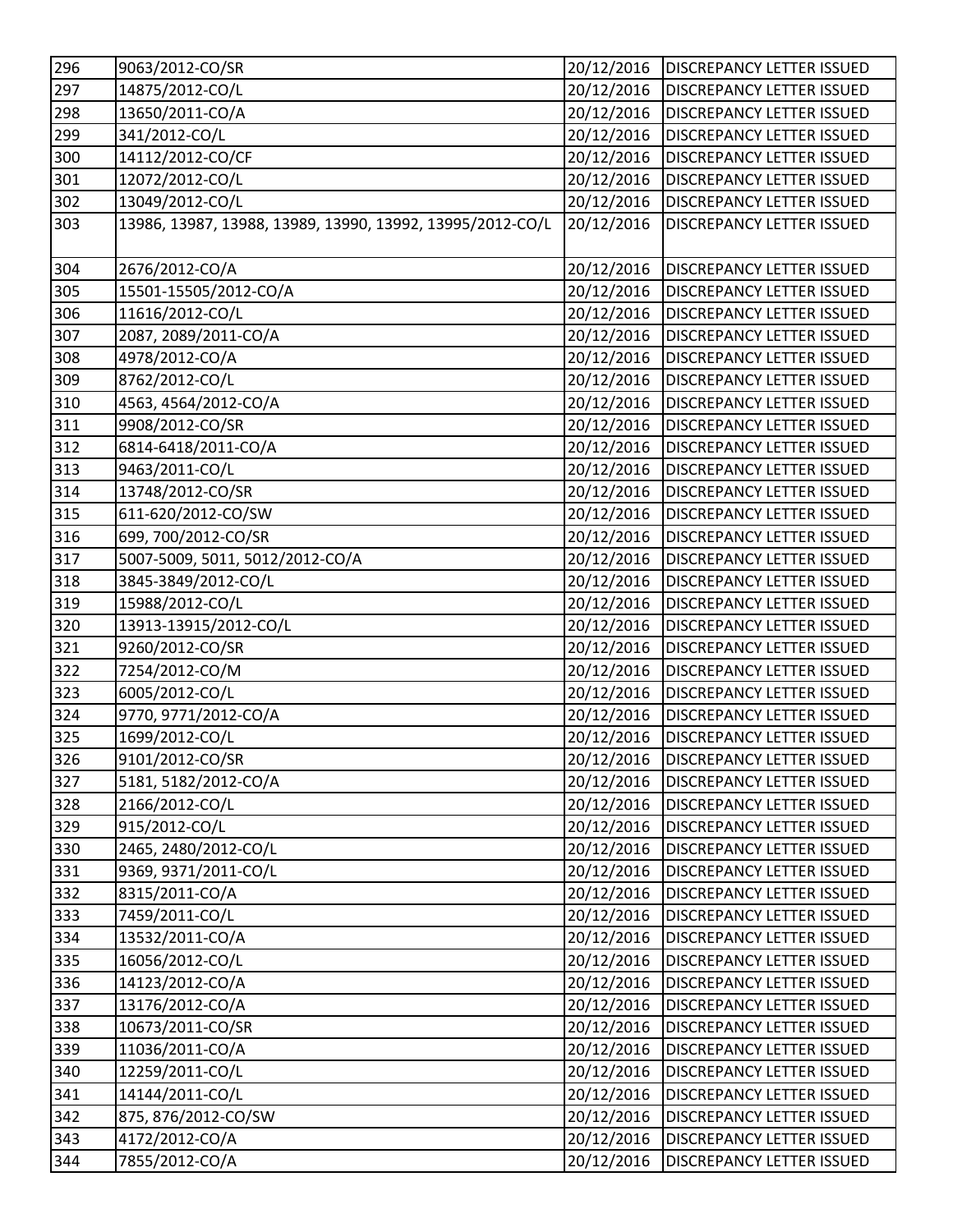| 296 | 9063/2012-CO/SR | 20/12/2016 | DISCREPANCY LETTER ISSUED |
|---|---|---|---|
| 297 | 14875/2012-CO/L | 20/12/2016 | DISCREPANCY LETTER ISSUED |
| 298 | 13650/2011-CO/A | 20/12/2016 | DISCREPANCY LETTER ISSUED |
| 299 | 341/2012-CO/L | 20/12/2016 | DISCREPANCY LETTER ISSUED |
| 300 | 14112/2012-CO/CF | 20/12/2016 | DISCREPANCY LETTER ISSUED |
| 301 | 12072/2012-CO/L | 20/12/2016 | DISCREPANCY LETTER ISSUED |
| 302 | 13049/2012-CO/L | 20/12/2016 | DISCREPANCY LETTER ISSUED |
| 303 | 13986, 13987, 13988, 13989, 13990, 13992, 13995/2012-CO/L | 20/12/2016 | DISCREPANCY LETTER ISSUED |
| 304 | 2676/2012-CO/A | 20/12/2016 | DISCREPANCY LETTER ISSUED |
| 305 | 15501-15505/2012-CO/A | 20/12/2016 | DISCREPANCY LETTER ISSUED |
| 306 | 11616/2012-CO/L | 20/12/2016 | DISCREPANCY LETTER ISSUED |
| 307 | 2087, 2089/2011-CO/A | 20/12/2016 | DISCREPANCY LETTER ISSUED |
| 308 | 4978/2012-CO/A | 20/12/2016 | DISCREPANCY LETTER ISSUED |
| 309 | 8762/2012-CO/L | 20/12/2016 | DISCREPANCY LETTER ISSUED |
| 310 | 4563, 4564/2012-CO/A | 20/12/2016 | DISCREPANCY LETTER ISSUED |
| 311 | 9908/2012-CO/SR | 20/12/2016 | DISCREPANCY LETTER ISSUED |
| 312 | 6814-6418/2011-CO/A | 20/12/2016 | DISCREPANCY LETTER ISSUED |
| 313 | 9463/2011-CO/L | 20/12/2016 | DISCREPANCY LETTER ISSUED |
| 314 | 13748/2012-CO/SR | 20/12/2016 | DISCREPANCY LETTER ISSUED |
| 315 | 611-620/2012-CO/SW | 20/12/2016 | DISCREPANCY LETTER ISSUED |
| 316 | 699, 700/2012-CO/SR | 20/12/2016 | DISCREPANCY LETTER ISSUED |
| 317 | 5007-5009, 5011, 5012/2012-CO/A | 20/12/2016 | DISCREPANCY LETTER ISSUED |
| 318 | 3845-3849/2012-CO/L | 20/12/2016 | DISCREPANCY LETTER ISSUED |
| 319 | 15988/2012-CO/L | 20/12/2016 | DISCREPANCY LETTER ISSUED |
| 320 | 13913-13915/2012-CO/L | 20/12/2016 | DISCREPANCY LETTER ISSUED |
| 321 | 9260/2012-CO/SR | 20/12/2016 | DISCREPANCY LETTER ISSUED |
| 322 | 7254/2012-CO/M | 20/12/2016 | DISCREPANCY LETTER ISSUED |
| 323 | 6005/2012-CO/L | 20/12/2016 | DISCREPANCY LETTER ISSUED |
| 324 | 9770, 9771/2012-CO/A | 20/12/2016 | DISCREPANCY LETTER ISSUED |
| 325 | 1699/2012-CO/L | 20/12/2016 | DISCREPANCY LETTER ISSUED |
| 326 | 9101/2012-CO/SR | 20/12/2016 | DISCREPANCY LETTER ISSUED |
| 327 | 5181, 5182/2012-CO/A | 20/12/2016 | DISCREPANCY LETTER ISSUED |
| 328 | 2166/2012-CO/L | 20/12/2016 | DISCREPANCY LETTER ISSUED |
| 329 | 915/2012-CO/L | 20/12/2016 | DISCREPANCY LETTER ISSUED |
| 330 | 2465, 2480/2012-CO/L | 20/12/2016 | DISCREPANCY LETTER ISSUED |
| 331 | 9369, 9371/2011-CO/L | 20/12/2016 | DISCREPANCY LETTER ISSUED |
| 332 | 8315/2011-CO/A | 20/12/2016 | DISCREPANCY LETTER ISSUED |
| 333 | 7459/2011-CO/L | 20/12/2016 | DISCREPANCY LETTER ISSUED |
| 334 | 13532/2011-CO/A | 20/12/2016 | DISCREPANCY LETTER ISSUED |
| 335 | 16056/2012-CO/L | 20/12/2016 | DISCREPANCY LETTER ISSUED |
| 336 | 14123/2012-CO/A | 20/12/2016 | DISCREPANCY LETTER ISSUED |
| 337 | 13176/2012-CO/A | 20/12/2016 | DISCREPANCY LETTER ISSUED |
| 338 | 10673/2011-CO/SR | 20/12/2016 | DISCREPANCY LETTER ISSUED |
| 339 | 11036/2011-CO/A | 20/12/2016 | DISCREPANCY LETTER ISSUED |
| 340 | 12259/2011-CO/L | 20/12/2016 | DISCREPANCY LETTER ISSUED |
| 341 | 14144/2011-CO/L | 20/12/2016 | DISCREPANCY LETTER ISSUED |
| 342 | 875, 876/2012-CO/SW | 20/12/2016 | DISCREPANCY LETTER ISSUED |
| 343 | 4172/2012-CO/A | 20/12/2016 | DISCREPANCY LETTER ISSUED |
| 344 | 7855/2012-CO/A | 20/12/2016 | DISCREPANCY LETTER ISSUED |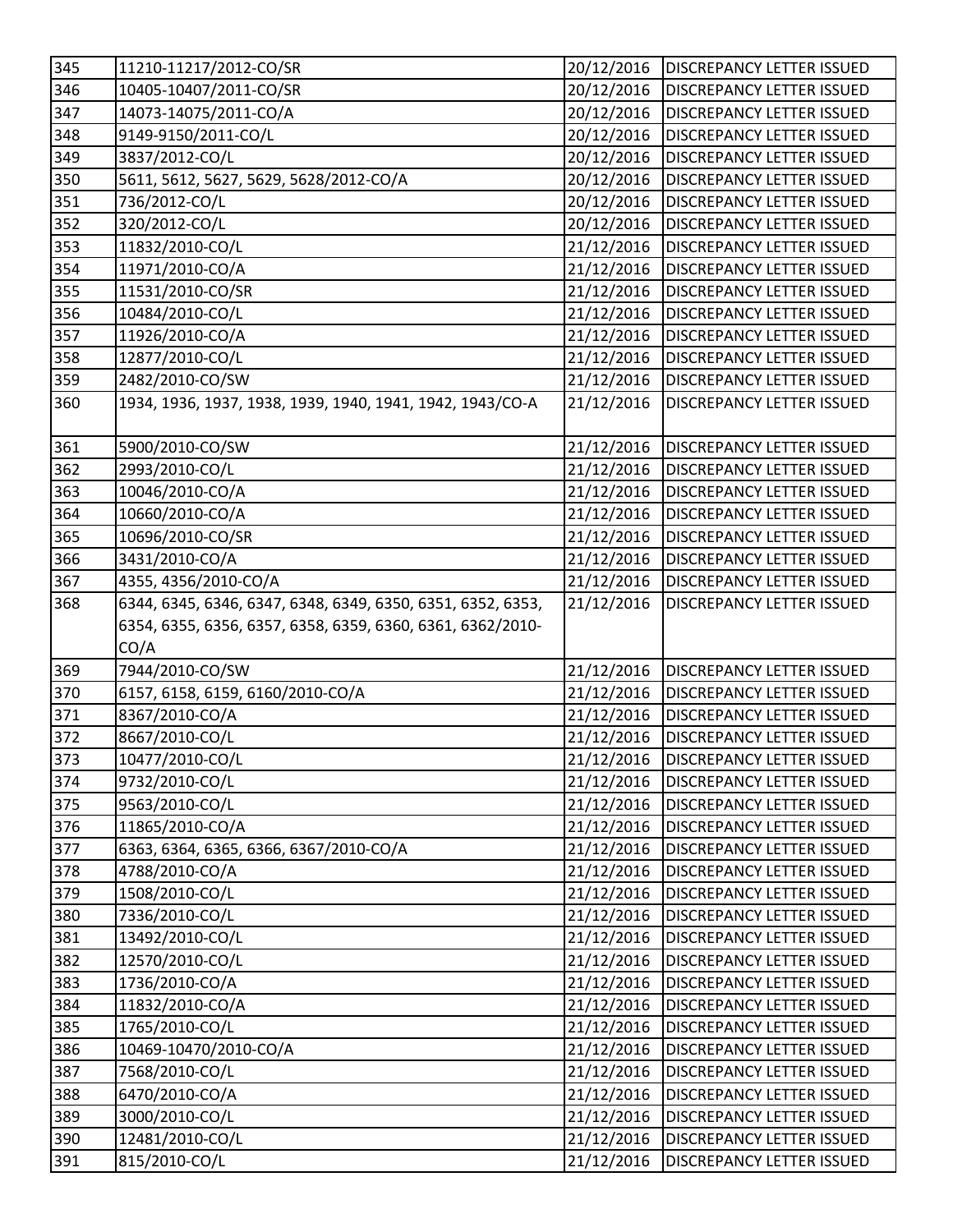| | | | |
|---|---|---|---|
| 345 | 11210-11217/2012-CO/SR | 20/12/2016 | DISCREPANCY LETTER ISSUED |
| 346 | 10405-10407/2011-CO/SR | 20/12/2016 | DISCREPANCY LETTER ISSUED |
| 347 | 14073-14075/2011-CO/A | 20/12/2016 | DISCREPANCY LETTER ISSUED |
| 348 | 9149-9150/2011-CO/L | 20/12/2016 | DISCREPANCY LETTER ISSUED |
| 349 | 3837/2012-CO/L | 20/12/2016 | DISCREPANCY LETTER ISSUED |
| 350 | 5611, 5612, 5627, 5629, 5628/2012-CO/A | 20/12/2016 | DISCREPANCY LETTER ISSUED |
| 351 | 736/2012-CO/L | 20/12/2016 | DISCREPANCY LETTER ISSUED |
| 352 | 320/2012-CO/L | 20/12/2016 | DISCREPANCY LETTER ISSUED |
| 353 | 11832/2010-CO/L | 21/12/2016 | DISCREPANCY LETTER ISSUED |
| 354 | 11971/2010-CO/A | 21/12/2016 | DISCREPANCY LETTER ISSUED |
| 355 | 11531/2010-CO/SR | 21/12/2016 | DISCREPANCY LETTER ISSUED |
| 356 | 10484/2010-CO/L | 21/12/2016 | DISCREPANCY LETTER ISSUED |
| 357 | 11926/2010-CO/A | 21/12/2016 | DISCREPANCY LETTER ISSUED |
| 358 | 12877/2010-CO/L | 21/12/2016 | DISCREPANCY LETTER ISSUED |
| 359 | 2482/2010-CO/SW | 21/12/2016 | DISCREPANCY LETTER ISSUED |
| 360 | 1934, 1936, 1937, 1938, 1939, 1940, 1941, 1942, 1943/CO-A | 21/12/2016 | DISCREPANCY LETTER ISSUED |
| 361 | 5900/2010-CO/SW | 21/12/2016 | DISCREPANCY LETTER ISSUED |
| 362 | 2993/2010-CO/L | 21/12/2016 | DISCREPANCY LETTER ISSUED |
| 363 | 10046/2010-CO/A | 21/12/2016 | DISCREPANCY LETTER ISSUED |
| 364 | 10660/2010-CO/A | 21/12/2016 | DISCREPANCY LETTER ISSUED |
| 365 | 10696/2010-CO/SR | 21/12/2016 | DISCREPANCY LETTER ISSUED |
| 366 | 3431/2010-CO/A | 21/12/2016 | DISCREPANCY LETTER ISSUED |
| 367 | 4355, 4356/2010-CO/A | 21/12/2016 | DISCREPANCY LETTER ISSUED |
| 368 | 6344, 6345, 6346, 6347, 6348, 6349, 6350, 6351, 6352, 6353, 6354, 6355, 6356, 6357, 6358, 6359, 6360, 6361, 6362/2010-CO/A | 21/12/2016 | DISCREPANCY LETTER ISSUED |
| 369 | 7944/2010-CO/SW | 21/12/2016 | DISCREPANCY LETTER ISSUED |
| 370 | 6157, 6158, 6159, 6160/2010-CO/A | 21/12/2016 | DISCREPANCY LETTER ISSUED |
| 371 | 8367/2010-CO/A | 21/12/2016 | DISCREPANCY LETTER ISSUED |
| 372 | 8667/2010-CO/L | 21/12/2016 | DISCREPANCY LETTER ISSUED |
| 373 | 10477/2010-CO/L | 21/12/2016 | DISCREPANCY LETTER ISSUED |
| 374 | 9732/2010-CO/L | 21/12/2016 | DISCREPANCY LETTER ISSUED |
| 375 | 9563/2010-CO/L | 21/12/2016 | DISCREPANCY LETTER ISSUED |
| 376 | 11865/2010-CO/A | 21/12/2016 | DISCREPANCY LETTER ISSUED |
| 377 | 6363, 6364, 6365, 6366, 6367/2010-CO/A | 21/12/2016 | DISCREPANCY LETTER ISSUED |
| 378 | 4788/2010-CO/A | 21/12/2016 | DISCREPANCY LETTER ISSUED |
| 379 | 1508/2010-CO/L | 21/12/2016 | DISCREPANCY LETTER ISSUED |
| 380 | 7336/2010-CO/L | 21/12/2016 | DISCREPANCY LETTER ISSUED |
| 381 | 13492/2010-CO/L | 21/12/2016 | DISCREPANCY LETTER ISSUED |
| 382 | 12570/2010-CO/L | 21/12/2016 | DISCREPANCY LETTER ISSUED |
| 383 | 1736/2010-CO/A | 21/12/2016 | DISCREPANCY LETTER ISSUED |
| 384 | 11832/2010-CO/A | 21/12/2016 | DISCREPANCY LETTER ISSUED |
| 385 | 1765/2010-CO/L | 21/12/2016 | DISCREPANCY LETTER ISSUED |
| 386 | 10469-10470/2010-CO/A | 21/12/2016 | DISCREPANCY LETTER ISSUED |
| 387 | 7568/2010-CO/L | 21/12/2016 | DISCREPANCY LETTER ISSUED |
| 388 | 6470/2010-CO/A | 21/12/2016 | DISCREPANCY LETTER ISSUED |
| 389 | 3000/2010-CO/L | 21/12/2016 | DISCREPANCY LETTER ISSUED |
| 390 | 12481/2010-CO/L | 21/12/2016 | DISCREPANCY LETTER ISSUED |
| 391 | 815/2010-CO/L | 21/12/2016 | DISCREPANCY LETTER ISSUED |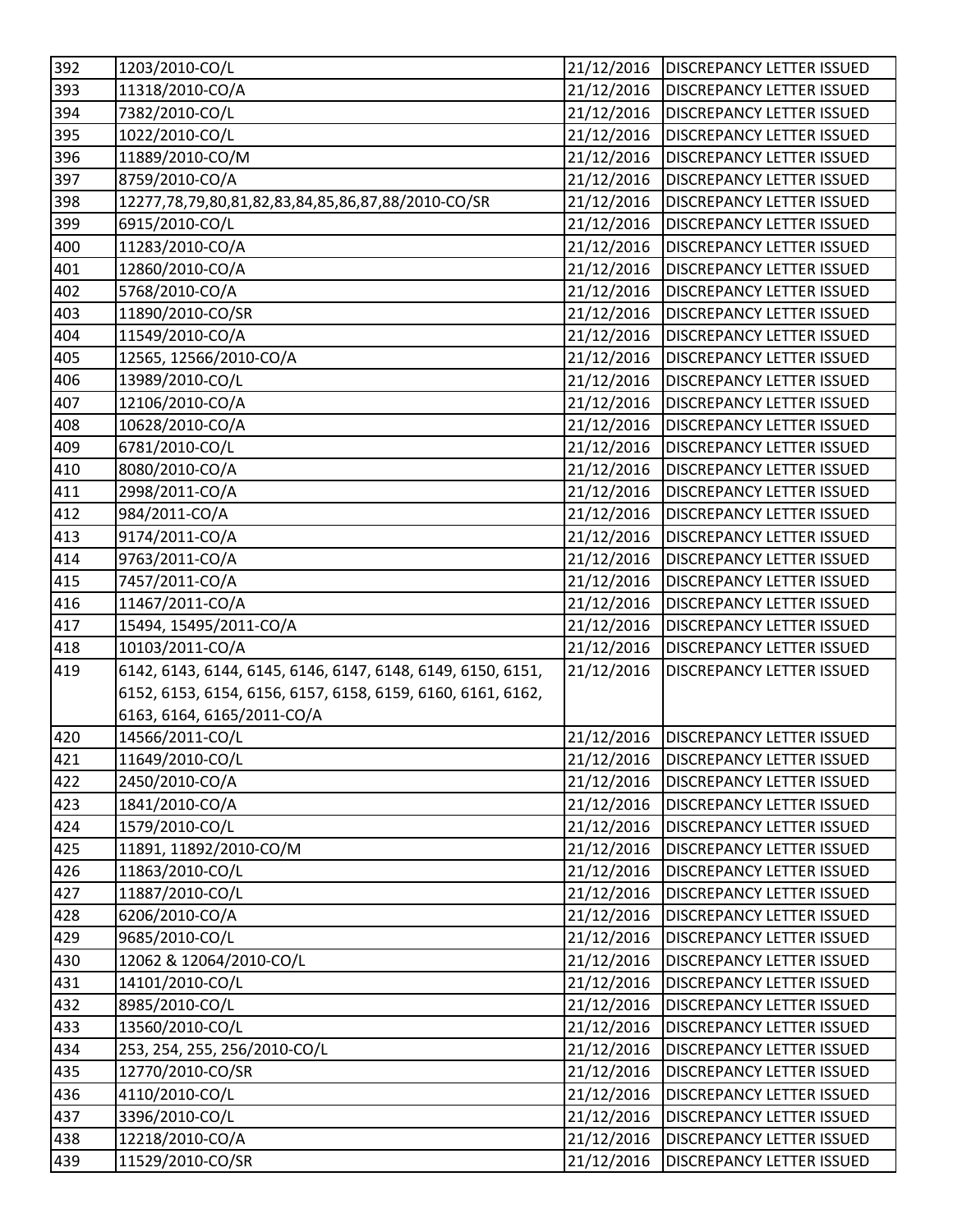| 392 | 1203/2010-CO/L | 21/12/2016 | DISCREPANCY LETTER ISSUED |
|---|---|---|---|
| 393 | 11318/2010-CO/A | 21/12/2016 | DISCREPANCY LETTER ISSUED |
| 394 | 7382/2010-CO/L | 21/12/2016 | DISCREPANCY LETTER ISSUED |
| 395 | 1022/2010-CO/L | 21/12/2016 | DISCREPANCY LETTER ISSUED |
| 396 | 11889/2010-CO/M | 21/12/2016 | DISCREPANCY LETTER ISSUED |
| 397 | 8759/2010-CO/A | 21/12/2016 | DISCREPANCY LETTER ISSUED |
| 398 | 12277,78,79,80,81,82,83,84,85,86,87,88/2010-CO/SR | 21/12/2016 | DISCREPANCY LETTER ISSUED |
| 399 | 6915/2010-CO/L | 21/12/2016 | DISCREPANCY LETTER ISSUED |
| 400 | 11283/2010-CO/A | 21/12/2016 | DISCREPANCY LETTER ISSUED |
| 401 | 12860/2010-CO/A | 21/12/2016 | DISCREPANCY LETTER ISSUED |
| 402 | 5768/2010-CO/A | 21/12/2016 | DISCREPANCY LETTER ISSUED |
| 403 | 11890/2010-CO/SR | 21/12/2016 | DISCREPANCY LETTER ISSUED |
| 404 | 11549/2010-CO/A | 21/12/2016 | DISCREPANCY LETTER ISSUED |
| 405 | 12565, 12566/2010-CO/A | 21/12/2016 | DISCREPANCY LETTER ISSUED |
| 406 | 13989/2010-CO/L | 21/12/2016 | DISCREPANCY LETTER ISSUED |
| 407 | 12106/2010-CO/A | 21/12/2016 | DISCREPANCY LETTER ISSUED |
| 408 | 10628/2010-CO/A | 21/12/2016 | DISCREPANCY LETTER ISSUED |
| 409 | 6781/2010-CO/L | 21/12/2016 | DISCREPANCY LETTER ISSUED |
| 410 | 8080/2010-CO/A | 21/12/2016 | DISCREPANCY LETTER ISSUED |
| 411 | 2998/2011-CO/A | 21/12/2016 | DISCREPANCY LETTER ISSUED |
| 412 | 984/2011-CO/A | 21/12/2016 | DISCREPANCY LETTER ISSUED |
| 413 | 9174/2011-CO/A | 21/12/2016 | DISCREPANCY LETTER ISSUED |
| 414 | 9763/2011-CO/A | 21/12/2016 | DISCREPANCY LETTER ISSUED |
| 415 | 7457/2011-CO/A | 21/12/2016 | DISCREPANCY LETTER ISSUED |
| 416 | 11467/2011-CO/A | 21/12/2016 | DISCREPANCY LETTER ISSUED |
| 417 | 15494, 15495/2011-CO/A | 21/12/2016 | DISCREPANCY LETTER ISSUED |
| 418 | 10103/2011-CO/A | 21/12/2016 | DISCREPANCY LETTER ISSUED |
| 419 | 6142, 6143, 6144, 6145, 6146, 6147, 6148, 6149, 6150, 6151, 6152, 6153, 6154, 6156, 6157, 6158, 6159, 6160, 6161, 6162, 6163, 6164, 6165/2011-CO/A | 21/12/2016 | DISCREPANCY LETTER ISSUED |
| 420 | 14566/2011-CO/L | 21/12/2016 | DISCREPANCY LETTER ISSUED |
| 421 | 11649/2010-CO/L | 21/12/2016 | DISCREPANCY LETTER ISSUED |
| 422 | 2450/2010-CO/A | 21/12/2016 | DISCREPANCY LETTER ISSUED |
| 423 | 1841/2010-CO/A | 21/12/2016 | DISCREPANCY LETTER ISSUED |
| 424 | 1579/2010-CO/L | 21/12/2016 | DISCREPANCY LETTER ISSUED |
| 425 | 11891, 11892/2010-CO/M | 21/12/2016 | DISCREPANCY LETTER ISSUED |
| 426 | 11863/2010-CO/L | 21/12/2016 | DISCREPANCY LETTER ISSUED |
| 427 | 11887/2010-CO/L | 21/12/2016 | DISCREPANCY LETTER ISSUED |
| 428 | 6206/2010-CO/A | 21/12/2016 | DISCREPANCY LETTER ISSUED |
| 429 | 9685/2010-CO/L | 21/12/2016 | DISCREPANCY LETTER ISSUED |
| 430 | 12062 & 12064/2010-CO/L | 21/12/2016 | DISCREPANCY LETTER ISSUED |
| 431 | 14101/2010-CO/L | 21/12/2016 | DISCREPANCY LETTER ISSUED |
| 432 | 8985/2010-CO/L | 21/12/2016 | DISCREPANCY LETTER ISSUED |
| 433 | 13560/2010-CO/L | 21/12/2016 | DISCREPANCY LETTER ISSUED |
| 434 | 253, 254, 255, 256/2010-CO/L | 21/12/2016 | DISCREPANCY LETTER ISSUED |
| 435 | 12770/2010-CO/SR | 21/12/2016 | DISCREPANCY LETTER ISSUED |
| 436 | 4110/2010-CO/L | 21/12/2016 | DISCREPANCY LETTER ISSUED |
| 437 | 3396/2010-CO/L | 21/12/2016 | DISCREPANCY LETTER ISSUED |
| 438 | 12218/2010-CO/A | 21/12/2016 | DISCREPANCY LETTER ISSUED |
| 439 | 11529/2010-CO/SR | 21/12/2016 | DISCREPANCY LETTER ISSUED |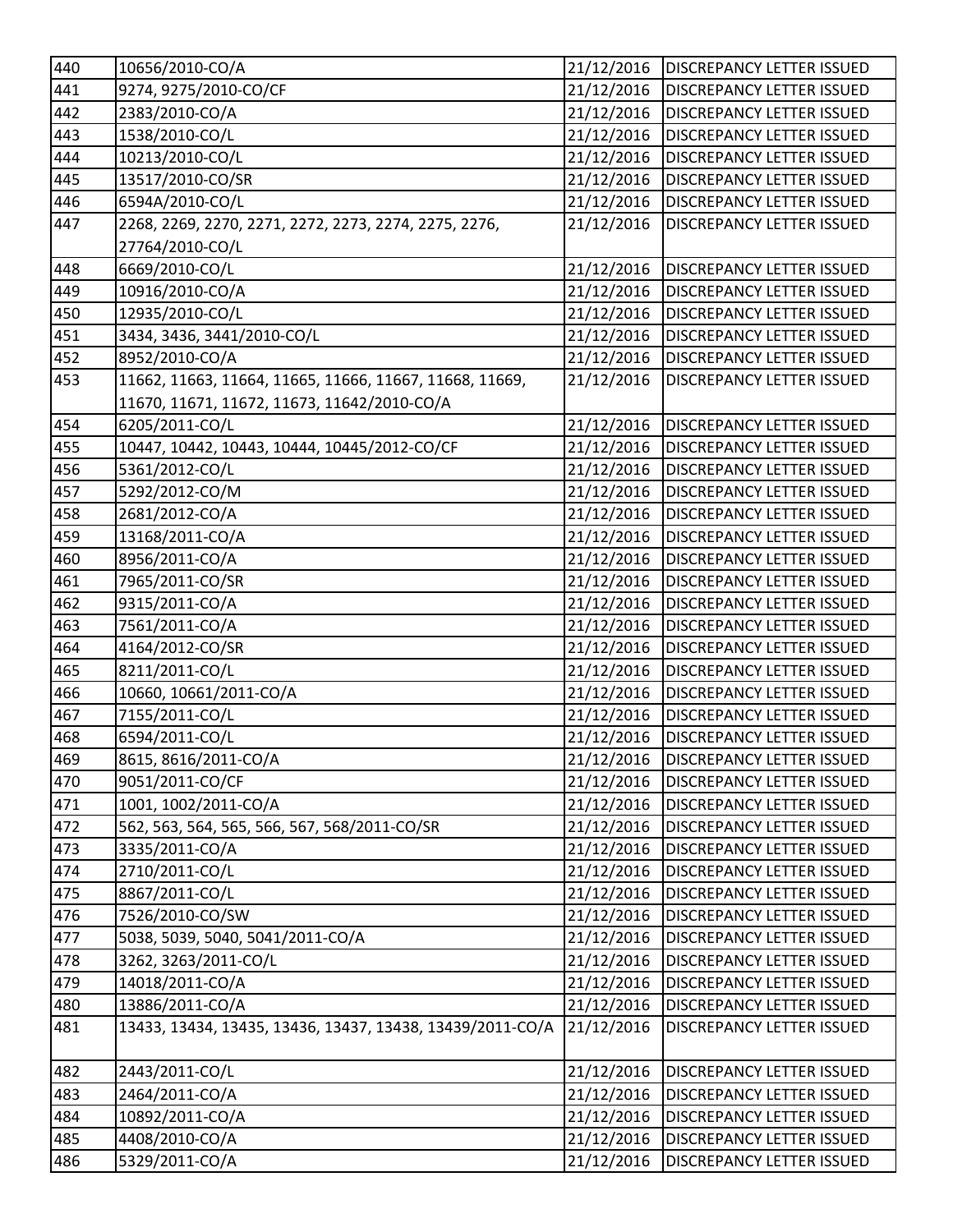| | | | |
|---|---|---|---|
| 440 | 10656/2010-CO/A | 21/12/2016 | DISCREPANCY LETTER ISSUED |
| 441 | 9274, 9275/2010-CO/CF | 21/12/2016 | DISCREPANCY LETTER ISSUED |
| 442 | 2383/2010-CO/A | 21/12/2016 | DISCREPANCY LETTER ISSUED |
| 443 | 1538/2010-CO/L | 21/12/2016 | DISCREPANCY LETTER ISSUED |
| 444 | 10213/2010-CO/L | 21/12/2016 | DISCREPANCY LETTER ISSUED |
| 445 | 13517/2010-CO/SR | 21/12/2016 | DISCREPANCY LETTER ISSUED |
| 446 | 6594A/2010-CO/L | 21/12/2016 | DISCREPANCY LETTER ISSUED |
| 447 | 2268, 2269, 2270, 2271, 2272, 2273, 2274, 2275, 2276, 27764/2010-CO/L | 21/12/2016 | DISCREPANCY LETTER ISSUED |
| 448 | 6669/2010-CO/L | 21/12/2016 | DISCREPANCY LETTER ISSUED |
| 449 | 10916/2010-CO/A | 21/12/2016 | DISCREPANCY LETTER ISSUED |
| 450 | 12935/2010-CO/L | 21/12/2016 | DISCREPANCY LETTER ISSUED |
| 451 | 3434, 3436, 3441/2010-CO/L | 21/12/2016 | DISCREPANCY LETTER ISSUED |
| 452 | 8952/2010-CO/A | 21/12/2016 | DISCREPANCY LETTER ISSUED |
| 453 | 11662, 11663, 11664, 11665, 11666, 11667, 11668, 11669, 11670, 11671, 11672, 11673, 11642/2010-CO/A | 21/12/2016 | DISCREPANCY LETTER ISSUED |
| 454 | 6205/2011-CO/L | 21/12/2016 | DISCREPANCY LETTER ISSUED |
| 455 | 10447, 10442, 10443, 10444, 10445/2012-CO/CF | 21/12/2016 | DISCREPANCY LETTER ISSUED |
| 456 | 5361/2012-CO/L | 21/12/2016 | DISCREPANCY LETTER ISSUED |
| 457 | 5292/2012-CO/M | 21/12/2016 | DISCREPANCY LETTER ISSUED |
| 458 | 2681/2012-CO/A | 21/12/2016 | DISCREPANCY LETTER ISSUED |
| 459 | 13168/2011-CO/A | 21/12/2016 | DISCREPANCY LETTER ISSUED |
| 460 | 8956/2011-CO/A | 21/12/2016 | DISCREPANCY LETTER ISSUED |
| 461 | 7965/2011-CO/SR | 21/12/2016 | DISCREPANCY LETTER ISSUED |
| 462 | 9315/2011-CO/A | 21/12/2016 | DISCREPANCY LETTER ISSUED |
| 463 | 7561/2011-CO/A | 21/12/2016 | DISCREPANCY LETTER ISSUED |
| 464 | 4164/2012-CO/SR | 21/12/2016 | DISCREPANCY LETTER ISSUED |
| 465 | 8211/2011-CO/L | 21/12/2016 | DISCREPANCY LETTER ISSUED |
| 466 | 10660, 10661/2011-CO/A | 21/12/2016 | DISCREPANCY LETTER ISSUED |
| 467 | 7155/2011-CO/L | 21/12/2016 | DISCREPANCY LETTER ISSUED |
| 468 | 6594/2011-CO/L | 21/12/2016 | DISCREPANCY LETTER ISSUED |
| 469 | 8615, 8616/2011-CO/A | 21/12/2016 | DISCREPANCY LETTER ISSUED |
| 470 | 9051/2011-CO/CF | 21/12/2016 | DISCREPANCY LETTER ISSUED |
| 471 | 1001, 1002/2011-CO/A | 21/12/2016 | DISCREPANCY LETTER ISSUED |
| 472 | 562, 563, 564, 565, 566, 567, 568/2011-CO/SR | 21/12/2016 | DISCREPANCY LETTER ISSUED |
| 473 | 3335/2011-CO/A | 21/12/2016 | DISCREPANCY LETTER ISSUED |
| 474 | 2710/2011-CO/L | 21/12/2016 | DISCREPANCY LETTER ISSUED |
| 475 | 8867/2011-CO/L | 21/12/2016 | DISCREPANCY LETTER ISSUED |
| 476 | 7526/2010-CO/SW | 21/12/2016 | DISCREPANCY LETTER ISSUED |
| 477 | 5038, 5039, 5040, 5041/2011-CO/A | 21/12/2016 | DISCREPANCY LETTER ISSUED |
| 478 | 3262, 3263/2011-CO/L | 21/12/2016 | DISCREPANCY LETTER ISSUED |
| 479 | 14018/2011-CO/A | 21/12/2016 | DISCREPANCY LETTER ISSUED |
| 480 | 13886/2011-CO/A | 21/12/2016 | DISCREPANCY LETTER ISSUED |
| 481 | 13433, 13434, 13435, 13436, 13437, 13438, 13439/2011-CO/A | 21/12/2016 | DISCREPANCY LETTER ISSUED |
| 482 | 2443/2011-CO/L | 21/12/2016 | DISCREPANCY LETTER ISSUED |
| 483 | 2464/2011-CO/A | 21/12/2016 | DISCREPANCY LETTER ISSUED |
| 484 | 10892/2011-CO/A | 21/12/2016 | DISCREPANCY LETTER ISSUED |
| 485 | 4408/2010-CO/A | 21/12/2016 | DISCREPANCY LETTER ISSUED |
| 486 | 5329/2011-CO/A | 21/12/2016 | DISCREPANCY LETTER ISSUED |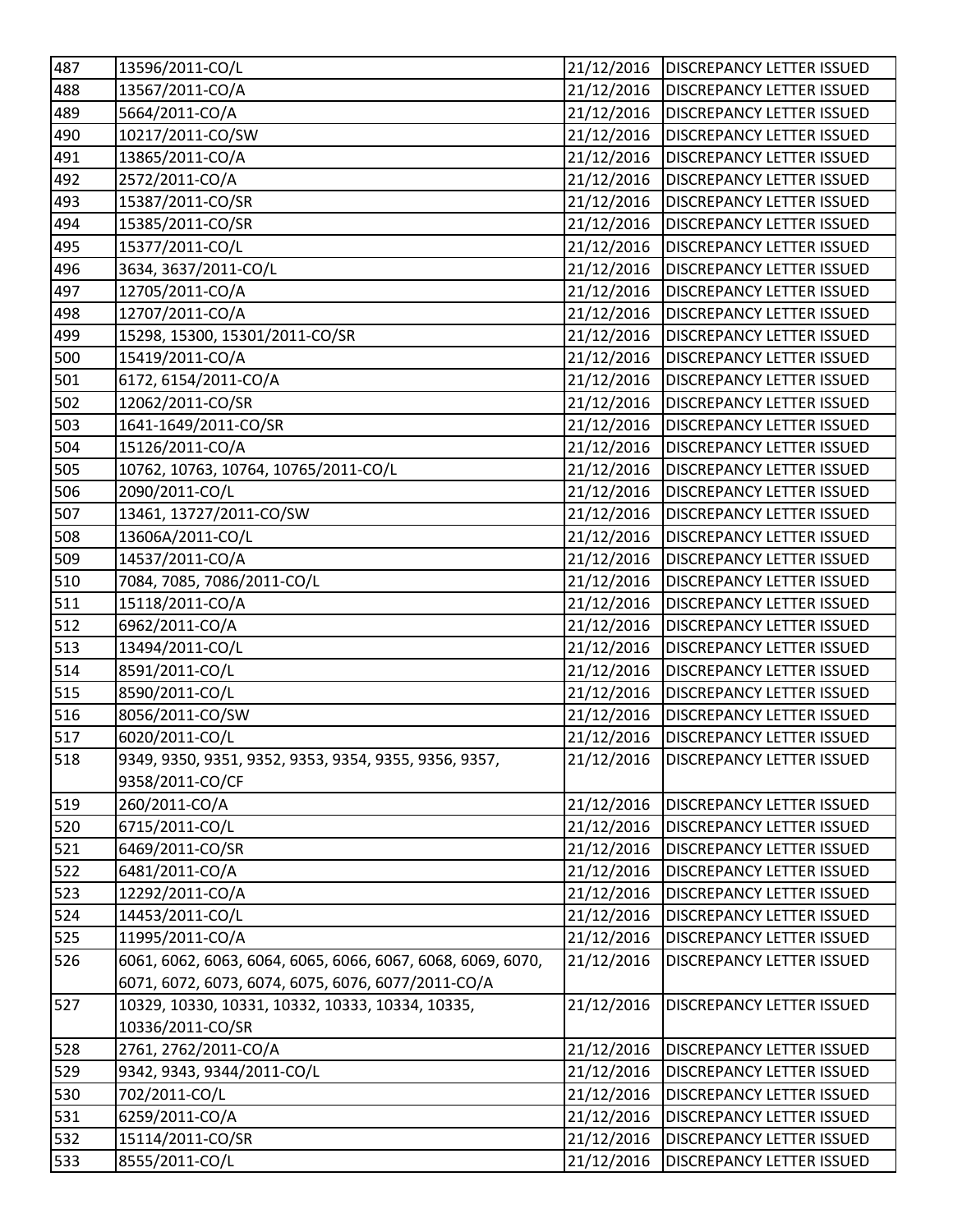| 487 | 13596/2011-CO/L | 21/12/2016 | DISCREPANCY LETTER ISSUED |
|---|---|---|---|
| 488 | 13567/2011-CO/A | 21/12/2016 | DISCREPANCY LETTER ISSUED |
| 489 | 5664/2011-CO/A | 21/12/2016 | DISCREPANCY LETTER ISSUED |
| 490 | 10217/2011-CO/SW | 21/12/2016 | DISCREPANCY LETTER ISSUED |
| 491 | 13865/2011-CO/A | 21/12/2016 | DISCREPANCY LETTER ISSUED |
| 492 | 2572/2011-CO/A | 21/12/2016 | DISCREPANCY LETTER ISSUED |
| 493 | 15387/2011-CO/SR | 21/12/2016 | DISCREPANCY LETTER ISSUED |
| 494 | 15385/2011-CO/SR | 21/12/2016 | DISCREPANCY LETTER ISSUED |
| 495 | 15377/2011-CO/L | 21/12/2016 | DISCREPANCY LETTER ISSUED |
| 496 | 3634, 3637/2011-CO/L | 21/12/2016 | DISCREPANCY LETTER ISSUED |
| 497 | 12705/2011-CO/A | 21/12/2016 | DISCREPANCY LETTER ISSUED |
| 498 | 12707/2011-CO/A | 21/12/2016 | DISCREPANCY LETTER ISSUED |
| 499 | 15298, 15300, 15301/2011-CO/SR | 21/12/2016 | DISCREPANCY LETTER ISSUED |
| 500 | 15419/2011-CO/A | 21/12/2016 | DISCREPANCY LETTER ISSUED |
| 501 | 6172, 6154/2011-CO/A | 21/12/2016 | DISCREPANCY LETTER ISSUED |
| 502 | 12062/2011-CO/SR | 21/12/2016 | DISCREPANCY LETTER ISSUED |
| 503 | 1641-1649/2011-CO/SR | 21/12/2016 | DISCREPANCY LETTER ISSUED |
| 504 | 15126/2011-CO/A | 21/12/2016 | DISCREPANCY LETTER ISSUED |
| 505 | 10762, 10763, 10764, 10765/2011-CO/L | 21/12/2016 | DISCREPANCY LETTER ISSUED |
| 506 | 2090/2011-CO/L | 21/12/2016 | DISCREPANCY LETTER ISSUED |
| 507 | 13461, 13727/2011-CO/SW | 21/12/2016 | DISCREPANCY LETTER ISSUED |
| 508 | 13606A/2011-CO/L | 21/12/2016 | DISCREPANCY LETTER ISSUED |
| 509 | 14537/2011-CO/A | 21/12/2016 | DISCREPANCY LETTER ISSUED |
| 510 | 7084, 7085, 7086/2011-CO/L | 21/12/2016 | DISCREPANCY LETTER ISSUED |
| 511 | 15118/2011-CO/A | 21/12/2016 | DISCREPANCY LETTER ISSUED |
| 512 | 6962/2011-CO/A | 21/12/2016 | DISCREPANCY LETTER ISSUED |
| 513 | 13494/2011-CO/L | 21/12/2016 | DISCREPANCY LETTER ISSUED |
| 514 | 8591/2011-CO/L | 21/12/2016 | DISCREPANCY LETTER ISSUED |
| 515 | 8590/2011-CO/L | 21/12/2016 | DISCREPANCY LETTER ISSUED |
| 516 | 8056/2011-CO/SW | 21/12/2016 | DISCREPANCY LETTER ISSUED |
| 517 | 6020/2011-CO/L | 21/12/2016 | DISCREPANCY LETTER ISSUED |
| 518 | 9349, 9350, 9351, 9352, 9353, 9354, 9355, 9356, 9357, 9358/2011-CO/CF | 21/12/2016 | DISCREPANCY LETTER ISSUED |
| 519 | 260/2011-CO/A | 21/12/2016 | DISCREPANCY LETTER ISSUED |
| 520 | 6715/2011-CO/L | 21/12/2016 | DISCREPANCY LETTER ISSUED |
| 521 | 6469/2011-CO/SR | 21/12/2016 | DISCREPANCY LETTER ISSUED |
| 522 | 6481/2011-CO/A | 21/12/2016 | DISCREPANCY LETTER ISSUED |
| 523 | 12292/2011-CO/A | 21/12/2016 | DISCREPANCY LETTER ISSUED |
| 524 | 14453/2011-CO/L | 21/12/2016 | DISCREPANCY LETTER ISSUED |
| 525 | 11995/2011-CO/A | 21/12/2016 | DISCREPANCY LETTER ISSUED |
| 526 | 6061, 6062, 6063, 6064, 6065, 6066, 6067, 6068, 6069, 6070, 6071, 6072, 6073, 6074, 6075, 6076, 6077/2011-CO/A | 21/12/2016 | DISCREPANCY LETTER ISSUED |
| 527 | 10329, 10330, 10331, 10332, 10333, 10334, 10335, 10336/2011-CO/SR | 21/12/2016 | DISCREPANCY LETTER ISSUED |
| 528 | 2761, 2762/2011-CO/A | 21/12/2016 | DISCREPANCY LETTER ISSUED |
| 529 | 9342, 9343, 9344/2011-CO/L | 21/12/2016 | DISCREPANCY LETTER ISSUED |
| 530 | 702/2011-CO/L | 21/12/2016 | DISCREPANCY LETTER ISSUED |
| 531 | 6259/2011-CO/A | 21/12/2016 | DISCREPANCY LETTER ISSUED |
| 532 | 15114/2011-CO/SR | 21/12/2016 | DISCREPANCY LETTER ISSUED |
| 533 | 8555/2011-CO/L | 21/12/2016 | DISCREPANCY LETTER ISSUED |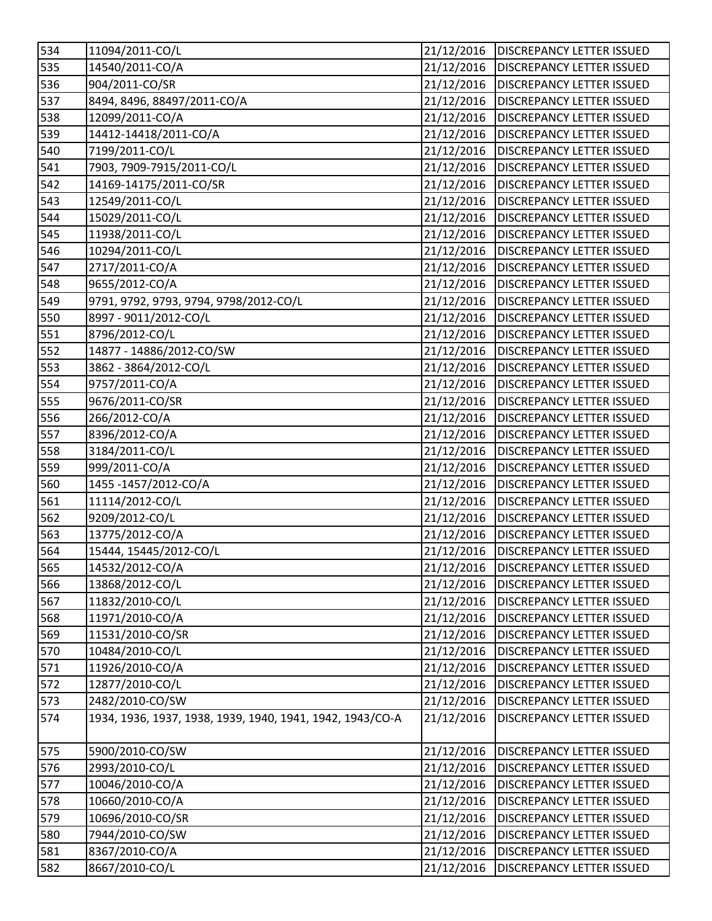| 534 | 11094/2011-CO/L | 21/12/2016 | DISCREPANCY LETTER ISSUED |
|---|---|---|---|
| 535 | 14540/2011-CO/A | 21/12/2016 | DISCREPANCY LETTER ISSUED |
| 536 | 904/2011-CO/SR | 21/12/2016 | DISCREPANCY LETTER ISSUED |
| 537 | 8494, 8496, 88497/2011-CO/A | 21/12/2016 | DISCREPANCY LETTER ISSUED |
| 538 | 12099/2011-CO/A | 21/12/2016 | DISCREPANCY LETTER ISSUED |
| 539 | 14412-14418/2011-CO/A | 21/12/2016 | DISCREPANCY LETTER ISSUED |
| 540 | 7199/2011-CO/L | 21/12/2016 | DISCREPANCY LETTER ISSUED |
| 541 | 7903, 7909-7915/2011-CO/L | 21/12/2016 | DISCREPANCY LETTER ISSUED |
| 542 | 14169-14175/2011-CO/SR | 21/12/2016 | DISCREPANCY LETTER ISSUED |
| 543 | 12549/2011-CO/L | 21/12/2016 | DISCREPANCY LETTER ISSUED |
| 544 | 15029/2011-CO/L | 21/12/2016 | DISCREPANCY LETTER ISSUED |
| 545 | 11938/2011-CO/L | 21/12/2016 | DISCREPANCY LETTER ISSUED |
| 546 | 10294/2011-CO/L | 21/12/2016 | DISCREPANCY LETTER ISSUED |
| 547 | 2717/2011-CO/A | 21/12/2016 | DISCREPANCY LETTER ISSUED |
| 548 | 9655/2012-CO/A | 21/12/2016 | DISCREPANCY LETTER ISSUED |
| 549 | 9791, 9792, 9793, 9794, 9798/2012-CO/L | 21/12/2016 | DISCREPANCY LETTER ISSUED |
| 550 | 8997 - 9011/2012-CO/L | 21/12/2016 | DISCREPANCY LETTER ISSUED |
| 551 | 8796/2012-CO/L | 21/12/2016 | DISCREPANCY LETTER ISSUED |
| 552 | 14877 - 14886/2012-CO/SW | 21/12/2016 | DISCREPANCY LETTER ISSUED |
| 553 | 3862 - 3864/2012-CO/L | 21/12/2016 | DISCREPANCY LETTER ISSUED |
| 554 | 9757/2011-CO/A | 21/12/2016 | DISCREPANCY LETTER ISSUED |
| 555 | 9676/2011-CO/SR | 21/12/2016 | DISCREPANCY LETTER ISSUED |
| 556 | 266/2012-CO/A | 21/12/2016 | DISCREPANCY LETTER ISSUED |
| 557 | 8396/2012-CO/A | 21/12/2016 | DISCREPANCY LETTER ISSUED |
| 558 | 3184/2011-CO/L | 21/12/2016 | DISCREPANCY LETTER ISSUED |
| 559 | 999/2011-CO/A | 21/12/2016 | DISCREPANCY LETTER ISSUED |
| 560 | 1455 -1457/2012-CO/A | 21/12/2016 | DISCREPANCY LETTER ISSUED |
| 561 | 11114/2012-CO/L | 21/12/2016 | DISCREPANCY LETTER ISSUED |
| 562 | 9209/2012-CO/L | 21/12/2016 | DISCREPANCY LETTER ISSUED |
| 563 | 13775/2012-CO/A | 21/12/2016 | DISCREPANCY LETTER ISSUED |
| 564 | 15444, 15445/2012-CO/L | 21/12/2016 | DISCREPANCY LETTER ISSUED |
| 565 | 14532/2012-CO/A | 21/12/2016 | DISCREPANCY LETTER ISSUED |
| 566 | 13868/2012-CO/L | 21/12/2016 | DISCREPANCY LETTER ISSUED |
| 567 | 11832/2010-CO/L | 21/12/2016 | DISCREPANCY LETTER ISSUED |
| 568 | 11971/2010-CO/A | 21/12/2016 | DISCREPANCY LETTER ISSUED |
| 569 | 11531/2010-CO/SR | 21/12/2016 | DISCREPANCY LETTER ISSUED |
| 570 | 10484/2010-CO/L | 21/12/2016 | DISCREPANCY LETTER ISSUED |
| 571 | 11926/2010-CO/A | 21/12/2016 | DISCREPANCY LETTER ISSUED |
| 572 | 12877/2010-CO/L | 21/12/2016 | DISCREPANCY LETTER ISSUED |
| 573 | 2482/2010-CO/SW | 21/12/2016 | DISCREPANCY LETTER ISSUED |
| 574 | 1934, 1936, 1937, 1938, 1939, 1940, 1941, 1942, 1943/CO-A | 21/12/2016 | DISCREPANCY LETTER ISSUED |
| 575 | 5900/2010-CO/SW | 21/12/2016 | DISCREPANCY LETTER ISSUED |
| 576 | 2993/2010-CO/L | 21/12/2016 | DISCREPANCY LETTER ISSUED |
| 577 | 10046/2010-CO/A | 21/12/2016 | DISCREPANCY LETTER ISSUED |
| 578 | 10660/2010-CO/A | 21/12/2016 | DISCREPANCY LETTER ISSUED |
| 579 | 10696/2010-CO/SR | 21/12/2016 | DISCREPANCY LETTER ISSUED |
| 580 | 7944/2010-CO/SW | 21/12/2016 | DISCREPANCY LETTER ISSUED |
| 581 | 8367/2010-CO/A | 21/12/2016 | DISCREPANCY LETTER ISSUED |
| 582 | 8667/2010-CO/L | 21/12/2016 | DISCREPANCY LETTER ISSUED |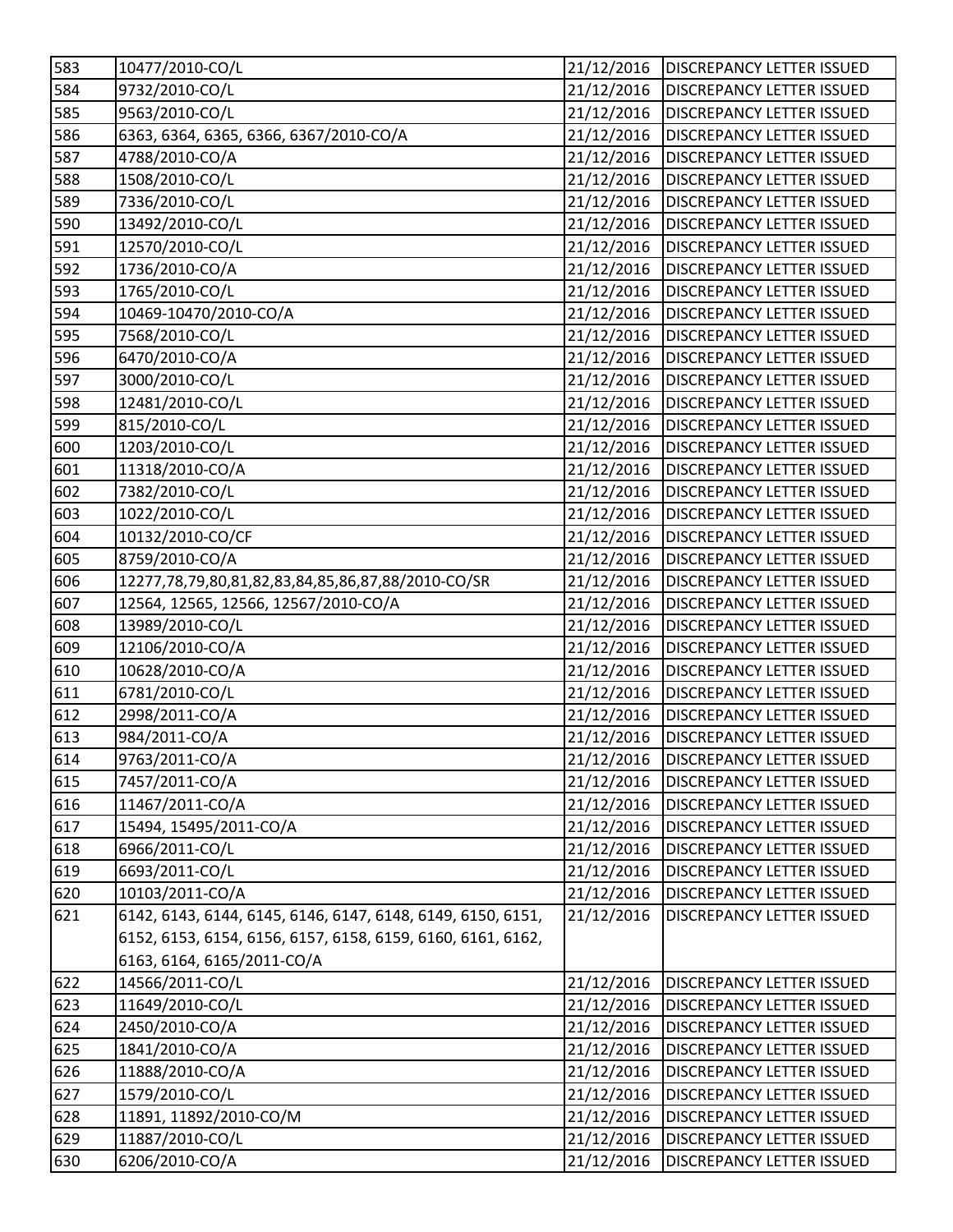| 583 | 10477/2010-CO/L | 21/12/2016 | DISCREPANCY LETTER ISSUED |
|---|---|---|---|
| 584 | 9732/2010-CO/L | 21/12/2016 | DISCREPANCY LETTER ISSUED |
| 585 | 9563/2010-CO/L | 21/12/2016 | DISCREPANCY LETTER ISSUED |
| 586 | 6363, 6364, 6365, 6366, 6367/2010-CO/A | 21/12/2016 | DISCREPANCY LETTER ISSUED |
| 587 | 4788/2010-CO/A | 21/12/2016 | DISCREPANCY LETTER ISSUED |
| 588 | 1508/2010-CO/L | 21/12/2016 | DISCREPANCY LETTER ISSUED |
| 589 | 7336/2010-CO/L | 21/12/2016 | DISCREPANCY LETTER ISSUED |
| 590 | 13492/2010-CO/L | 21/12/2016 | DISCREPANCY LETTER ISSUED |
| 591 | 12570/2010-CO/L | 21/12/2016 | DISCREPANCY LETTER ISSUED |
| 592 | 1736/2010-CO/A | 21/12/2016 | DISCREPANCY LETTER ISSUED |
| 593 | 1765/2010-CO/L | 21/12/2016 | DISCREPANCY LETTER ISSUED |
| 594 | 10469-10470/2010-CO/A | 21/12/2016 | DISCREPANCY LETTER ISSUED |
| 595 | 7568/2010-CO/L | 21/12/2016 | DISCREPANCY LETTER ISSUED |
| 596 | 6470/2010-CO/A | 21/12/2016 | DISCREPANCY LETTER ISSUED |
| 597 | 3000/2010-CO/L | 21/12/2016 | DISCREPANCY LETTER ISSUED |
| 598 | 12481/2010-CO/L | 21/12/2016 | DISCREPANCY LETTER ISSUED |
| 599 | 815/2010-CO/L | 21/12/2016 | DISCREPANCY LETTER ISSUED |
| 600 | 1203/2010-CO/L | 21/12/2016 | DISCREPANCY LETTER ISSUED |
| 601 | 11318/2010-CO/A | 21/12/2016 | DISCREPANCY LETTER ISSUED |
| 602 | 7382/2010-CO/L | 21/12/2016 | DISCREPANCY LETTER ISSUED |
| 603 | 1022/2010-CO/L | 21/12/2016 | DISCREPANCY LETTER ISSUED |
| 604 | 10132/2010-CO/CF | 21/12/2016 | DISCREPANCY LETTER ISSUED |
| 605 | 8759/2010-CO/A | 21/12/2016 | DISCREPANCY LETTER ISSUED |
| 606 | 12277,78,79,80,81,82,83,84,85,86,87,88/2010-CO/SR | 21/12/2016 | DISCREPANCY LETTER ISSUED |
| 607 | 12564, 12565, 12566, 12567/2010-CO/A | 21/12/2016 | DISCREPANCY LETTER ISSUED |
| 608 | 13989/2010-CO/L | 21/12/2016 | DISCREPANCY LETTER ISSUED |
| 609 | 12106/2010-CO/A | 21/12/2016 | DISCREPANCY LETTER ISSUED |
| 610 | 10628/2010-CO/A | 21/12/2016 | DISCREPANCY LETTER ISSUED |
| 611 | 6781/2010-CO/L | 21/12/2016 | DISCREPANCY LETTER ISSUED |
| 612 | 2998/2011-CO/A | 21/12/2016 | DISCREPANCY LETTER ISSUED |
| 613 | 984/2011-CO/A | 21/12/2016 | DISCREPANCY LETTER ISSUED |
| 614 | 9763/2011-CO/A | 21/12/2016 | DISCREPANCY LETTER ISSUED |
| 615 | 7457/2011-CO/A | 21/12/2016 | DISCREPANCY LETTER ISSUED |
| 616 | 11467/2011-CO/A | 21/12/2016 | DISCREPANCY LETTER ISSUED |
| 617 | 15494, 15495/2011-CO/A | 21/12/2016 | DISCREPANCY LETTER ISSUED |
| 618 | 6966/2011-CO/L | 21/12/2016 | DISCREPANCY LETTER ISSUED |
| 619 | 6693/2011-CO/L | 21/12/2016 | DISCREPANCY LETTER ISSUED |
| 620 | 10103/2011-CO/A | 21/12/2016 | DISCREPANCY LETTER ISSUED |
| 621 | 6142, 6143, 6144, 6145, 6146, 6147, 6148, 6149, 6150, 6151, 6152, 6153, 6154, 6156, 6157, 6158, 6159, 6160, 6161, 6162, 6163, 6164, 6165/2011-CO/A | 21/12/2016 | DISCREPANCY LETTER ISSUED |
| 622 | 14566/2011-CO/L | 21/12/2016 | DISCREPANCY LETTER ISSUED |
| 623 | 11649/2010-CO/L | 21/12/2016 | DISCREPANCY LETTER ISSUED |
| 624 | 2450/2010-CO/A | 21/12/2016 | DISCREPANCY LETTER ISSUED |
| 625 | 1841/2010-CO/A | 21/12/2016 | DISCREPANCY LETTER ISSUED |
| 626 | 11888/2010-CO/A | 21/12/2016 | DISCREPANCY LETTER ISSUED |
| 627 | 1579/2010-CO/L | 21/12/2016 | DISCREPANCY LETTER ISSUED |
| 628 | 11891, 11892/2010-CO/M | 21/12/2016 | DISCREPANCY LETTER ISSUED |
| 629 | 11887/2010-CO/L | 21/12/2016 | DISCREPANCY LETTER ISSUED |
| 630 | 6206/2010-CO/A | 21/12/2016 | DISCREPANCY LETTER ISSUED |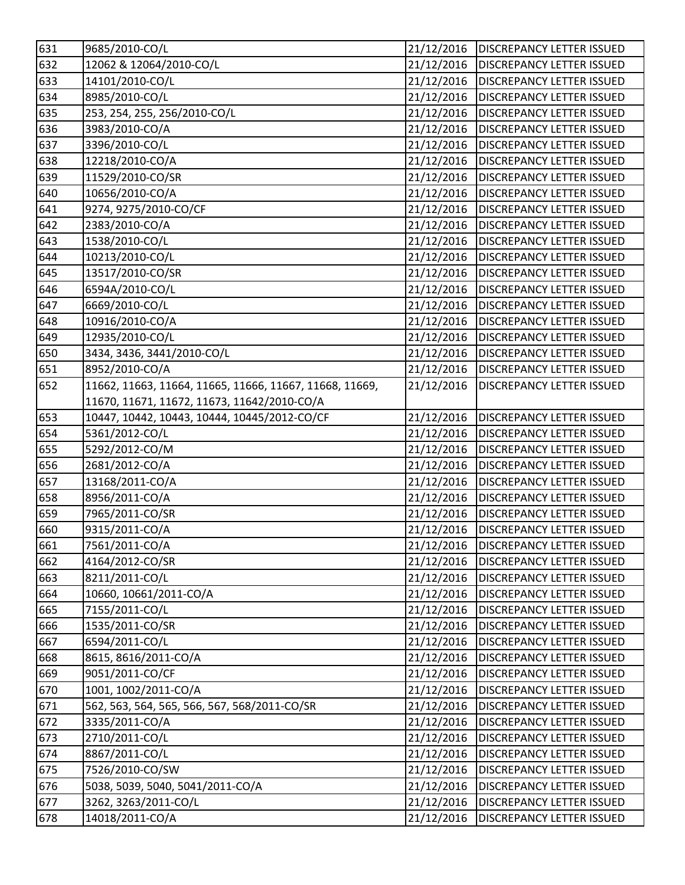| 631 | 9685/2010-CO/L | 21/12/2016 | DISCREPANCY LETTER ISSUED |
|---|---|---|---|
| 632 | 12062 & 12064/2010-CO/L | 21/12/2016 | DISCREPANCY LETTER ISSUED |
| 633 | 14101/2010-CO/L | 21/12/2016 | DISCREPANCY LETTER ISSUED |
| 634 | 8985/2010-CO/L | 21/12/2016 | DISCREPANCY LETTER ISSUED |
| 635 | 253, 254, 255, 256/2010-CO/L | 21/12/2016 | DISCREPANCY LETTER ISSUED |
| 636 | 3983/2010-CO/A | 21/12/2016 | DISCREPANCY LETTER ISSUED |
| 637 | 3396/2010-CO/L | 21/12/2016 | DISCREPANCY LETTER ISSUED |
| 638 | 12218/2010-CO/A | 21/12/2016 | DISCREPANCY LETTER ISSUED |
| 639 | 11529/2010-CO/SR | 21/12/2016 | DISCREPANCY LETTER ISSUED |
| 640 | 10656/2010-CO/A | 21/12/2016 | DISCREPANCY LETTER ISSUED |
| 641 | 9274, 9275/2010-CO/CF | 21/12/2016 | DISCREPANCY LETTER ISSUED |
| 642 | 2383/2010-CO/A | 21/12/2016 | DISCREPANCY LETTER ISSUED |
| 643 | 1538/2010-CO/L | 21/12/2016 | DISCREPANCY LETTER ISSUED |
| 644 | 10213/2010-CO/L | 21/12/2016 | DISCREPANCY LETTER ISSUED |
| 645 | 13517/2010-CO/SR | 21/12/2016 | DISCREPANCY LETTER ISSUED |
| 646 | 6594A/2010-CO/L | 21/12/2016 | DISCREPANCY LETTER ISSUED |
| 647 | 6669/2010-CO/L | 21/12/2016 | DISCREPANCY LETTER ISSUED |
| 648 | 10916/2010-CO/A | 21/12/2016 | DISCREPANCY LETTER ISSUED |
| 649 | 12935/2010-CO/L | 21/12/2016 | DISCREPANCY LETTER ISSUED |
| 650 | 3434, 3436, 3441/2010-CO/L | 21/12/2016 | DISCREPANCY LETTER ISSUED |
| 651 | 8952/2010-CO/A | 21/12/2016 | DISCREPANCY LETTER ISSUED |
| 652 | 11662, 11663, 11664, 11665, 11666, 11667, 11668, 11669, 11670, 11671, 11672, 11673, 11642/2010-CO/A | 21/12/2016 | DISCREPANCY LETTER ISSUED |
| 653 | 10447, 10442, 10443, 10444, 10445/2012-CO/CF | 21/12/2016 | DISCREPANCY LETTER ISSUED |
| 654 | 5361/2012-CO/L | 21/12/2016 | DISCREPANCY LETTER ISSUED |
| 655 | 5292/2012-CO/M | 21/12/2016 | DISCREPANCY LETTER ISSUED |
| 656 | 2681/2012-CO/A | 21/12/2016 | DISCREPANCY LETTER ISSUED |
| 657 | 13168/2011-CO/A | 21/12/2016 | DISCREPANCY LETTER ISSUED |
| 658 | 8956/2011-CO/A | 21/12/2016 | DISCREPANCY LETTER ISSUED |
| 659 | 7965/2011-CO/SR | 21/12/2016 | DISCREPANCY LETTER ISSUED |
| 660 | 9315/2011-CO/A | 21/12/2016 | DISCREPANCY LETTER ISSUED |
| 661 | 7561/2011-CO/A | 21/12/2016 | DISCREPANCY LETTER ISSUED |
| 662 | 4164/2012-CO/SR | 21/12/2016 | DISCREPANCY LETTER ISSUED |
| 663 | 8211/2011-CO/L | 21/12/2016 | DISCREPANCY LETTER ISSUED |
| 664 | 10660, 10661/2011-CO/A | 21/12/2016 | DISCREPANCY LETTER ISSUED |
| 665 | 7155/2011-CO/L | 21/12/2016 | DISCREPANCY LETTER ISSUED |
| 666 | 1535/2011-CO/SR | 21/12/2016 | DISCREPANCY LETTER ISSUED |
| 667 | 6594/2011-CO/L | 21/12/2016 | DISCREPANCY LETTER ISSUED |
| 668 | 8615, 8616/2011-CO/A | 21/12/2016 | DISCREPANCY LETTER ISSUED |
| 669 | 9051/2011-CO/CF | 21/12/2016 | DISCREPANCY LETTER ISSUED |
| 670 | 1001, 1002/2011-CO/A | 21/12/2016 | DISCREPANCY LETTER ISSUED |
| 671 | 562, 563, 564, 565, 566, 567, 568/2011-CO/SR | 21/12/2016 | DISCREPANCY LETTER ISSUED |
| 672 | 3335/2011-CO/A | 21/12/2016 | DISCREPANCY LETTER ISSUED |
| 673 | 2710/2011-CO/L | 21/12/2016 | DISCREPANCY LETTER ISSUED |
| 674 | 8867/2011-CO/L | 21/12/2016 | DISCREPANCY LETTER ISSUED |
| 675 | 7526/2010-CO/SW | 21/12/2016 | DISCREPANCY LETTER ISSUED |
| 676 | 5038, 5039, 5040, 5041/2011-CO/A | 21/12/2016 | DISCREPANCY LETTER ISSUED |
| 677 | 3262, 3263/2011-CO/L | 21/12/2016 | DISCREPANCY LETTER ISSUED |
| 678 | 14018/2011-CO/A | 21/12/2016 | DISCREPANCY LETTER ISSUED |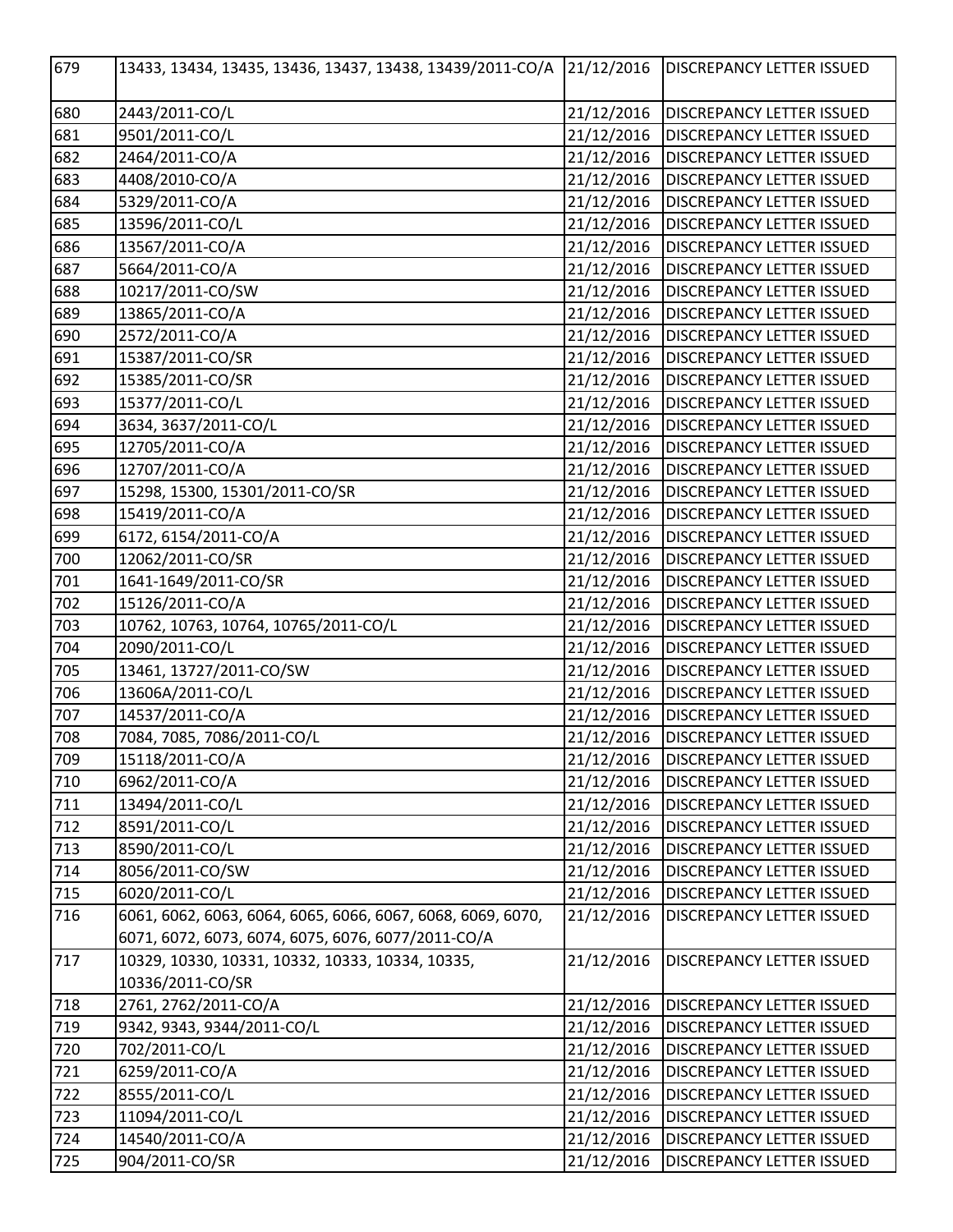| 679 | 13433, 13434, 13435, 13436, 13437, 13438, 13439/2011-CO/A | 21/12/2016 | DISCREPANCY LETTER ISSUED |
|---|---|---|---|
| 680 | 2443/2011-CO/L | 21/12/2016 | DISCREPANCY LETTER ISSUED |
| 681 | 9501/2011-CO/L | 21/12/2016 | DISCREPANCY LETTER ISSUED |
| 682 | 2464/2011-CO/A | 21/12/2016 | DISCREPANCY LETTER ISSUED |
| 683 | 4408/2010-CO/A | 21/12/2016 | DISCREPANCY LETTER ISSUED |
| 684 | 5329/2011-CO/A | 21/12/2016 | DISCREPANCY LETTER ISSUED |
| 685 | 13596/2011-CO/L | 21/12/2016 | DISCREPANCY LETTER ISSUED |
| 686 | 13567/2011-CO/A | 21/12/2016 | DISCREPANCY LETTER ISSUED |
| 687 | 5664/2011-CO/A | 21/12/2016 | DISCREPANCY LETTER ISSUED |
| 688 | 10217/2011-CO/SW | 21/12/2016 | DISCREPANCY LETTER ISSUED |
| 689 | 13865/2011-CO/A | 21/12/2016 | DISCREPANCY LETTER ISSUED |
| 690 | 2572/2011-CO/A | 21/12/2016 | DISCREPANCY LETTER ISSUED |
| 691 | 15387/2011-CO/SR | 21/12/2016 | DISCREPANCY LETTER ISSUED |
| 692 | 15385/2011-CO/SR | 21/12/2016 | DISCREPANCY LETTER ISSUED |
| 693 | 15377/2011-CO/L | 21/12/2016 | DISCREPANCY LETTER ISSUED |
| 694 | 3634, 3637/2011-CO/L | 21/12/2016 | DISCREPANCY LETTER ISSUED |
| 695 | 12705/2011-CO/A | 21/12/2016 | DISCREPANCY LETTER ISSUED |
| 696 | 12707/2011-CO/A | 21/12/2016 | DISCREPANCY LETTER ISSUED |
| 697 | 15298, 15300, 15301/2011-CO/SR | 21/12/2016 | DISCREPANCY LETTER ISSUED |
| 698 | 15419/2011-CO/A | 21/12/2016 | DISCREPANCY LETTER ISSUED |
| 699 | 6172, 6154/2011-CO/A | 21/12/2016 | DISCREPANCY LETTER ISSUED |
| 700 | 12062/2011-CO/SR | 21/12/2016 | DISCREPANCY LETTER ISSUED |
| 701 | 1641-1649/2011-CO/SR | 21/12/2016 | DISCREPANCY LETTER ISSUED |
| 702 | 15126/2011-CO/A | 21/12/2016 | DISCREPANCY LETTER ISSUED |
| 703 | 10762, 10763, 10764, 10765/2011-CO/L | 21/12/2016 | DISCREPANCY LETTER ISSUED |
| 704 | 2090/2011-CO/L | 21/12/2016 | DISCREPANCY LETTER ISSUED |
| 705 | 13461, 13727/2011-CO/SW | 21/12/2016 | DISCREPANCY LETTER ISSUED |
| 706 | 13606A/2011-CO/L | 21/12/2016 | DISCREPANCY LETTER ISSUED |
| 707 | 14537/2011-CO/A | 21/12/2016 | DISCREPANCY LETTER ISSUED |
| 708 | 7084, 7085, 7086/2011-CO/L | 21/12/2016 | DISCREPANCY LETTER ISSUED |
| 709 | 15118/2011-CO/A | 21/12/2016 | DISCREPANCY LETTER ISSUED |
| 710 | 6962/2011-CO/A | 21/12/2016 | DISCREPANCY LETTER ISSUED |
| 711 | 13494/2011-CO/L | 21/12/2016 | DISCREPANCY LETTER ISSUED |
| 712 | 8591/2011-CO/L | 21/12/2016 | DISCREPANCY LETTER ISSUED |
| 713 | 8590/2011-CO/L | 21/12/2016 | DISCREPANCY LETTER ISSUED |
| 714 | 8056/2011-CO/SW | 21/12/2016 | DISCREPANCY LETTER ISSUED |
| 715 | 6020/2011-CO/L | 21/12/2016 | DISCREPANCY LETTER ISSUED |
| 716 | 6061, 6062, 6063, 6064, 6065, 6066, 6067, 6068, 6069, 6070, 6071, 6072, 6073, 6074, 6075, 6076, 6077/2011-CO/A | 21/12/2016 | DISCREPANCY LETTER ISSUED |
| 717 | 10329, 10330, 10331, 10332, 10333, 10334, 10335, 10336/2011-CO/SR | 21/12/2016 | DISCREPANCY LETTER ISSUED |
| 718 | 2761, 2762/2011-CO/A | 21/12/2016 | DISCREPANCY LETTER ISSUED |
| 719 | 9342, 9343, 9344/2011-CO/L | 21/12/2016 | DISCREPANCY LETTER ISSUED |
| 720 | 702/2011-CO/L | 21/12/2016 | DISCREPANCY LETTER ISSUED |
| 721 | 6259/2011-CO/A | 21/12/2016 | DISCREPANCY LETTER ISSUED |
| 722 | 8555/2011-CO/L | 21/12/2016 | DISCREPANCY LETTER ISSUED |
| 723 | 11094/2011-CO/L | 21/12/2016 | DISCREPANCY LETTER ISSUED |
| 724 | 14540/2011-CO/A | 21/12/2016 | DISCREPANCY LETTER ISSUED |
| 725 | 904/2011-CO/SR | 21/12/2016 | DISCREPANCY LETTER ISSUED |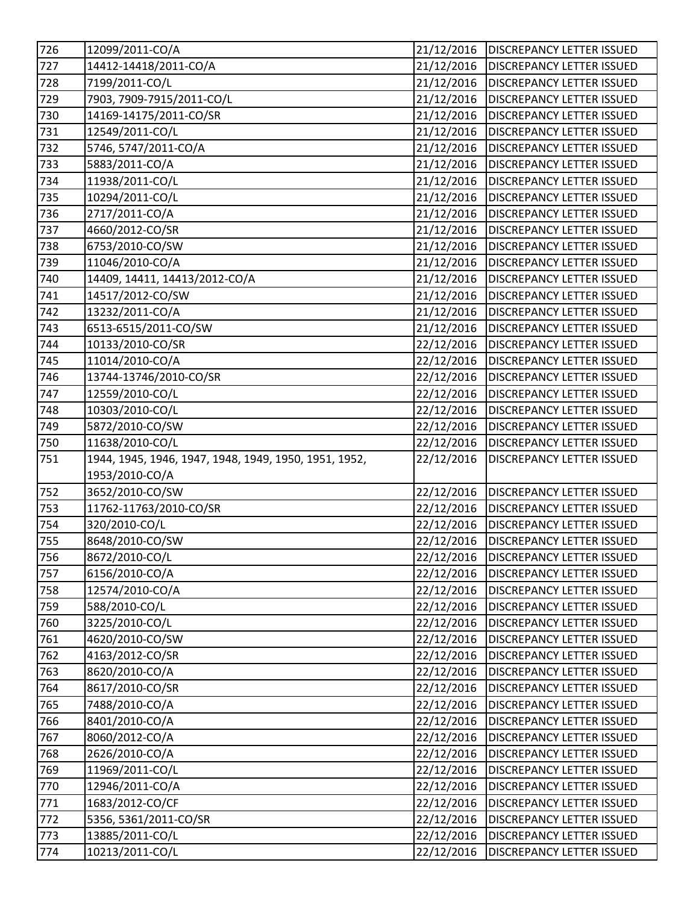| | | | |
|---|---|---|---|
| 726 | 12099/2011-CO/A | 21/12/2016 | DISCREPANCY LETTER ISSUED |
| 727 | 14412-14418/2011-CO/A | 21/12/2016 | DISCREPANCY LETTER ISSUED |
| 728 | 7199/2011-CO/L | 21/12/2016 | DISCREPANCY LETTER ISSUED |
| 729 | 7903, 7909-7915/2011-CO/L | 21/12/2016 | DISCREPANCY LETTER ISSUED |
| 730 | 14169-14175/2011-CO/SR | 21/12/2016 | DISCREPANCY LETTER ISSUED |
| 731 | 12549/2011-CO/L | 21/12/2016 | DISCREPANCY LETTER ISSUED |
| 732 | 5746, 5747/2011-CO/A | 21/12/2016 | DISCREPANCY LETTER ISSUED |
| 733 | 5883/2011-CO/A | 21/12/2016 | DISCREPANCY LETTER ISSUED |
| 734 | 11938/2011-CO/L | 21/12/2016 | DISCREPANCY LETTER ISSUED |
| 735 | 10294/2011-CO/L | 21/12/2016 | DISCREPANCY LETTER ISSUED |
| 736 | 2717/2011-CO/A | 21/12/2016 | DISCREPANCY LETTER ISSUED |
| 737 | 4660/2012-CO/SR | 21/12/2016 | DISCREPANCY LETTER ISSUED |
| 738 | 6753/2010-CO/SW | 21/12/2016 | DISCREPANCY LETTER ISSUED |
| 739 | 11046/2010-CO/A | 21/12/2016 | DISCREPANCY LETTER ISSUED |
| 740 | 14409, 14411, 14413/2012-CO/A | 21/12/2016 | DISCREPANCY LETTER ISSUED |
| 741 | 14517/2012-CO/SW | 21/12/2016 | DISCREPANCY LETTER ISSUED |
| 742 | 13232/2011-CO/A | 21/12/2016 | DISCREPANCY LETTER ISSUED |
| 743 | 6513-6515/2011-CO/SW | 21/12/2016 | DISCREPANCY LETTER ISSUED |
| 744 | 10133/2010-CO/SR | 22/12/2016 | DISCREPANCY LETTER ISSUED |
| 745 | 11014/2010-CO/A | 22/12/2016 | DISCREPANCY LETTER ISSUED |
| 746 | 13744-13746/2010-CO/SR | 22/12/2016 | DISCREPANCY LETTER ISSUED |
| 747 | 12559/2010-CO/L | 22/12/2016 | DISCREPANCY LETTER ISSUED |
| 748 | 10303/2010-CO/L | 22/12/2016 | DISCREPANCY LETTER ISSUED |
| 749 | 5872/2010-CO/SW | 22/12/2016 | DISCREPANCY LETTER ISSUED |
| 750 | 11638/2010-CO/L | 22/12/2016 | DISCREPANCY LETTER ISSUED |
| 751 | 1944, 1945, 1946, 1947, 1948, 1949, 1950, 1951, 1952, 1953/2010-CO/A | 22/12/2016 | DISCREPANCY LETTER ISSUED |
| 752 | 3652/2010-CO/SW | 22/12/2016 | DISCREPANCY LETTER ISSUED |
| 753 | 11762-11763/2010-CO/SR | 22/12/2016 | DISCREPANCY LETTER ISSUED |
| 754 | 320/2010-CO/L | 22/12/2016 | DISCREPANCY LETTER ISSUED |
| 755 | 8648/2010-CO/SW | 22/12/2016 | DISCREPANCY LETTER ISSUED |
| 756 | 8672/2010-CO/L | 22/12/2016 | DISCREPANCY LETTER ISSUED |
| 757 | 6156/2010-CO/A | 22/12/2016 | DISCREPANCY LETTER ISSUED |
| 758 | 12574/2010-CO/A | 22/12/2016 | DISCREPANCY LETTER ISSUED |
| 759 | 588/2010-CO/L | 22/12/2016 | DISCREPANCY LETTER ISSUED |
| 760 | 3225/2010-CO/L | 22/12/2016 | DISCREPANCY LETTER ISSUED |
| 761 | 4620/2010-CO/SW | 22/12/2016 | DISCREPANCY LETTER ISSUED |
| 762 | 4163/2012-CO/SR | 22/12/2016 | DISCREPANCY LETTER ISSUED |
| 763 | 8620/2010-CO/A | 22/12/2016 | DISCREPANCY LETTER ISSUED |
| 764 | 8617/2010-CO/SR | 22/12/2016 | DISCREPANCY LETTER ISSUED |
| 765 | 7488/2010-CO/A | 22/12/2016 | DISCREPANCY LETTER ISSUED |
| 766 | 8401/2010-CO/A | 22/12/2016 | DISCREPANCY LETTER ISSUED |
| 767 | 8060/2012-CO/A | 22/12/2016 | DISCREPANCY LETTER ISSUED |
| 768 | 2626/2010-CO/A | 22/12/2016 | DISCREPANCY LETTER ISSUED |
| 769 | 11969/2011-CO/L | 22/12/2016 | DISCREPANCY LETTER ISSUED |
| 770 | 12946/2011-CO/A | 22/12/2016 | DISCREPANCY LETTER ISSUED |
| 771 | 1683/2012-CO/CF | 22/12/2016 | DISCREPANCY LETTER ISSUED |
| 772 | 5356, 5361/2011-CO/SR | 22/12/2016 | DISCREPANCY LETTER ISSUED |
| 773 | 13885/2011-CO/L | 22/12/2016 | DISCREPANCY LETTER ISSUED |
| 774 | 10213/2011-CO/L | 22/12/2016 | DISCREPANCY LETTER ISSUED |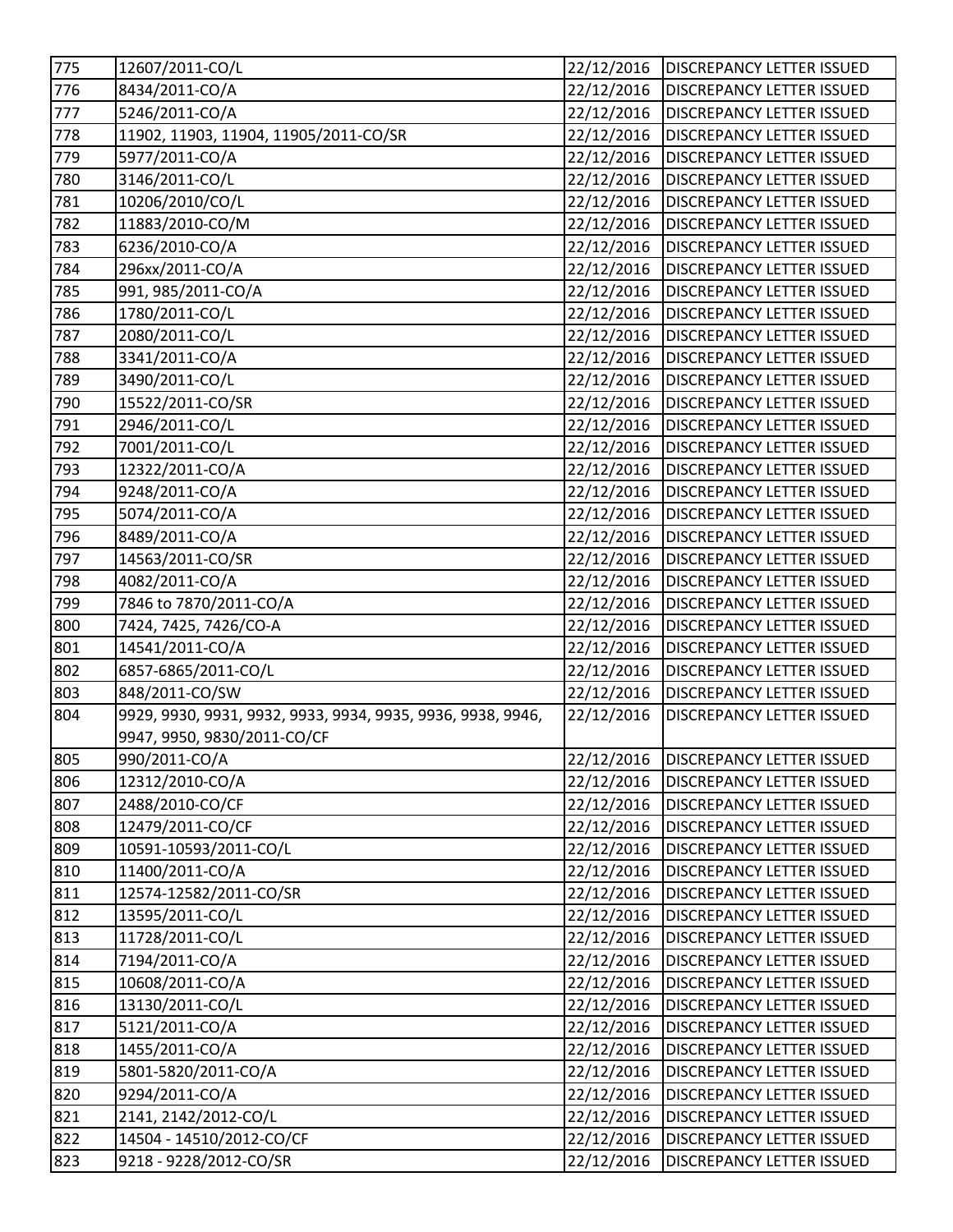| 775 | 12607/2011-CO/L | 22/12/2016 | DISCREPANCY LETTER ISSUED |
|---|---|---|---|
| 776 | 8434/2011-CO/A | 22/12/2016 | DISCREPANCY LETTER ISSUED |
| 777 | 5246/2011-CO/A | 22/12/2016 | DISCREPANCY LETTER ISSUED |
| 778 | 11902, 11903, 11904, 11905/2011-CO/SR | 22/12/2016 | DISCREPANCY LETTER ISSUED |
| 779 | 5977/2011-CO/A | 22/12/2016 | DISCREPANCY LETTER ISSUED |
| 780 | 3146/2011-CO/L | 22/12/2016 | DISCREPANCY LETTER ISSUED |
| 781 | 10206/2010/CO/L | 22/12/2016 | DISCREPANCY LETTER ISSUED |
| 782 | 11883/2010-CO/M | 22/12/2016 | DISCREPANCY LETTER ISSUED |
| 783 | 6236/2010-CO/A | 22/12/2016 | DISCREPANCY LETTER ISSUED |
| 784 | 296xx/2011-CO/A | 22/12/2016 | DISCREPANCY LETTER ISSUED |
| 785 | 991, 985/2011-CO/A | 22/12/2016 | DISCREPANCY LETTER ISSUED |
| 786 | 1780/2011-CO/L | 22/12/2016 | DISCREPANCY LETTER ISSUED |
| 787 | 2080/2011-CO/L | 22/12/2016 | DISCREPANCY LETTER ISSUED |
| 788 | 3341/2011-CO/A | 22/12/2016 | DISCREPANCY LETTER ISSUED |
| 789 | 3490/2011-CO/L | 22/12/2016 | DISCREPANCY LETTER ISSUED |
| 790 | 15522/2011-CO/SR | 22/12/2016 | DISCREPANCY LETTER ISSUED |
| 791 | 2946/2011-CO/L | 22/12/2016 | DISCREPANCY LETTER ISSUED |
| 792 | 7001/2011-CO/L | 22/12/2016 | DISCREPANCY LETTER ISSUED |
| 793 | 12322/2011-CO/A | 22/12/2016 | DISCREPANCY LETTER ISSUED |
| 794 | 9248/2011-CO/A | 22/12/2016 | DISCREPANCY LETTER ISSUED |
| 795 | 5074/2011-CO/A | 22/12/2016 | DISCREPANCY LETTER ISSUED |
| 796 | 8489/2011-CO/A | 22/12/2016 | DISCREPANCY LETTER ISSUED |
| 797 | 14563/2011-CO/SR | 22/12/2016 | DISCREPANCY LETTER ISSUED |
| 798 | 4082/2011-CO/A | 22/12/2016 | DISCREPANCY LETTER ISSUED |
| 799 | 7846 to 7870/2011-CO/A | 22/12/2016 | DISCREPANCY LETTER ISSUED |
| 800 | 7424, 7425, 7426/CO-A | 22/12/2016 | DISCREPANCY LETTER ISSUED |
| 801 | 14541/2011-CO/A | 22/12/2016 | DISCREPANCY LETTER ISSUED |
| 802 | 6857-6865/2011-CO/L | 22/12/2016 | DISCREPANCY LETTER ISSUED |
| 803 | 848/2011-CO/SW | 22/12/2016 | DISCREPANCY LETTER ISSUED |
| 804 | 9929, 9930, 9931, 9932, 9933, 9934, 9935, 9936, 9938, 9946, 9947, 9950, 9830/2011-CO/CF | 22/12/2016 | DISCREPANCY LETTER ISSUED |
| 805 | 990/2011-CO/A | 22/12/2016 | DISCREPANCY LETTER ISSUED |
| 806 | 12312/2010-CO/A | 22/12/2016 | DISCREPANCY LETTER ISSUED |
| 807 | 2488/2010-CO/CF | 22/12/2016 | DISCREPANCY LETTER ISSUED |
| 808 | 12479/2011-CO/CF | 22/12/2016 | DISCREPANCY LETTER ISSUED |
| 809 | 10591-10593/2011-CO/L | 22/12/2016 | DISCREPANCY LETTER ISSUED |
| 810 | 11400/2011-CO/A | 22/12/2016 | DISCREPANCY LETTER ISSUED |
| 811 | 12574-12582/2011-CO/SR | 22/12/2016 | DISCREPANCY LETTER ISSUED |
| 812 | 13595/2011-CO/L | 22/12/2016 | DISCREPANCY LETTER ISSUED |
| 813 | 11728/2011-CO/L | 22/12/2016 | DISCREPANCY LETTER ISSUED |
| 814 | 7194/2011-CO/A | 22/12/2016 | DISCREPANCY LETTER ISSUED |
| 815 | 10608/2011-CO/A | 22/12/2016 | DISCREPANCY LETTER ISSUED |
| 816 | 13130/2011-CO/L | 22/12/2016 | DISCREPANCY LETTER ISSUED |
| 817 | 5121/2011-CO/A | 22/12/2016 | DISCREPANCY LETTER ISSUED |
| 818 | 1455/2011-CO/A | 22/12/2016 | DISCREPANCY LETTER ISSUED |
| 819 | 5801-5820/2011-CO/A | 22/12/2016 | DISCREPANCY LETTER ISSUED |
| 820 | 9294/2011-CO/A | 22/12/2016 | DISCREPANCY LETTER ISSUED |
| 821 | 2141, 2142/2012-CO/L | 22/12/2016 | DISCREPANCY LETTER ISSUED |
| 822 | 14504 - 14510/2012-CO/CF | 22/12/2016 | DISCREPANCY LETTER ISSUED |
| 823 | 9218 - 9228/2012-CO/SR | 22/12/2016 | DISCREPANCY LETTER ISSUED |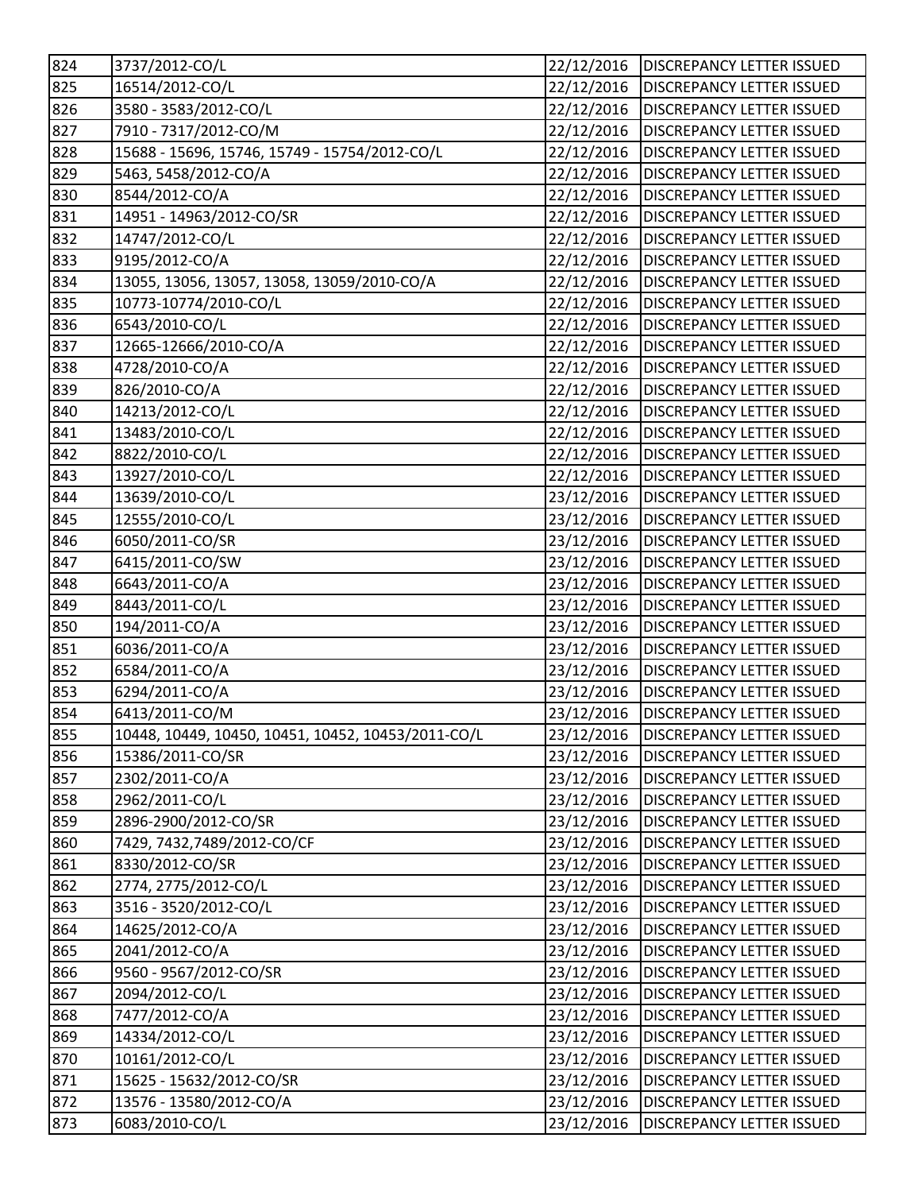| 824 | 3737/2012-CO/L | 22/12/2016 | DISCREPANCY LETTER ISSUED |
|---|---|---|---|
| 825 | 16514/2012-CO/L | 22/12/2016 | DISCREPANCY LETTER ISSUED |
| 826 | 3580 - 3583/2012-CO/L | 22/12/2016 | DISCREPANCY LETTER ISSUED |
| 827 | 7910 - 7317/2012-CO/M | 22/12/2016 | DISCREPANCY LETTER ISSUED |
| 828 | 15688 - 15696, 15746, 15749 - 15754/2012-CO/L | 22/12/2016 | DISCREPANCY LETTER ISSUED |
| 829 | 5463, 5458/2012-CO/A | 22/12/2016 | DISCREPANCY LETTER ISSUED |
| 830 | 8544/2012-CO/A | 22/12/2016 | DISCREPANCY LETTER ISSUED |
| 831 | 14951 - 14963/2012-CO/SR | 22/12/2016 | DISCREPANCY LETTER ISSUED |
| 832 | 14747/2012-CO/L | 22/12/2016 | DISCREPANCY LETTER ISSUED |
| 833 | 9195/2012-CO/A | 22/12/2016 | DISCREPANCY LETTER ISSUED |
| 834 | 13055, 13056, 13057, 13058, 13059/2010-CO/A | 22/12/2016 | DISCREPANCY LETTER ISSUED |
| 835 | 10773-10774/2010-CO/L | 22/12/2016 | DISCREPANCY LETTER ISSUED |
| 836 | 6543/2010-CO/L | 22/12/2016 | DISCREPANCY LETTER ISSUED |
| 837 | 12665-12666/2010-CO/A | 22/12/2016 | DISCREPANCY LETTER ISSUED |
| 838 | 4728/2010-CO/A | 22/12/2016 | DISCREPANCY LETTER ISSUED |
| 839 | 826/2010-CO/A | 22/12/2016 | DISCREPANCY LETTER ISSUED |
| 840 | 14213/2012-CO/L | 22/12/2016 | DISCREPANCY LETTER ISSUED |
| 841 | 13483/2010-CO/L | 22/12/2016 | DISCREPANCY LETTER ISSUED |
| 842 | 8822/2010-CO/L | 22/12/2016 | DISCREPANCY LETTER ISSUED |
| 843 | 13927/2010-CO/L | 22/12/2016 | DISCREPANCY LETTER ISSUED |
| 844 | 13639/2010-CO/L | 23/12/2016 | DISCREPANCY LETTER ISSUED |
| 845 | 12555/2010-CO/L | 23/12/2016 | DISCREPANCY LETTER ISSUED |
| 846 | 6050/2011-CO/SR | 23/12/2016 | DISCREPANCY LETTER ISSUED |
| 847 | 6415/2011-CO/SW | 23/12/2016 | DISCREPANCY LETTER ISSUED |
| 848 | 6643/2011-CO/A | 23/12/2016 | DISCREPANCY LETTER ISSUED |
| 849 | 8443/2011-CO/L | 23/12/2016 | DISCREPANCY LETTER ISSUED |
| 850 | 194/2011-CO/A | 23/12/2016 | DISCREPANCY LETTER ISSUED |
| 851 | 6036/2011-CO/A | 23/12/2016 | DISCREPANCY LETTER ISSUED |
| 852 | 6584/2011-CO/A | 23/12/2016 | DISCREPANCY LETTER ISSUED |
| 853 | 6294/2011-CO/A | 23/12/2016 | DISCREPANCY LETTER ISSUED |
| 854 | 6413/2011-CO/M | 23/12/2016 | DISCREPANCY LETTER ISSUED |
| 855 | 10448, 10449, 10450, 10451, 10452, 10453/2011-CO/L | 23/12/2016 | DISCREPANCY LETTER ISSUED |
| 856 | 15386/2011-CO/SR | 23/12/2016 | DISCREPANCY LETTER ISSUED |
| 857 | 2302/2011-CO/A | 23/12/2016 | DISCREPANCY LETTER ISSUED |
| 858 | 2962/2011-CO/L | 23/12/2016 | DISCREPANCY LETTER ISSUED |
| 859 | 2896-2900/2012-CO/SR | 23/12/2016 | DISCREPANCY LETTER ISSUED |
| 860 | 7429, 7432,7489/2012-CO/CF | 23/12/2016 | DISCREPANCY LETTER ISSUED |
| 861 | 8330/2012-CO/SR | 23/12/2016 | DISCREPANCY LETTER ISSUED |
| 862 | 2774, 2775/2012-CO/L | 23/12/2016 | DISCREPANCY LETTER ISSUED |
| 863 | 3516 - 3520/2012-CO/L | 23/12/2016 | DISCREPANCY LETTER ISSUED |
| 864 | 14625/2012-CO/A | 23/12/2016 | DISCREPANCY LETTER ISSUED |
| 865 | 2041/2012-CO/A | 23/12/2016 | DISCREPANCY LETTER ISSUED |
| 866 | 9560 - 9567/2012-CO/SR | 23/12/2016 | DISCREPANCY LETTER ISSUED |
| 867 | 2094/2012-CO/L | 23/12/2016 | DISCREPANCY LETTER ISSUED |
| 868 | 7477/2012-CO/A | 23/12/2016 | DISCREPANCY LETTER ISSUED |
| 869 | 14334/2012-CO/L | 23/12/2016 | DISCREPANCY LETTER ISSUED |
| 870 | 10161/2012-CO/L | 23/12/2016 | DISCREPANCY LETTER ISSUED |
| 871 | 15625 - 15632/2012-CO/SR | 23/12/2016 | DISCREPANCY LETTER ISSUED |
| 872 | 13576 - 13580/2012-CO/A | 23/12/2016 | DISCREPANCY LETTER ISSUED |
| 873 | 6083/2010-CO/L | 23/12/2016 | DISCREPANCY LETTER ISSUED |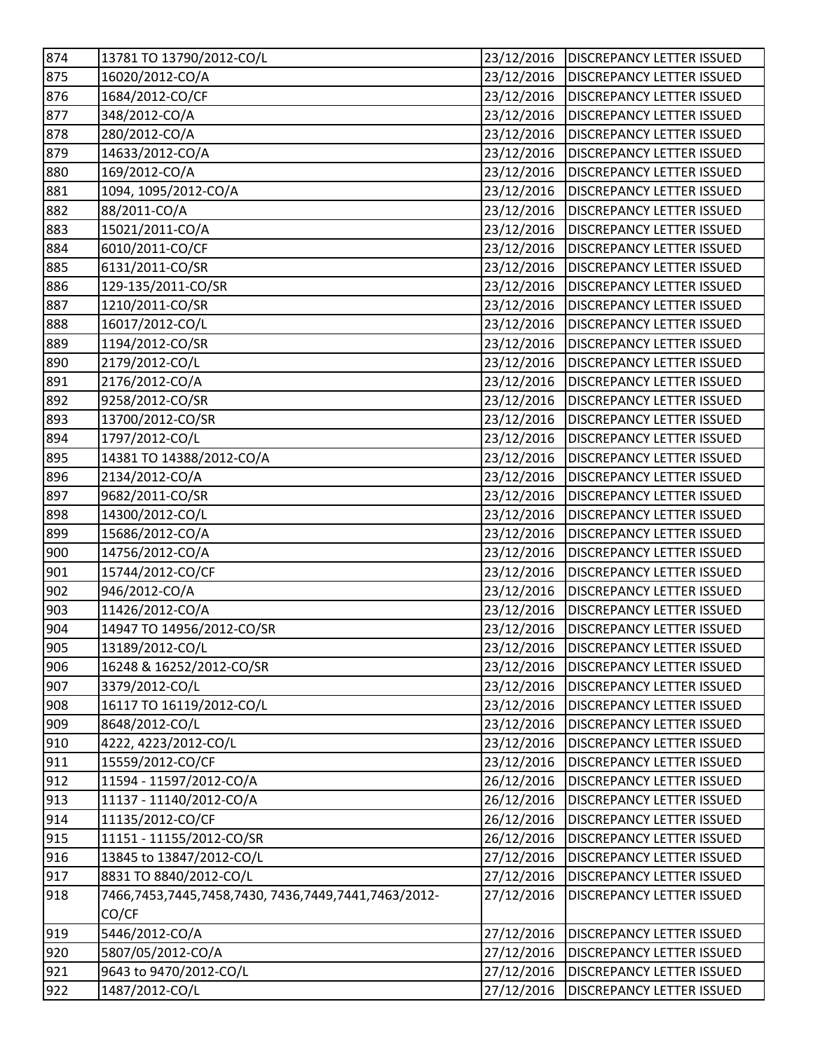| 874 | 13781 TO 13790/2012-CO/L | 23/12/2016 | DISCREPANCY LETTER ISSUED |
|---|---|---|---|
| 875 | 16020/2012-CO/A | 23/12/2016 | DISCREPANCY LETTER ISSUED |
| 876 | 1684/2012-CO/CF | 23/12/2016 | DISCREPANCY LETTER ISSUED |
| 877 | 348/2012-CO/A | 23/12/2016 | DISCREPANCY LETTER ISSUED |
| 878 | 280/2012-CO/A | 23/12/2016 | DISCREPANCY LETTER ISSUED |
| 879 | 14633/2012-CO/A | 23/12/2016 | DISCREPANCY LETTER ISSUED |
| 880 | 169/2012-CO/A | 23/12/2016 | DISCREPANCY LETTER ISSUED |
| 881 | 1094, 1095/2012-CO/A | 23/12/2016 | DISCREPANCY LETTER ISSUED |
| 882 | 88/2011-CO/A | 23/12/2016 | DISCREPANCY LETTER ISSUED |
| 883 | 15021/2011-CO/A | 23/12/2016 | DISCREPANCY LETTER ISSUED |
| 884 | 6010/2011-CO/CF | 23/12/2016 | DISCREPANCY LETTER ISSUED |
| 885 | 6131/2011-CO/SR | 23/12/2016 | DISCREPANCY LETTER ISSUED |
| 886 | 129-135/2011-CO/SR | 23/12/2016 | DISCREPANCY LETTER ISSUED |
| 887 | 1210/2011-CO/SR | 23/12/2016 | DISCREPANCY LETTER ISSUED |
| 888 | 16017/2012-CO/L | 23/12/2016 | DISCREPANCY LETTER ISSUED |
| 889 | 1194/2012-CO/SR | 23/12/2016 | DISCREPANCY LETTER ISSUED |
| 890 | 2179/2012-CO/L | 23/12/2016 | DISCREPANCY LETTER ISSUED |
| 891 | 2176/2012-CO/A | 23/12/2016 | DISCREPANCY LETTER ISSUED |
| 892 | 9258/2012-CO/SR | 23/12/2016 | DISCREPANCY LETTER ISSUED |
| 893 | 13700/2012-CO/SR | 23/12/2016 | DISCREPANCY LETTER ISSUED |
| 894 | 1797/2012-CO/L | 23/12/2016 | DISCREPANCY LETTER ISSUED |
| 895 | 14381 TO 14388/2012-CO/A | 23/12/2016 | DISCREPANCY LETTER ISSUED |
| 896 | 2134/2012-CO/A | 23/12/2016 | DISCREPANCY LETTER ISSUED |
| 897 | 9682/2011-CO/SR | 23/12/2016 | DISCREPANCY LETTER ISSUED |
| 898 | 14300/2012-CO/L | 23/12/2016 | DISCREPANCY LETTER ISSUED |
| 899 | 15686/2012-CO/A | 23/12/2016 | DISCREPANCY LETTER ISSUED |
| 900 | 14756/2012-CO/A | 23/12/2016 | DISCREPANCY LETTER ISSUED |
| 901 | 15744/2012-CO/CF | 23/12/2016 | DISCREPANCY LETTER ISSUED |
| 902 | 946/2012-CO/A | 23/12/2016 | DISCREPANCY LETTER ISSUED |
| 903 | 11426/2012-CO/A | 23/12/2016 | DISCREPANCY LETTER ISSUED |
| 904 | 14947 TO 14956/2012-CO/SR | 23/12/2016 | DISCREPANCY LETTER ISSUED |
| 905 | 13189/2012-CO/L | 23/12/2016 | DISCREPANCY LETTER ISSUED |
| 906 | 16248 & 16252/2012-CO/SR | 23/12/2016 | DISCREPANCY LETTER ISSUED |
| 907 | 3379/2012-CO/L | 23/12/2016 | DISCREPANCY LETTER ISSUED |
| 908 | 16117 TO 16119/2012-CO/L | 23/12/2016 | DISCREPANCY LETTER ISSUED |
| 909 | 8648/2012-CO/L | 23/12/2016 | DISCREPANCY LETTER ISSUED |
| 910 | 4222, 4223/2012-CO/L | 23/12/2016 | DISCREPANCY LETTER ISSUED |
| 911 | 15559/2012-CO/CF | 23/12/2016 | DISCREPANCY LETTER ISSUED |
| 912 | 11594 - 11597/2012-CO/A | 26/12/2016 | DISCREPANCY LETTER ISSUED |
| 913 | 11137 - 11140/2012-CO/A | 26/12/2016 | DISCREPANCY LETTER ISSUED |
| 914 | 11135/2012-CO/CF | 26/12/2016 | DISCREPANCY LETTER ISSUED |
| 915 | 11151 - 11155/2012-CO/SR | 26/12/2016 | DISCREPANCY LETTER ISSUED |
| 916 | 13845 to 13847/2012-CO/L | 27/12/2016 | DISCREPANCY LETTER ISSUED |
| 917 | 8831 TO 8840/2012-CO/L | 27/12/2016 | DISCREPANCY LETTER ISSUED |
| 918 | 7466,7453,7445,7458,7430, 7436,7449,7441,7463/2012-CO/CF | 27/12/2016 | DISCREPANCY LETTER ISSUED |
| 919 | 5446/2012-CO/A | 27/12/2016 | DISCREPANCY LETTER ISSUED |
| 920 | 5807/05/2012-CO/A | 27/12/2016 | DISCREPANCY LETTER ISSUED |
| 921 | 9643 to 9470/2012-CO/L | 27/12/2016 | DISCREPANCY LETTER ISSUED |
| 922 | 1487/2012-CO/L | 27/12/2016 | DISCREPANCY LETTER ISSUED |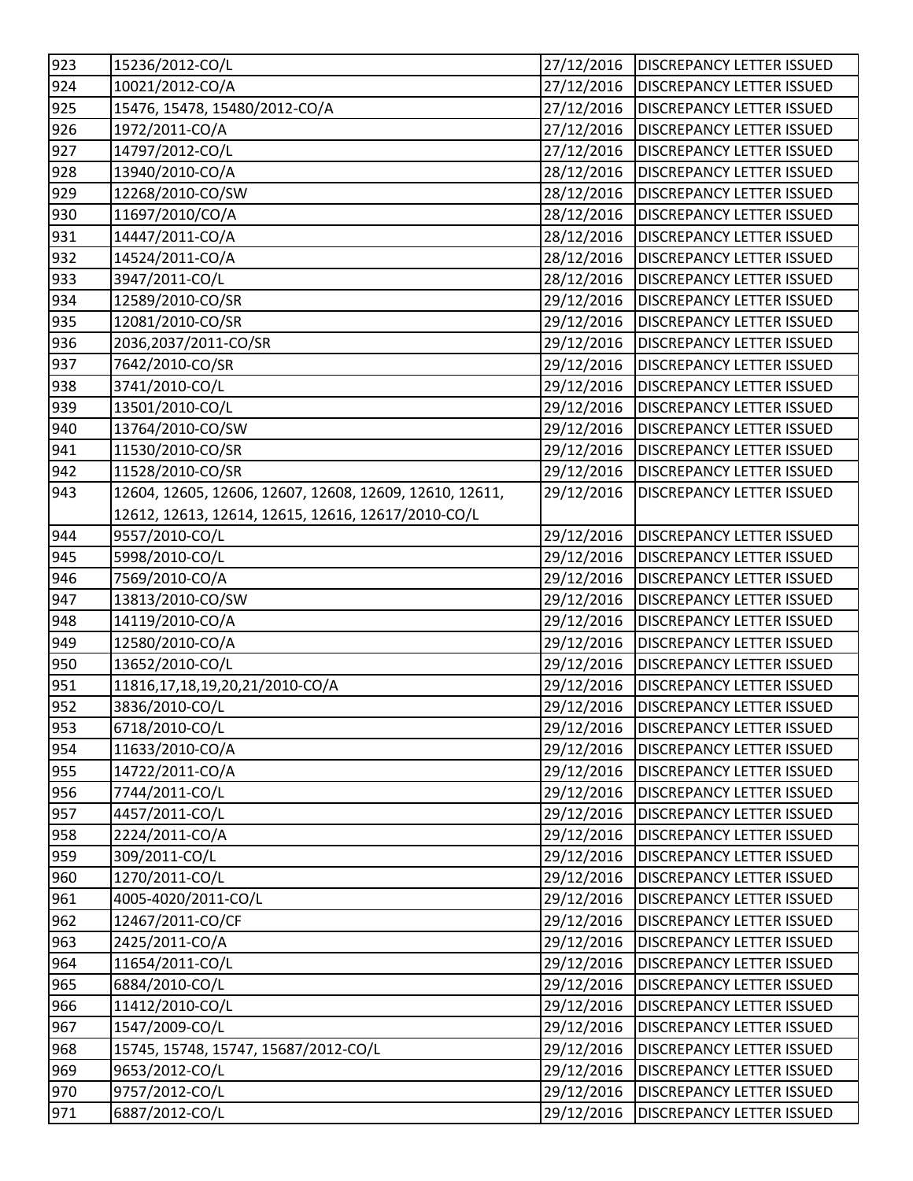| 923 | 15236/2012-CO/L | 27/12/2016 | DISCREPANCY LETTER ISSUED |
|---|---|---|---|
| 924 | 10021/2012-CO/A | 27/12/2016 | DISCREPANCY LETTER ISSUED |
| 925 | 15476, 15478, 15480/2012-CO/A | 27/12/2016 | DISCREPANCY LETTER ISSUED |
| 926 | 1972/2011-CO/A | 27/12/2016 | DISCREPANCY LETTER ISSUED |
| 927 | 14797/2012-CO/L | 27/12/2016 | DISCREPANCY LETTER ISSUED |
| 928 | 13940/2010-CO/A | 28/12/2016 | DISCREPANCY LETTER ISSUED |
| 929 | 12268/2010-CO/SW | 28/12/2016 | DISCREPANCY LETTER ISSUED |
| 930 | 11697/2010/CO/A | 28/12/2016 | DISCREPANCY LETTER ISSUED |
| 931 | 14447/2011-CO/A | 28/12/2016 | DISCREPANCY LETTER ISSUED |
| 932 | 14524/2011-CO/A | 28/12/2016 | DISCREPANCY LETTER ISSUED |
| 933 | 3947/2011-CO/L | 28/12/2016 | DISCREPANCY LETTER ISSUED |
| 934 | 12589/2010-CO/SR | 29/12/2016 | DISCREPANCY LETTER ISSUED |
| 935 | 12081/2010-CO/SR | 29/12/2016 | DISCREPANCY LETTER ISSUED |
| 936 | 2036,2037/2011-CO/SR | 29/12/2016 | DISCREPANCY LETTER ISSUED |
| 937 | 7642/2010-CO/SR | 29/12/2016 | DISCREPANCY LETTER ISSUED |
| 938 | 3741/2010-CO/L | 29/12/2016 | DISCREPANCY LETTER ISSUED |
| 939 | 13501/2010-CO/L | 29/12/2016 | DISCREPANCY LETTER ISSUED |
| 940 | 13764/2010-CO/SW | 29/12/2016 | DISCREPANCY LETTER ISSUED |
| 941 | 11530/2010-CO/SR | 29/12/2016 | DISCREPANCY LETTER ISSUED |
| 942 | 11528/2010-CO/SR | 29/12/2016 | DISCREPANCY LETTER ISSUED |
| 943 | 12604, 12605, 12606, 12607, 12608, 12609, 12610, 12611, 12612, 12613, 12614, 12615, 12616, 12617/2010-CO/L | 29/12/2016 | DISCREPANCY LETTER ISSUED |
| 944 | 9557/2010-CO/L | 29/12/2016 | DISCREPANCY LETTER ISSUED |
| 945 | 5998/2010-CO/L | 29/12/2016 | DISCREPANCY LETTER ISSUED |
| 946 | 7569/2010-CO/A | 29/12/2016 | DISCREPANCY LETTER ISSUED |
| 947 | 13813/2010-CO/SW | 29/12/2016 | DISCREPANCY LETTER ISSUED |
| 948 | 14119/2010-CO/A | 29/12/2016 | DISCREPANCY LETTER ISSUED |
| 949 | 12580/2010-CO/A | 29/12/2016 | DISCREPANCY LETTER ISSUED |
| 950 | 13652/2010-CO/L | 29/12/2016 | DISCREPANCY LETTER ISSUED |
| 951 | 11816,17,18,19,20,21/2010-CO/A | 29/12/2016 | DISCREPANCY LETTER ISSUED |
| 952 | 3836/2010-CO/L | 29/12/2016 | DISCREPANCY LETTER ISSUED |
| 953 | 6718/2010-CO/L | 29/12/2016 | DISCREPANCY LETTER ISSUED |
| 954 | 11633/2010-CO/A | 29/12/2016 | DISCREPANCY LETTER ISSUED |
| 955 | 14722/2011-CO/A | 29/12/2016 | DISCREPANCY LETTER ISSUED |
| 956 | 7744/2011-CO/L | 29/12/2016 | DISCREPANCY LETTER ISSUED |
| 957 | 4457/2011-CO/L | 29/12/2016 | DISCREPANCY LETTER ISSUED |
| 958 | 2224/2011-CO/A | 29/12/2016 | DISCREPANCY LETTER ISSUED |
| 959 | 309/2011-CO/L | 29/12/2016 | DISCREPANCY LETTER ISSUED |
| 960 | 1270/2011-CO/L | 29/12/2016 | DISCREPANCY LETTER ISSUED |
| 961 | 4005-4020/2011-CO/L | 29/12/2016 | DISCREPANCY LETTER ISSUED |
| 962 | 12467/2011-CO/CF | 29/12/2016 | DISCREPANCY LETTER ISSUED |
| 963 | 2425/2011-CO/A | 29/12/2016 | DISCREPANCY LETTER ISSUED |
| 964 | 11654/2011-CO/L | 29/12/2016 | DISCREPANCY LETTER ISSUED |
| 965 | 6884/2010-CO/L | 29/12/2016 | DISCREPANCY LETTER ISSUED |
| 966 | 11412/2010-CO/L | 29/12/2016 | DISCREPANCY LETTER ISSUED |
| 967 | 1547/2009-CO/L | 29/12/2016 | DISCREPANCY LETTER ISSUED |
| 968 | 15745, 15748, 15747, 15687/2012-CO/L | 29/12/2016 | DISCREPANCY LETTER ISSUED |
| 969 | 9653/2012-CO/L | 29/12/2016 | DISCREPANCY LETTER ISSUED |
| 970 | 9757/2012-CO/L | 29/12/2016 | DISCREPANCY LETTER ISSUED |
| 971 | 6887/2012-CO/L | 29/12/2016 | DISCREPANCY LETTER ISSUED |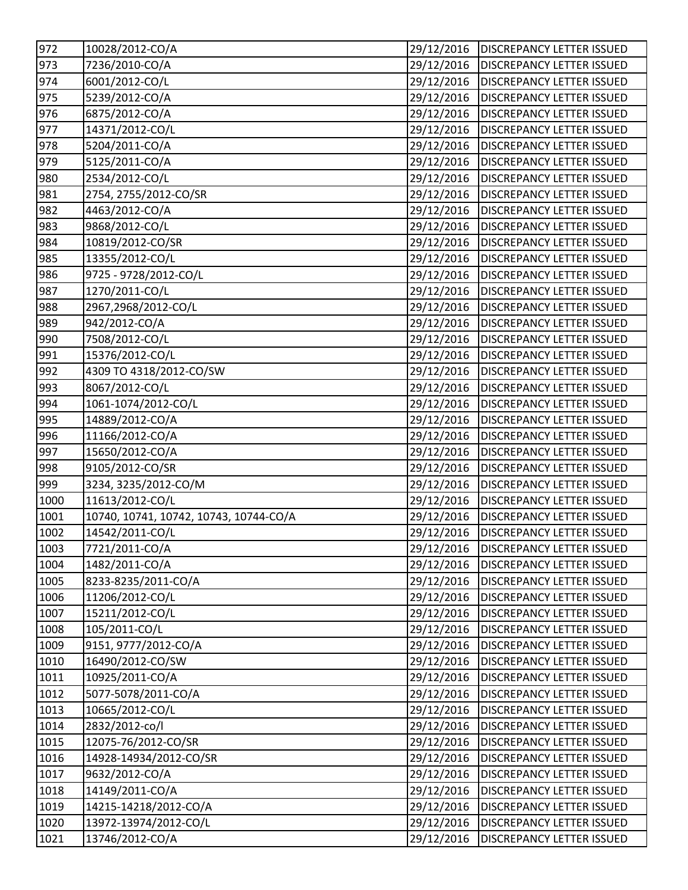| 972 | 10028/2012-CO/A | 29/12/2016 | DISCREPANCY LETTER ISSUED |
|---|---|---|---|
| 973 | 7236/2010-CO/A | 29/12/2016 | DISCREPANCY LETTER ISSUED |
| 974 | 6001/2012-CO/L | 29/12/2016 | DISCREPANCY LETTER ISSUED |
| 975 | 5239/2012-CO/A | 29/12/2016 | DISCREPANCY LETTER ISSUED |
| 976 | 6875/2012-CO/A | 29/12/2016 | DISCREPANCY LETTER ISSUED |
| 977 | 14371/2012-CO/L | 29/12/2016 | DISCREPANCY LETTER ISSUED |
| 978 | 5204/2011-CO/A | 29/12/2016 | DISCREPANCY LETTER ISSUED |
| 979 | 5125/2011-CO/A | 29/12/2016 | DISCREPANCY LETTER ISSUED |
| 980 | 2534/2012-CO/L | 29/12/2016 | DISCREPANCY LETTER ISSUED |
| 981 | 2754, 2755/2012-CO/SR | 29/12/2016 | DISCREPANCY LETTER ISSUED |
| 982 | 4463/2012-CO/A | 29/12/2016 | DISCREPANCY LETTER ISSUED |
| 983 | 9868/2012-CO/L | 29/12/2016 | DISCREPANCY LETTER ISSUED |
| 984 | 10819/2012-CO/SR | 29/12/2016 | DISCREPANCY LETTER ISSUED |
| 985 | 13355/2012-CO/L | 29/12/2016 | DISCREPANCY LETTER ISSUED |
| 986 | 9725 - 9728/2012-CO/L | 29/12/2016 | DISCREPANCY LETTER ISSUED |
| 987 | 1270/2011-CO/L | 29/12/2016 | DISCREPANCY LETTER ISSUED |
| 988 | 2967,2968/2012-CO/L | 29/12/2016 | DISCREPANCY LETTER ISSUED |
| 989 | 942/2012-CO/A | 29/12/2016 | DISCREPANCY LETTER ISSUED |
| 990 | 7508/2012-CO/L | 29/12/2016 | DISCREPANCY LETTER ISSUED |
| 991 | 15376/2012-CO/L | 29/12/2016 | DISCREPANCY LETTER ISSUED |
| 992 | 4309 TO 4318/2012-CO/SW | 29/12/2016 | DISCREPANCY LETTER ISSUED |
| 993 | 8067/2012-CO/L | 29/12/2016 | DISCREPANCY LETTER ISSUED |
| 994 | 1061-1074/2012-CO/L | 29/12/2016 | DISCREPANCY LETTER ISSUED |
| 995 | 14889/2012-CO/A | 29/12/2016 | DISCREPANCY LETTER ISSUED |
| 996 | 11166/2012-CO/A | 29/12/2016 | DISCREPANCY LETTER ISSUED |
| 997 | 15650/2012-CO/A | 29/12/2016 | DISCREPANCY LETTER ISSUED |
| 998 | 9105/2012-CO/SR | 29/12/2016 | DISCREPANCY LETTER ISSUED |
| 999 | 3234, 3235/2012-CO/M | 29/12/2016 | DISCREPANCY LETTER ISSUED |
| 1000 | 11613/2012-CO/L | 29/12/2016 | DISCREPANCY LETTER ISSUED |
| 1001 | 10740, 10741, 10742, 10743, 10744-CO/A | 29/12/2016 | DISCREPANCY LETTER ISSUED |
| 1002 | 14542/2011-CO/L | 29/12/2016 | DISCREPANCY LETTER ISSUED |
| 1003 | 7721/2011-CO/A | 29/12/2016 | DISCREPANCY LETTER ISSUED |
| 1004 | 1482/2011-CO/A | 29/12/2016 | DISCREPANCY LETTER ISSUED |
| 1005 | 8233-8235/2011-CO/A | 29/12/2016 | DISCREPANCY LETTER ISSUED |
| 1006 | 11206/2012-CO/L | 29/12/2016 | DISCREPANCY LETTER ISSUED |
| 1007 | 15211/2012-CO/L | 29/12/2016 | DISCREPANCY LETTER ISSUED |
| 1008 | 105/2011-CO/L | 29/12/2016 | DISCREPANCY LETTER ISSUED |
| 1009 | 9151, 9777/2012-CO/A | 29/12/2016 | DISCREPANCY LETTER ISSUED |
| 1010 | 16490/2012-CO/SW | 29/12/2016 | DISCREPANCY LETTER ISSUED |
| 1011 | 10925/2011-CO/A | 29/12/2016 | DISCREPANCY LETTER ISSUED |
| 1012 | 5077-5078/2011-CO/A | 29/12/2016 | DISCREPANCY LETTER ISSUED |
| 1013 | 10665/2012-CO/L | 29/12/2016 | DISCREPANCY LETTER ISSUED |
| 1014 | 2832/2012-co/l | 29/12/2016 | DISCREPANCY LETTER ISSUED |
| 1015 | 12075-76/2012-CO/SR | 29/12/2016 | DISCREPANCY LETTER ISSUED |
| 1016 | 14928-14934/2012-CO/SR | 29/12/2016 | DISCREPANCY LETTER ISSUED |
| 1017 | 9632/2012-CO/A | 29/12/2016 | DISCREPANCY LETTER ISSUED |
| 1018 | 14149/2011-CO/A | 29/12/2016 | DISCREPANCY LETTER ISSUED |
| 1019 | 14215-14218/2012-CO/A | 29/12/2016 | DISCREPANCY LETTER ISSUED |
| 1020 | 13972-13974/2012-CO/L | 29/12/2016 | DISCREPANCY LETTER ISSUED |
| 1021 | 13746/2012-CO/A | 29/12/2016 | DISCREPANCY LETTER ISSUED |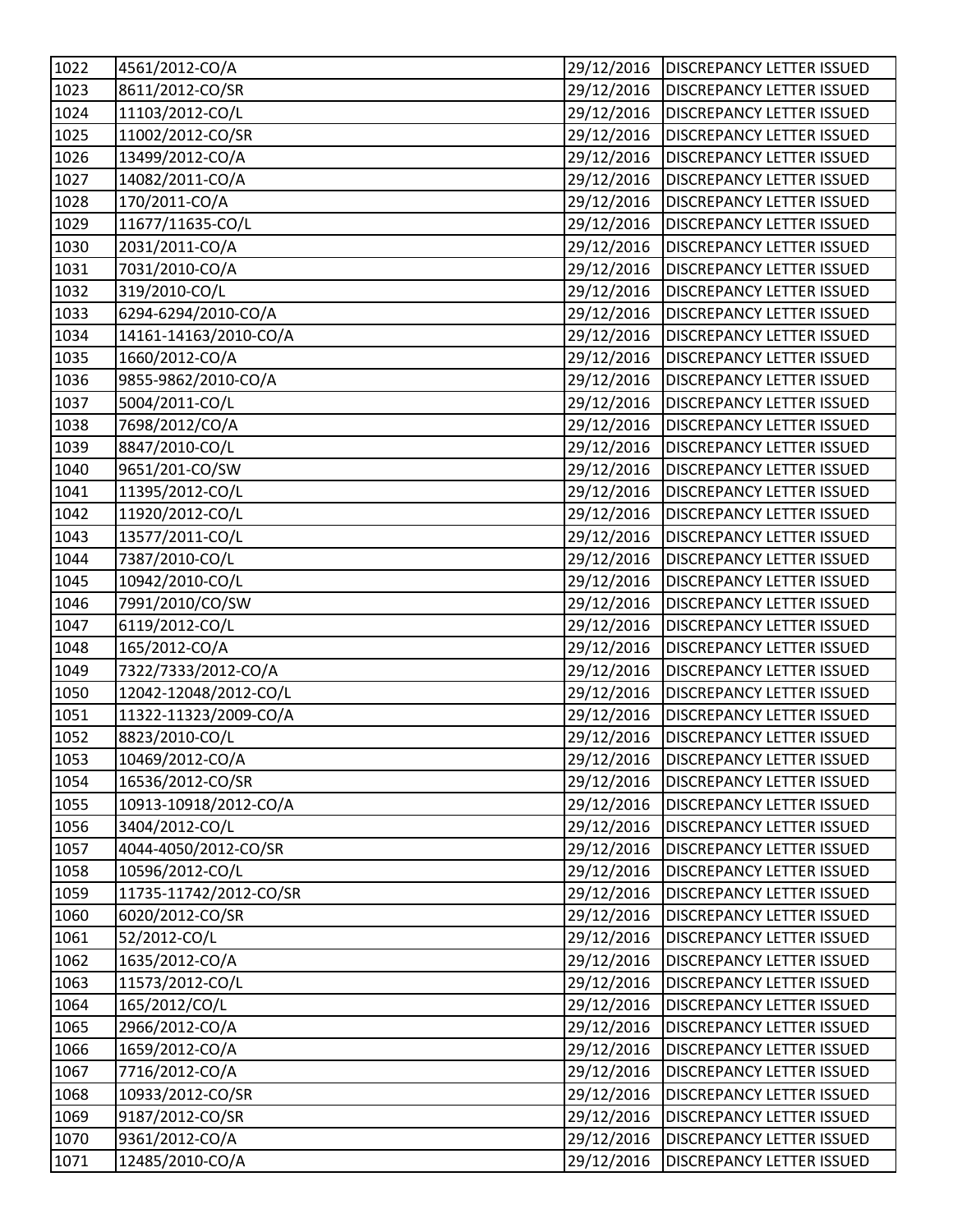| 1022 | 4561/2012-CO/A | 29/12/2016 | DISCREPANCY LETTER ISSUED |
|---|---|---|---|
| 1023 | 8611/2012-CO/SR | 29/12/2016 | DISCREPANCY LETTER ISSUED |
| 1024 | 11103/2012-CO/L | 29/12/2016 | DISCREPANCY LETTER ISSUED |
| 1025 | 11002/2012-CO/SR | 29/12/2016 | DISCREPANCY LETTER ISSUED |
| 1026 | 13499/2012-CO/A | 29/12/2016 | DISCREPANCY LETTER ISSUED |
| 1027 | 14082/2011-CO/A | 29/12/2016 | DISCREPANCY LETTER ISSUED |
| 1028 | 170/2011-CO/A | 29/12/2016 | DISCREPANCY LETTER ISSUED |
| 1029 | 11677/11635-CO/L | 29/12/2016 | DISCREPANCY LETTER ISSUED |
| 1030 | 2031/2011-CO/A | 29/12/2016 | DISCREPANCY LETTER ISSUED |
| 1031 | 7031/2010-CO/A | 29/12/2016 | DISCREPANCY LETTER ISSUED |
| 1032 | 319/2010-CO/L | 29/12/2016 | DISCREPANCY LETTER ISSUED |
| 1033 | 6294-6294/2010-CO/A | 29/12/2016 | DISCREPANCY LETTER ISSUED |
| 1034 | 14161-14163/2010-CO/A | 29/12/2016 | DISCREPANCY LETTER ISSUED |
| 1035 | 1660/2012-CO/A | 29/12/2016 | DISCREPANCY LETTER ISSUED |
| 1036 | 9855-9862/2010-CO/A | 29/12/2016 | DISCREPANCY LETTER ISSUED |
| 1037 | 5004/2011-CO/L | 29/12/2016 | DISCREPANCY LETTER ISSUED |
| 1038 | 7698/2012/CO/A | 29/12/2016 | DISCREPANCY LETTER ISSUED |
| 1039 | 8847/2010-CO/L | 29/12/2016 | DISCREPANCY LETTER ISSUED |
| 1040 | 9651/201-CO/SW | 29/12/2016 | DISCREPANCY LETTER ISSUED |
| 1041 | 11395/2012-CO/L | 29/12/2016 | DISCREPANCY LETTER ISSUED |
| 1042 | 11920/2012-CO/L | 29/12/2016 | DISCREPANCY LETTER ISSUED |
| 1043 | 13577/2011-CO/L | 29/12/2016 | DISCREPANCY LETTER ISSUED |
| 1044 | 7387/2010-CO/L | 29/12/2016 | DISCREPANCY LETTER ISSUED |
| 1045 | 10942/2010-CO/L | 29/12/2016 | DISCREPANCY LETTER ISSUED |
| 1046 | 7991/2010/CO/SW | 29/12/2016 | DISCREPANCY LETTER ISSUED |
| 1047 | 6119/2012-CO/L | 29/12/2016 | DISCREPANCY LETTER ISSUED |
| 1048 | 165/2012-CO/A | 29/12/2016 | DISCREPANCY LETTER ISSUED |
| 1049 | 7322/7333/2012-CO/A | 29/12/2016 | DISCREPANCY LETTER ISSUED |
| 1050 | 12042-12048/2012-CO/L | 29/12/2016 | DISCREPANCY LETTER ISSUED |
| 1051 | 11322-11323/2009-CO/A | 29/12/2016 | DISCREPANCY LETTER ISSUED |
| 1052 | 8823/2010-CO/L | 29/12/2016 | DISCREPANCY LETTER ISSUED |
| 1053 | 10469/2012-CO/A | 29/12/2016 | DISCREPANCY LETTER ISSUED |
| 1054 | 16536/2012-CO/SR | 29/12/2016 | DISCREPANCY LETTER ISSUED |
| 1055 | 10913-10918/2012-CO/A | 29/12/2016 | DISCREPANCY LETTER ISSUED |
| 1056 | 3404/2012-CO/L | 29/12/2016 | DISCREPANCY LETTER ISSUED |
| 1057 | 4044-4050/2012-CO/SR | 29/12/2016 | DISCREPANCY LETTER ISSUED |
| 1058 | 10596/2012-CO/L | 29/12/2016 | DISCREPANCY LETTER ISSUED |
| 1059 | 11735-11742/2012-CO/SR | 29/12/2016 | DISCREPANCY LETTER ISSUED |
| 1060 | 6020/2012-CO/SR | 29/12/2016 | DISCREPANCY LETTER ISSUED |
| 1061 | 52/2012-CO/L | 29/12/2016 | DISCREPANCY LETTER ISSUED |
| 1062 | 1635/2012-CO/A | 29/12/2016 | DISCREPANCY LETTER ISSUED |
| 1063 | 11573/2012-CO/L | 29/12/2016 | DISCREPANCY LETTER ISSUED |
| 1064 | 165/2012/CO/L | 29/12/2016 | DISCREPANCY LETTER ISSUED |
| 1065 | 2966/2012-CO/A | 29/12/2016 | DISCREPANCY LETTER ISSUED |
| 1066 | 1659/2012-CO/A | 29/12/2016 | DISCREPANCY LETTER ISSUED |
| 1067 | 7716/2012-CO/A | 29/12/2016 | DISCREPANCY LETTER ISSUED |
| 1068 | 10933/2012-CO/SR | 29/12/2016 | DISCREPANCY LETTER ISSUED |
| 1069 | 9187/2012-CO/SR | 29/12/2016 | DISCREPANCY LETTER ISSUED |
| 1070 | 9361/2012-CO/A | 29/12/2016 | DISCREPANCY LETTER ISSUED |
| 1071 | 12485/2010-CO/A | 29/12/2016 | DISCREPANCY LETTER ISSUED |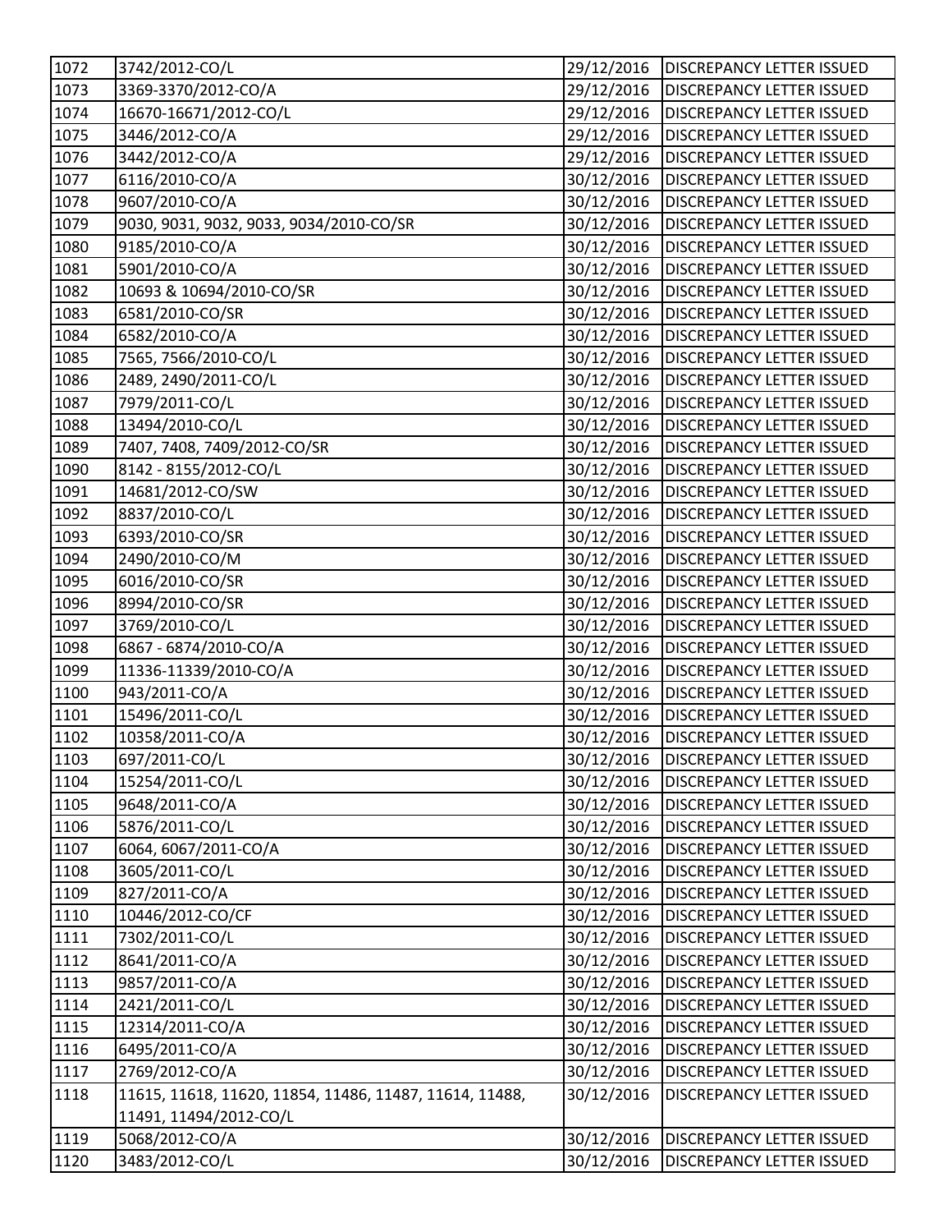| | | | |
|---|---|---|---|
| 1072 | 3742/2012-CO/L | 29/12/2016 | DISCREPANCY LETTER ISSUED |
| 1073 | 3369-3370/2012-CO/A | 29/12/2016 | DISCREPANCY LETTER ISSUED |
| 1074 | 16670-16671/2012-CO/L | 29/12/2016 | DISCREPANCY LETTER ISSUED |
| 1075 | 3446/2012-CO/A | 29/12/2016 | DISCREPANCY LETTER ISSUED |
| 1076 | 3442/2012-CO/A | 29/12/2016 | DISCREPANCY LETTER ISSUED |
| 1077 | 6116/2010-CO/A | 30/12/2016 | DISCREPANCY LETTER ISSUED |
| 1078 | 9607/2010-CO/A | 30/12/2016 | DISCREPANCY LETTER ISSUED |
| 1079 | 9030, 9031, 9032, 9033, 9034/2010-CO/SR | 30/12/2016 | DISCREPANCY LETTER ISSUED |
| 1080 | 9185/2010-CO/A | 30/12/2016 | DISCREPANCY LETTER ISSUED |
| 1081 | 5901/2010-CO/A | 30/12/2016 | DISCREPANCY LETTER ISSUED |
| 1082 | 10693 & 10694/2010-CO/SR | 30/12/2016 | DISCREPANCY LETTER ISSUED |
| 1083 | 6581/2010-CO/SR | 30/12/2016 | DISCREPANCY LETTER ISSUED |
| 1084 | 6582/2010-CO/A | 30/12/2016 | DISCREPANCY LETTER ISSUED |
| 1085 | 7565, 7566/2010-CO/L | 30/12/2016 | DISCREPANCY LETTER ISSUED |
| 1086 | 2489, 2490/2011-CO/L | 30/12/2016 | DISCREPANCY LETTER ISSUED |
| 1087 | 7979/2011-CO/L | 30/12/2016 | DISCREPANCY LETTER ISSUED |
| 1088 | 13494/2010-CO/L | 30/12/2016 | DISCREPANCY LETTER ISSUED |
| 1089 | 7407, 7408, 7409/2012-CO/SR | 30/12/2016 | DISCREPANCY LETTER ISSUED |
| 1090 | 8142 - 8155/2012-CO/L | 30/12/2016 | DISCREPANCY LETTER ISSUED |
| 1091 | 14681/2012-CO/SW | 30/12/2016 | DISCREPANCY LETTER ISSUED |
| 1092 | 8837/2010-CO/L | 30/12/2016 | DISCREPANCY LETTER ISSUED |
| 1093 | 6393/2010-CO/SR | 30/12/2016 | DISCREPANCY LETTER ISSUED |
| 1094 | 2490/2010-CO/M | 30/12/2016 | DISCREPANCY LETTER ISSUED |
| 1095 | 6016/2010-CO/SR | 30/12/2016 | DISCREPANCY LETTER ISSUED |
| 1096 | 8994/2010-CO/SR | 30/12/2016 | DISCREPANCY LETTER ISSUED |
| 1097 | 3769/2010-CO/L | 30/12/2016 | DISCREPANCY LETTER ISSUED |
| 1098 | 6867 - 6874/2010-CO/A | 30/12/2016 | DISCREPANCY LETTER ISSUED |
| 1099 | 11336-11339/2010-CO/A | 30/12/2016 | DISCREPANCY LETTER ISSUED |
| 1100 | 943/2011-CO/A | 30/12/2016 | DISCREPANCY LETTER ISSUED |
| 1101 | 15496/2011-CO/L | 30/12/2016 | DISCREPANCY LETTER ISSUED |
| 1102 | 10358/2011-CO/A | 30/12/2016 | DISCREPANCY LETTER ISSUED |
| 1103 | 697/2011-CO/L | 30/12/2016 | DISCREPANCY LETTER ISSUED |
| 1104 | 15254/2011-CO/L | 30/12/2016 | DISCREPANCY LETTER ISSUED |
| 1105 | 9648/2011-CO/A | 30/12/2016 | DISCREPANCY LETTER ISSUED |
| 1106 | 5876/2011-CO/L | 30/12/2016 | DISCREPANCY LETTER ISSUED |
| 1107 | 6064, 6067/2011-CO/A | 30/12/2016 | DISCREPANCY LETTER ISSUED |
| 1108 | 3605/2011-CO/L | 30/12/2016 | DISCREPANCY LETTER ISSUED |
| 1109 | 827/2011-CO/A | 30/12/2016 | DISCREPANCY LETTER ISSUED |
| 1110 | 10446/2012-CO/CF | 30/12/2016 | DISCREPANCY LETTER ISSUED |
| 1111 | 7302/2011-CO/L | 30/12/2016 | DISCREPANCY LETTER ISSUED |
| 1112 | 8641/2011-CO/A | 30/12/2016 | DISCREPANCY LETTER ISSUED |
| 1113 | 9857/2011-CO/A | 30/12/2016 | DISCREPANCY LETTER ISSUED |
| 1114 | 2421/2011-CO/L | 30/12/2016 | DISCREPANCY LETTER ISSUED |
| 1115 | 12314/2011-CO/A | 30/12/2016 | DISCREPANCY LETTER ISSUED |
| 1116 | 6495/2011-CO/A | 30/12/2016 | DISCREPANCY LETTER ISSUED |
| 1117 | 2769/2012-CO/A | 30/12/2016 | DISCREPANCY LETTER ISSUED |
| 1118 | 11615, 11618, 11620, 11854, 11486, 11487, 11614, 11488, 11491, 11494/2012-CO/L | 30/12/2016 | DISCREPANCY LETTER ISSUED |
| 1119 | 5068/2012-CO/A | 30/12/2016 | DISCREPANCY LETTER ISSUED |
| 1120 | 3483/2012-CO/L | 30/12/2016 | DISCREPANCY LETTER ISSUED |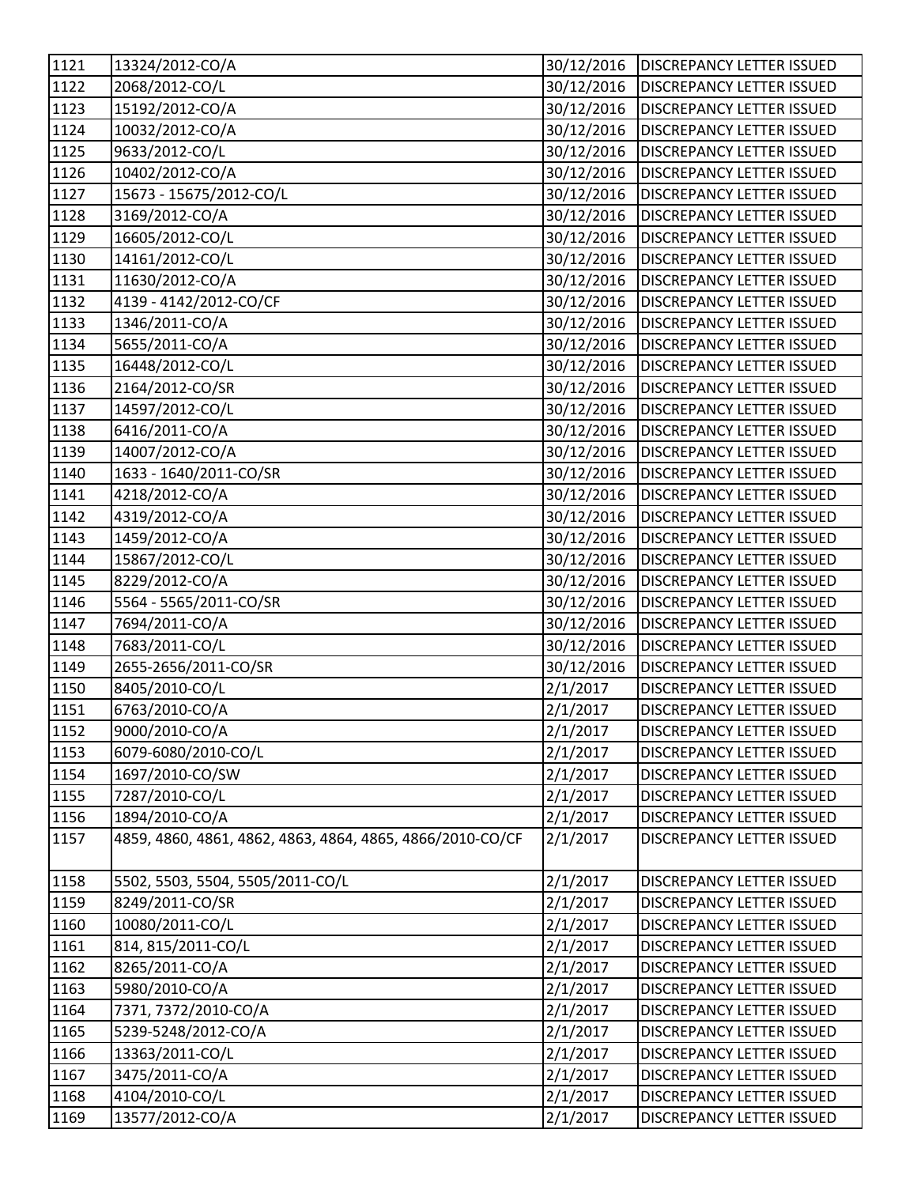| 1121 | 13324/2012-CO/A | 30/12/2016 | DISCREPANCY LETTER ISSUED |
|---|---|---|---|
| 1122 | 2068/2012-CO/L | 30/12/2016 | DISCREPANCY LETTER ISSUED |
| 1123 | 15192/2012-CO/A | 30/12/2016 | DISCREPANCY LETTER ISSUED |
| 1124 | 10032/2012-CO/A | 30/12/2016 | DISCREPANCY LETTER ISSUED |
| 1125 | 9633/2012-CO/L | 30/12/2016 | DISCREPANCY LETTER ISSUED |
| 1126 | 10402/2012-CO/A | 30/12/2016 | DISCREPANCY LETTER ISSUED |
| 1127 | 15673 - 15675/2012-CO/L | 30/12/2016 | DISCREPANCY LETTER ISSUED |
| 1128 | 3169/2012-CO/A | 30/12/2016 | DISCREPANCY LETTER ISSUED |
| 1129 | 16605/2012-CO/L | 30/12/2016 | DISCREPANCY LETTER ISSUED |
| 1130 | 14161/2012-CO/L | 30/12/2016 | DISCREPANCY LETTER ISSUED |
| 1131 | 11630/2012-CO/A | 30/12/2016 | DISCREPANCY LETTER ISSUED |
| 1132 | 4139 - 4142/2012-CO/CF | 30/12/2016 | DISCREPANCY LETTER ISSUED |
| 1133 | 1346/2011-CO/A | 30/12/2016 | DISCREPANCY LETTER ISSUED |
| 1134 | 5655/2011-CO/A | 30/12/2016 | DISCREPANCY LETTER ISSUED |
| 1135 | 16448/2012-CO/L | 30/12/2016 | DISCREPANCY LETTER ISSUED |
| 1136 | 2164/2012-CO/SR | 30/12/2016 | DISCREPANCY LETTER ISSUED |
| 1137 | 14597/2012-CO/L | 30/12/2016 | DISCREPANCY LETTER ISSUED |
| 1138 | 6416/2011-CO/A | 30/12/2016 | DISCREPANCY LETTER ISSUED |
| 1139 | 14007/2012-CO/A | 30/12/2016 | DISCREPANCY LETTER ISSUED |
| 1140 | 1633 - 1640/2011-CO/SR | 30/12/2016 | DISCREPANCY LETTER ISSUED |
| 1141 | 4218/2012-CO/A | 30/12/2016 | DISCREPANCY LETTER ISSUED |
| 1142 | 4319/2012-CO/A | 30/12/2016 | DISCREPANCY LETTER ISSUED |
| 1143 | 1459/2012-CO/A | 30/12/2016 | DISCREPANCY LETTER ISSUED |
| 1144 | 15867/2012-CO/L | 30/12/2016 | DISCREPANCY LETTER ISSUED |
| 1145 | 8229/2012-CO/A | 30/12/2016 | DISCREPANCY LETTER ISSUED |
| 1146 | 5564 - 5565/2011-CO/SR | 30/12/2016 | DISCREPANCY LETTER ISSUED |
| 1147 | 7694/2011-CO/A | 30/12/2016 | DISCREPANCY LETTER ISSUED |
| 1148 | 7683/2011-CO/L | 30/12/2016 | DISCREPANCY LETTER ISSUED |
| 1149 | 2655-2656/2011-CO/SR | 30/12/2016 | DISCREPANCY LETTER ISSUED |
| 1150 | 8405/2010-CO/L | 2/1/2017 | DISCREPANCY LETTER ISSUED |
| 1151 | 6763/2010-CO/A | 2/1/2017 | DISCREPANCY LETTER ISSUED |
| 1152 | 9000/2010-CO/A | 2/1/2017 | DISCREPANCY LETTER ISSUED |
| 1153 | 6079-6080/2010-CO/L | 2/1/2017 | DISCREPANCY LETTER ISSUED |
| 1154 | 1697/2010-CO/SW | 2/1/2017 | DISCREPANCY LETTER ISSUED |
| 1155 | 7287/2010-CO/L | 2/1/2017 | DISCREPANCY LETTER ISSUED |
| 1156 | 1894/2010-CO/A | 2/1/2017 | DISCREPANCY LETTER ISSUED |
| 1157 | 4859, 4860, 4861, 4862, 4863, 4864, 4865, 4866/2010-CO/CF | 2/1/2017 | DISCREPANCY LETTER ISSUED |
| 1158 | 5502, 5503, 5504, 5505/2011-CO/L | 2/1/2017 | DISCREPANCY LETTER ISSUED |
| 1159 | 8249/2011-CO/SR | 2/1/2017 | DISCREPANCY LETTER ISSUED |
| 1160 | 10080/2011-CO/L | 2/1/2017 | DISCREPANCY LETTER ISSUED |
| 1161 | 814, 815/2011-CO/L | 2/1/2017 | DISCREPANCY LETTER ISSUED |
| 1162 | 8265/2011-CO/A | 2/1/2017 | DISCREPANCY LETTER ISSUED |
| 1163 | 5980/2010-CO/A | 2/1/2017 | DISCREPANCY LETTER ISSUED |
| 1164 | 7371, 7372/2010-CO/A | 2/1/2017 | DISCREPANCY LETTER ISSUED |
| 1165 | 5239-5248/2012-CO/A | 2/1/2017 | DISCREPANCY LETTER ISSUED |
| 1166 | 13363/2011-CO/L | 2/1/2017 | DISCREPANCY LETTER ISSUED |
| 1167 | 3475/2011-CO/A | 2/1/2017 | DISCREPANCY LETTER ISSUED |
| 1168 | 4104/2010-CO/L | 2/1/2017 | DISCREPANCY LETTER ISSUED |
| 1169 | 13577/2012-CO/A | 2/1/2017 | DISCREPANCY LETTER ISSUED |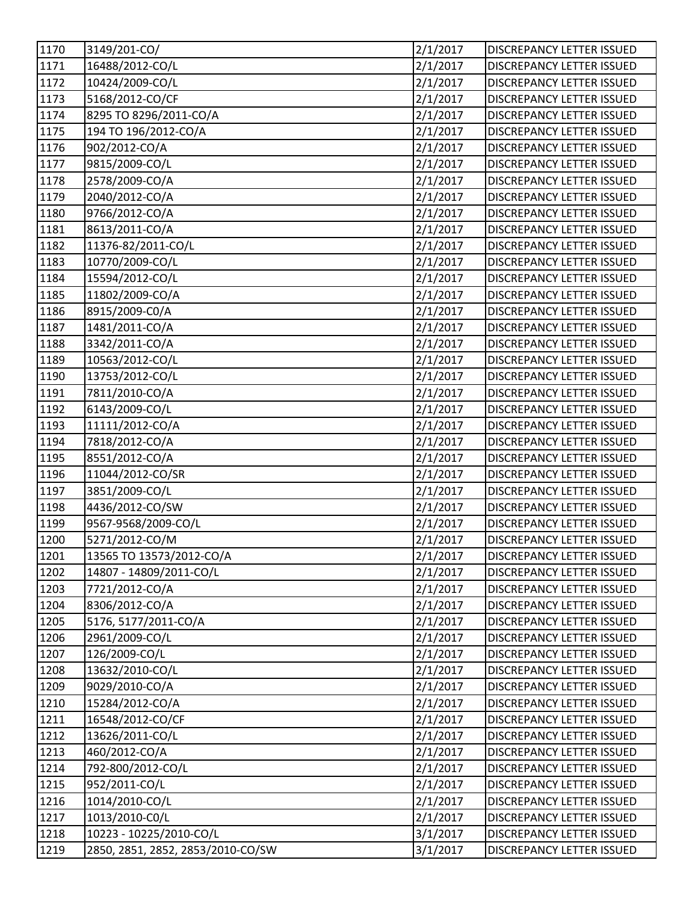| 1170 | 3149/201-CO/ | 2/1/2017 | DISCREPANCY LETTER ISSUED |
|---|---|---|---|
| 1171 | 16488/2012-CO/L | 2/1/2017 | DISCREPANCY LETTER ISSUED |
| 1172 | 10424/2009-CO/L | 2/1/2017 | DISCREPANCY LETTER ISSUED |
| 1173 | 5168/2012-CO/CF | 2/1/2017 | DISCREPANCY LETTER ISSUED |
| 1174 | 8295 TO 8296/2011-CO/A | 2/1/2017 | DISCREPANCY LETTER ISSUED |
| 1175 | 194 TO 196/2012-CO/A | 2/1/2017 | DISCREPANCY LETTER ISSUED |
| 1176 | 902/2012-CO/A | 2/1/2017 | DISCREPANCY LETTER ISSUED |
| 1177 | 9815/2009-CO/L | 2/1/2017 | DISCREPANCY LETTER ISSUED |
| 1178 | 2578/2009-CO/A | 2/1/2017 | DISCREPANCY LETTER ISSUED |
| 1179 | 2040/2012-CO/A | 2/1/2017 | DISCREPANCY LETTER ISSUED |
| 1180 | 9766/2012-CO/A | 2/1/2017 | DISCREPANCY LETTER ISSUED |
| 1181 | 8613/2011-CO/A | 2/1/2017 | DISCREPANCY LETTER ISSUED |
| 1182 | 11376-82/2011-CO/L | 2/1/2017 | DISCREPANCY LETTER ISSUED |
| 1183 | 10770/2009-CO/L | 2/1/2017 | DISCREPANCY LETTER ISSUED |
| 1184 | 15594/2012-CO/L | 2/1/2017 | DISCREPANCY LETTER ISSUED |
| 1185 | 11802/2009-CO/A | 2/1/2017 | DISCREPANCY LETTER ISSUED |
| 1186 | 8915/2009-C0/A | 2/1/2017 | DISCREPANCY LETTER ISSUED |
| 1187 | 1481/2011-CO/A | 2/1/2017 | DISCREPANCY LETTER ISSUED |
| 1188 | 3342/2011-CO/A | 2/1/2017 | DISCREPANCY LETTER ISSUED |
| 1189 | 10563/2012-CO/L | 2/1/2017 | DISCREPANCY LETTER ISSUED |
| 1190 | 13753/2012-CO/L | 2/1/2017 | DISCREPANCY LETTER ISSUED |
| 1191 | 7811/2010-CO/A | 2/1/2017 | DISCREPANCY LETTER ISSUED |
| 1192 | 6143/2009-CO/L | 2/1/2017 | DISCREPANCY LETTER ISSUED |
| 1193 | 11111/2012-CO/A | 2/1/2017 | DISCREPANCY LETTER ISSUED |
| 1194 | 7818/2012-CO/A | 2/1/2017 | DISCREPANCY LETTER ISSUED |
| 1195 | 8551/2012-CO/A | 2/1/2017 | DISCREPANCY LETTER ISSUED |
| 1196 | 11044/2012-CO/SR | 2/1/2017 | DISCREPANCY LETTER ISSUED |
| 1197 | 3851/2009-CO/L | 2/1/2017 | DISCREPANCY LETTER ISSUED |
| 1198 | 4436/2012-CO/SW | 2/1/2017 | DISCREPANCY LETTER ISSUED |
| 1199 | 9567-9568/2009-CO/L | 2/1/2017 | DISCREPANCY LETTER ISSUED |
| 1200 | 5271/2012-CO/M | 2/1/2017 | DISCREPANCY LETTER ISSUED |
| 1201 | 13565 TO 13573/2012-CO/A | 2/1/2017 | DISCREPANCY LETTER ISSUED |
| 1202 | 14807 - 14809/2011-CO/L | 2/1/2017 | DISCREPANCY LETTER ISSUED |
| 1203 | 7721/2012-CO/A | 2/1/2017 | DISCREPANCY LETTER ISSUED |
| 1204 | 8306/2012-CO/A | 2/1/2017 | DISCREPANCY LETTER ISSUED |
| 1205 | 5176, 5177/2011-CO/A | 2/1/2017 | DISCREPANCY LETTER ISSUED |
| 1206 | 2961/2009-CO/L | 2/1/2017 | DISCREPANCY LETTER ISSUED |
| 1207 | 126/2009-CO/L | 2/1/2017 | DISCREPANCY LETTER ISSUED |
| 1208 | 13632/2010-CO/L | 2/1/2017 | DISCREPANCY LETTER ISSUED |
| 1209 | 9029/2010-CO/A | 2/1/2017 | DISCREPANCY LETTER ISSUED |
| 1210 | 15284/2012-CO/A | 2/1/2017 | DISCREPANCY LETTER ISSUED |
| 1211 | 16548/2012-CO/CF | 2/1/2017 | DISCREPANCY LETTER ISSUED |
| 1212 | 13626/2011-CO/L | 2/1/2017 | DISCREPANCY LETTER ISSUED |
| 1213 | 460/2012-CO/A | 2/1/2017 | DISCREPANCY LETTER ISSUED |
| 1214 | 792-800/2012-CO/L | 2/1/2017 | DISCREPANCY LETTER ISSUED |
| 1215 | 952/2011-CO/L | 2/1/2017 | DISCREPANCY LETTER ISSUED |
| 1216 | 1014/2010-CO/L | 2/1/2017 | DISCREPANCY LETTER ISSUED |
| 1217 | 1013/2010-C0/L | 2/1/2017 | DISCREPANCY LETTER ISSUED |
| 1218 | 10223 - 10225/2010-CO/L | 3/1/2017 | DISCREPANCY LETTER ISSUED |
| 1219 | 2850, 2851, 2852, 2853/2010-CO/SW | 3/1/2017 | DISCREPANCY LETTER ISSUED |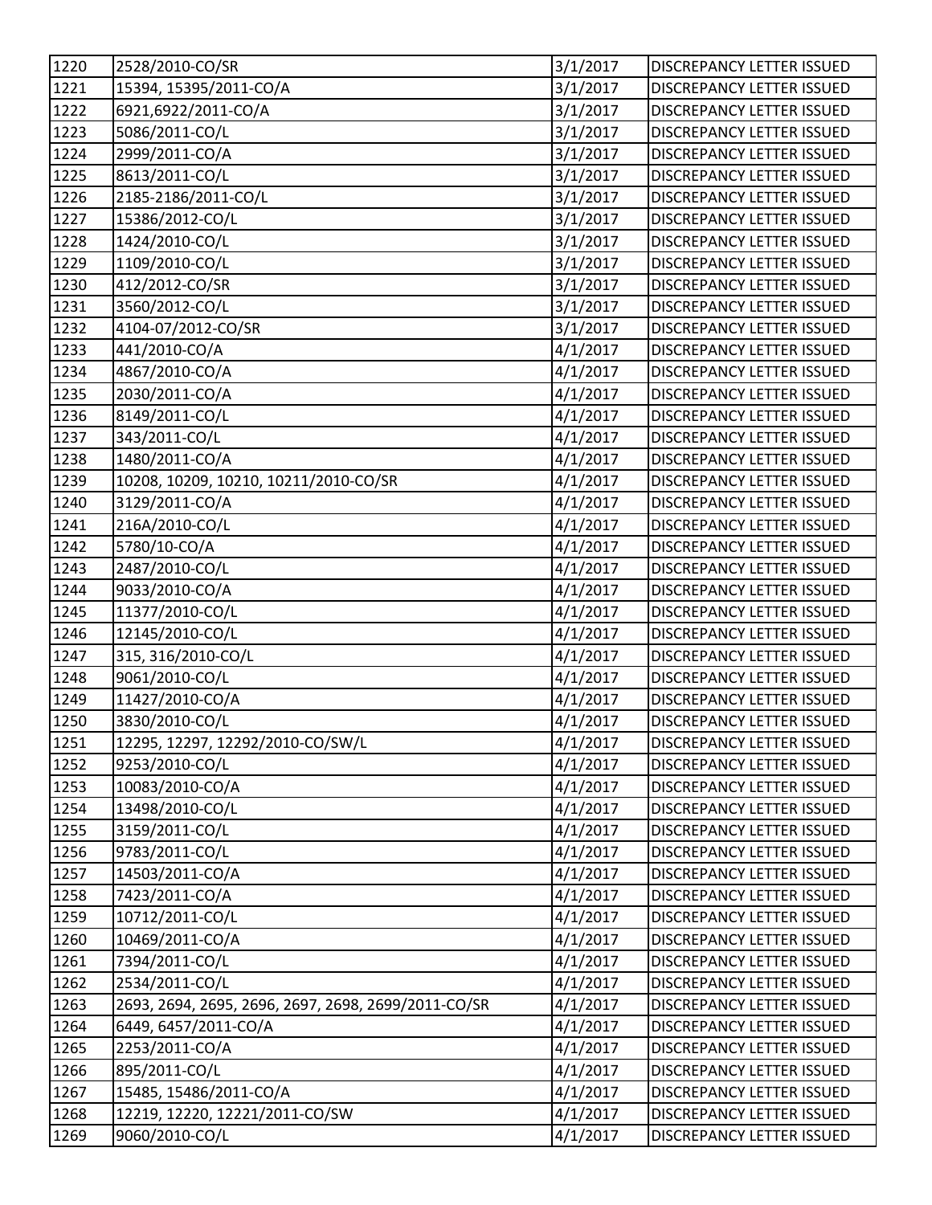| | | | |
|---|---|---|---|
| 1220 | 2528/2010-CO/SR | 3/1/2017 | DISCREPANCY LETTER ISSUED |
| 1221 | 15394, 15395/2011-CO/A | 3/1/2017 | DISCREPANCY LETTER ISSUED |
| 1222 | 6921,6922/2011-CO/A | 3/1/2017 | DISCREPANCY LETTER ISSUED |
| 1223 | 5086/2011-CO/L | 3/1/2017 | DISCREPANCY LETTER ISSUED |
| 1224 | 2999/2011-CO/A | 3/1/2017 | DISCREPANCY LETTER ISSUED |
| 1225 | 8613/2011-CO/L | 3/1/2017 | DISCREPANCY LETTER ISSUED |
| 1226 | 2185-2186/2011-CO/L | 3/1/2017 | DISCREPANCY LETTER ISSUED |
| 1227 | 15386/2012-CO/L | 3/1/2017 | DISCREPANCY LETTER ISSUED |
| 1228 | 1424/2010-CO/L | 3/1/2017 | DISCREPANCY LETTER ISSUED |
| 1229 | 1109/2010-CO/L | 3/1/2017 | DISCREPANCY LETTER ISSUED |
| 1230 | 412/2012-CO/SR | 3/1/2017 | DISCREPANCY LETTER ISSUED |
| 1231 | 3560/2012-CO/L | 3/1/2017 | DISCREPANCY LETTER ISSUED |
| 1232 | 4104-07/2012-CO/SR | 3/1/2017 | DISCREPANCY LETTER ISSUED |
| 1233 | 441/2010-CO/A | 4/1/2017 | DISCREPANCY LETTER ISSUED |
| 1234 | 4867/2010-CO/A | 4/1/2017 | DISCREPANCY LETTER ISSUED |
| 1235 | 2030/2011-CO/A | 4/1/2017 | DISCREPANCY LETTER ISSUED |
| 1236 | 8149/2011-CO/L | 4/1/2017 | DISCREPANCY LETTER ISSUED |
| 1237 | 343/2011-CO/L | 4/1/2017 | DISCREPANCY LETTER ISSUED |
| 1238 | 1480/2011-CO/A | 4/1/2017 | DISCREPANCY LETTER ISSUED |
| 1239 | 10208, 10209, 10210, 10211/2010-CO/SR | 4/1/2017 | DISCREPANCY LETTER ISSUED |
| 1240 | 3129/2011-CO/A | 4/1/2017 | DISCREPANCY LETTER ISSUED |
| 1241 | 216A/2010-CO/L | 4/1/2017 | DISCREPANCY LETTER ISSUED |
| 1242 | 5780/10-CO/A | 4/1/2017 | DISCREPANCY LETTER ISSUED |
| 1243 | 2487/2010-CO/L | 4/1/2017 | DISCREPANCY LETTER ISSUED |
| 1244 | 9033/2010-CO/A | 4/1/2017 | DISCREPANCY LETTER ISSUED |
| 1245 | 11377/2010-CO/L | 4/1/2017 | DISCREPANCY LETTER ISSUED |
| 1246 | 12145/2010-CO/L | 4/1/2017 | DISCREPANCY LETTER ISSUED |
| 1247 | 315, 316/2010-CO/L | 4/1/2017 | DISCREPANCY LETTER ISSUED |
| 1248 | 9061/2010-CO/L | 4/1/2017 | DISCREPANCY LETTER ISSUED |
| 1249 | 11427/2010-CO/A | 4/1/2017 | DISCREPANCY LETTER ISSUED |
| 1250 | 3830/2010-CO/L | 4/1/2017 | DISCREPANCY LETTER ISSUED |
| 1251 | 12295, 12297, 12292/2010-CO/SW/L | 4/1/2017 | DISCREPANCY LETTER ISSUED |
| 1252 | 9253/2010-CO/L | 4/1/2017 | DISCREPANCY LETTER ISSUED |
| 1253 | 10083/2010-CO/A | 4/1/2017 | DISCREPANCY LETTER ISSUED |
| 1254 | 13498/2010-CO/L | 4/1/2017 | DISCREPANCY LETTER ISSUED |
| 1255 | 3159/2011-CO/L | 4/1/2017 | DISCREPANCY LETTER ISSUED |
| 1256 | 9783/2011-CO/L | 4/1/2017 | DISCREPANCY LETTER ISSUED |
| 1257 | 14503/2011-CO/A | 4/1/2017 | DISCREPANCY LETTER ISSUED |
| 1258 | 7423/2011-CO/A | 4/1/2017 | DISCREPANCY LETTER ISSUED |
| 1259 | 10712/2011-CO/L | 4/1/2017 | DISCREPANCY LETTER ISSUED |
| 1260 | 10469/2011-CO/A | 4/1/2017 | DISCREPANCY LETTER ISSUED |
| 1261 | 7394/2011-CO/L | 4/1/2017 | DISCREPANCY LETTER ISSUED |
| 1262 | 2534/2011-CO/L | 4/1/2017 | DISCREPANCY LETTER ISSUED |
| 1263 | 2693, 2694, 2695, 2696, 2697, 2698, 2699/2011-CO/SR | 4/1/2017 | DISCREPANCY LETTER ISSUED |
| 1264 | 6449, 6457/2011-CO/A | 4/1/2017 | DISCREPANCY LETTER ISSUED |
| 1265 | 2253/2011-CO/A | 4/1/2017 | DISCREPANCY LETTER ISSUED |
| 1266 | 895/2011-CO/L | 4/1/2017 | DISCREPANCY LETTER ISSUED |
| 1267 | 15485, 15486/2011-CO/A | 4/1/2017 | DISCREPANCY LETTER ISSUED |
| 1268 | 12219, 12220, 12221/2011-CO/SW | 4/1/2017 | DISCREPANCY LETTER ISSUED |
| 1269 | 9060/2010-CO/L | 4/1/2017 | DISCREPANCY LETTER ISSUED |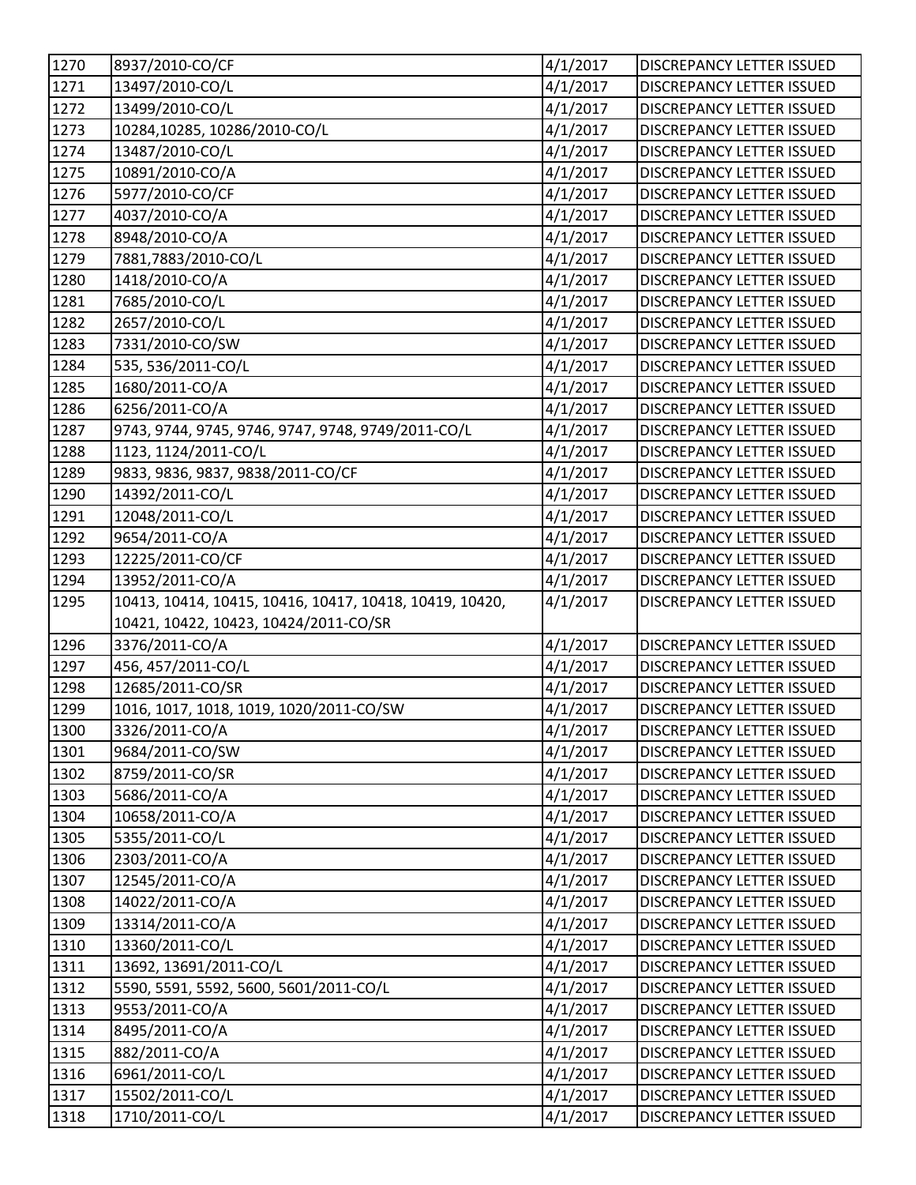| 1270 | 8937/2010-CO/CF | 4/1/2017 | DISCREPANCY LETTER ISSUED |
|---|---|---|---|
| 1271 | 13497/2010-CO/L | 4/1/2017 | DISCREPANCY LETTER ISSUED |
| 1272 | 13499/2010-CO/L | 4/1/2017 | DISCREPANCY LETTER ISSUED |
| 1273 | 10284,10285, 10286/2010-CO/L | 4/1/2017 | DISCREPANCY LETTER ISSUED |
| 1274 | 13487/2010-CO/L | 4/1/2017 | DISCREPANCY LETTER ISSUED |
| 1275 | 10891/2010-CO/A | 4/1/2017 | DISCREPANCY LETTER ISSUED |
| 1276 | 5977/2010-CO/CF | 4/1/2017 | DISCREPANCY LETTER ISSUED |
| 1277 | 4037/2010-CO/A | 4/1/2017 | DISCREPANCY LETTER ISSUED |
| 1278 | 8948/2010-CO/A | 4/1/2017 | DISCREPANCY LETTER ISSUED |
| 1279 | 7881,7883/2010-CO/L | 4/1/2017 | DISCREPANCY LETTER ISSUED |
| 1280 | 1418/2010-CO/A | 4/1/2017 | DISCREPANCY LETTER ISSUED |
| 1281 | 7685/2010-CO/L | 4/1/2017 | DISCREPANCY LETTER ISSUED |
| 1282 | 2657/2010-CO/L | 4/1/2017 | DISCREPANCY LETTER ISSUED |
| 1283 | 7331/2010-CO/SW | 4/1/2017 | DISCREPANCY LETTER ISSUED |
| 1284 | 535, 536/2011-CO/L | 4/1/2017 | DISCREPANCY LETTER ISSUED |
| 1285 | 1680/2011-CO/A | 4/1/2017 | DISCREPANCY LETTER ISSUED |
| 1286 | 6256/2011-CO/A | 4/1/2017 | DISCREPANCY LETTER ISSUED |
| 1287 | 9743, 9744, 9745, 9746, 9747, 9748, 9749/2011-CO/L | 4/1/2017 | DISCREPANCY LETTER ISSUED |
| 1288 | 1123, 1124/2011-CO/L | 4/1/2017 | DISCREPANCY LETTER ISSUED |
| 1289 | 9833, 9836, 9837, 9838/2011-CO/CF | 4/1/2017 | DISCREPANCY LETTER ISSUED |
| 1290 | 14392/2011-CO/L | 4/1/2017 | DISCREPANCY LETTER ISSUED |
| 1291 | 12048/2011-CO/L | 4/1/2017 | DISCREPANCY LETTER ISSUED |
| 1292 | 9654/2011-CO/A | 4/1/2017 | DISCREPANCY LETTER ISSUED |
| 1293 | 12225/2011-CO/CF | 4/1/2017 | DISCREPANCY LETTER ISSUED |
| 1294 | 13952/2011-CO/A | 4/1/2017 | DISCREPANCY LETTER ISSUED |
| 1295 | 10413, 10414, 10415, 10416, 10417, 10418, 10419, 10420, 10421, 10422, 10423, 10424/2011-CO/SR | 4/1/2017 | DISCREPANCY LETTER ISSUED |
| 1296 | 3376/2011-CO/A | 4/1/2017 | DISCREPANCY LETTER ISSUED |
| 1297 | 456, 457/2011-CO/L | 4/1/2017 | DISCREPANCY LETTER ISSUED |
| 1298 | 12685/2011-CO/SR | 4/1/2017 | DISCREPANCY LETTER ISSUED |
| 1299 | 1016, 1017, 1018, 1019, 1020/2011-CO/SW | 4/1/2017 | DISCREPANCY LETTER ISSUED |
| 1300 | 3326/2011-CO/A | 4/1/2017 | DISCREPANCY LETTER ISSUED |
| 1301 | 9684/2011-CO/SW | 4/1/2017 | DISCREPANCY LETTER ISSUED |
| 1302 | 8759/2011-CO/SR | 4/1/2017 | DISCREPANCY LETTER ISSUED |
| 1303 | 5686/2011-CO/A | 4/1/2017 | DISCREPANCY LETTER ISSUED |
| 1304 | 10658/2011-CO/A | 4/1/2017 | DISCREPANCY LETTER ISSUED |
| 1305 | 5355/2011-CO/L | 4/1/2017 | DISCREPANCY LETTER ISSUED |
| 1306 | 2303/2011-CO/A | 4/1/2017 | DISCREPANCY LETTER ISSUED |
| 1307 | 12545/2011-CO/A | 4/1/2017 | DISCREPANCY LETTER ISSUED |
| 1308 | 14022/2011-CO/A | 4/1/2017 | DISCREPANCY LETTER ISSUED |
| 1309 | 13314/2011-CO/A | 4/1/2017 | DISCREPANCY LETTER ISSUED |
| 1310 | 13360/2011-CO/L | 4/1/2017 | DISCREPANCY LETTER ISSUED |
| 1311 | 13692, 13691/2011-CO/L | 4/1/2017 | DISCREPANCY LETTER ISSUED |
| 1312 | 5590, 5591, 5592, 5600, 5601/2011-CO/L | 4/1/2017 | DISCREPANCY LETTER ISSUED |
| 1313 | 9553/2011-CO/A | 4/1/2017 | DISCREPANCY LETTER ISSUED |
| 1314 | 8495/2011-CO/A | 4/1/2017 | DISCREPANCY LETTER ISSUED |
| 1315 | 882/2011-CO/A | 4/1/2017 | DISCREPANCY LETTER ISSUED |
| 1316 | 6961/2011-CO/L | 4/1/2017 | DISCREPANCY LETTER ISSUED |
| 1317 | 15502/2011-CO/L | 4/1/2017 | DISCREPANCY LETTER ISSUED |
| 1318 | 1710/2011-CO/L | 4/1/2017 | DISCREPANCY LETTER ISSUED |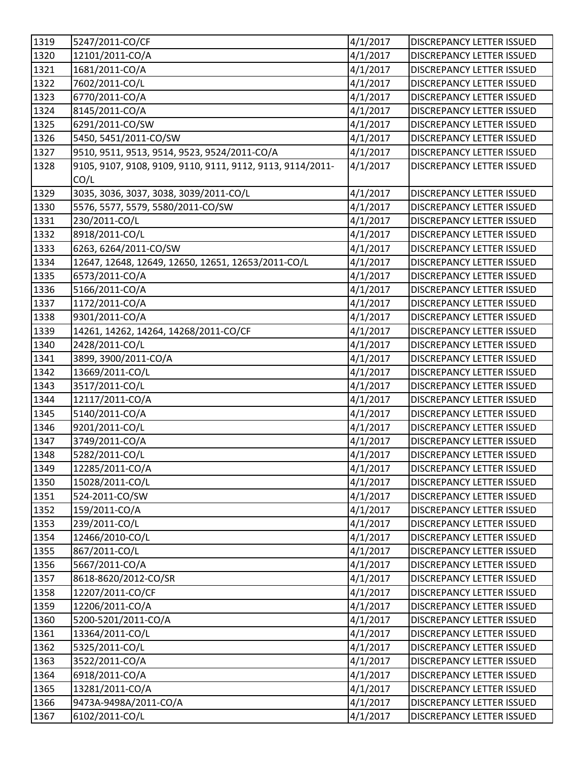| 1319 | 5247/2011-CO/CF | 4/1/2017 | DISCREPANCY LETTER ISSUED |
|---|---|---|---|
| 1320 | 12101/2011-CO/A | 4/1/2017 | DISCREPANCY LETTER ISSUED |
| 1321 | 1681/2011-CO/A | 4/1/2017 | DISCREPANCY LETTER ISSUED |
| 1322 | 7602/2011-CO/L | 4/1/2017 | DISCREPANCY LETTER ISSUED |
| 1323 | 6770/2011-CO/A | 4/1/2017 | DISCREPANCY LETTER ISSUED |
| 1324 | 8145/2011-CO/A | 4/1/2017 | DISCREPANCY LETTER ISSUED |
| 1325 | 6291/2011-CO/SW | 4/1/2017 | DISCREPANCY LETTER ISSUED |
| 1326 | 5450, 5451/2011-CO/SW | 4/1/2017 | DISCREPANCY LETTER ISSUED |
| 1327 | 9510, 9511, 9513, 9514, 9523, 9524/2011-CO/A | 4/1/2017 | DISCREPANCY LETTER ISSUED |
| 1328 | 9105, 9107, 9108, 9109, 9110, 9111, 9112, 9113, 9114/2011-CO/L | 4/1/2017 | DISCREPANCY LETTER ISSUED |
| 1329 | 3035, 3036, 3037, 3038, 3039/2011-CO/L | 4/1/2017 | DISCREPANCY LETTER ISSUED |
| 1330 | 5576, 5577, 5579, 5580/2011-CO/SW | 4/1/2017 | DISCREPANCY LETTER ISSUED |
| 1331 | 230/2011-CO/L | 4/1/2017 | DISCREPANCY LETTER ISSUED |
| 1332 | 8918/2011-CO/L | 4/1/2017 | DISCREPANCY LETTER ISSUED |
| 1333 | 6263, 6264/2011-CO/SW | 4/1/2017 | DISCREPANCY LETTER ISSUED |
| 1334 | 12647, 12648, 12649, 12650, 12651, 12653/2011-CO/L | 4/1/2017 | DISCREPANCY LETTER ISSUED |
| 1335 | 6573/2011-CO/A | 4/1/2017 | DISCREPANCY LETTER ISSUED |
| 1336 | 5166/2011-CO/A | 4/1/2017 | DISCREPANCY LETTER ISSUED |
| 1337 | 1172/2011-CO/A | 4/1/2017 | DISCREPANCY LETTER ISSUED |
| 1338 | 9301/2011-CO/A | 4/1/2017 | DISCREPANCY LETTER ISSUED |
| 1339 | 14261, 14262, 14264, 14268/2011-CO/CF | 4/1/2017 | DISCREPANCY LETTER ISSUED |
| 1340 | 2428/2011-CO/L | 4/1/2017 | DISCREPANCY LETTER ISSUED |
| 1341 | 3899, 3900/2011-CO/A | 4/1/2017 | DISCREPANCY LETTER ISSUED |
| 1342 | 13669/2011-CO/L | 4/1/2017 | DISCREPANCY LETTER ISSUED |
| 1343 | 3517/2011-CO/L | 4/1/2017 | DISCREPANCY LETTER ISSUED |
| 1344 | 12117/2011-CO/A | 4/1/2017 | DISCREPANCY LETTER ISSUED |
| 1345 | 5140/2011-CO/A | 4/1/2017 | DISCREPANCY LETTER ISSUED |
| 1346 | 9201/2011-CO/L | 4/1/2017 | DISCREPANCY LETTER ISSUED |
| 1347 | 3749/2011-CO/A | 4/1/2017 | DISCREPANCY LETTER ISSUED |
| 1348 | 5282/2011-CO/L | 4/1/2017 | DISCREPANCY LETTER ISSUED |
| 1349 | 12285/2011-CO/A | 4/1/2017 | DISCREPANCY LETTER ISSUED |
| 1350 | 15028/2011-CO/L | 4/1/2017 | DISCREPANCY LETTER ISSUED |
| 1351 | 524-2011-CO/SW | 4/1/2017 | DISCREPANCY LETTER ISSUED |
| 1352 | 159/2011-CO/A | 4/1/2017 | DISCREPANCY LETTER ISSUED |
| 1353 | 239/2011-CO/L | 4/1/2017 | DISCREPANCY LETTER ISSUED |
| 1354 | 12466/2010-CO/L | 4/1/2017 | DISCREPANCY LETTER ISSUED |
| 1355 | 867/2011-CO/L | 4/1/2017 | DISCREPANCY LETTER ISSUED |
| 1356 | 5667/2011-CO/A | 4/1/2017 | DISCREPANCY LETTER ISSUED |
| 1357 | 8618-8620/2012-CO/SR | 4/1/2017 | DISCREPANCY LETTER ISSUED |
| 1358 | 12207/2011-CO/CF | 4/1/2017 | DISCREPANCY LETTER ISSUED |
| 1359 | 12206/2011-CO/A | 4/1/2017 | DISCREPANCY LETTER ISSUED |
| 1360 | 5200-5201/2011-CO/A | 4/1/2017 | DISCREPANCY LETTER ISSUED |
| 1361 | 13364/2011-CO/L | 4/1/2017 | DISCREPANCY LETTER ISSUED |
| 1362 | 5325/2011-CO/L | 4/1/2017 | DISCREPANCY LETTER ISSUED |
| 1363 | 3522/2011-CO/A | 4/1/2017 | DISCREPANCY LETTER ISSUED |
| 1364 | 6918/2011-CO/A | 4/1/2017 | DISCREPANCY LETTER ISSUED |
| 1365 | 13281/2011-CO/A | 4/1/2017 | DISCREPANCY LETTER ISSUED |
| 1366 | 9473A-9498A/2011-CO/A | 4/1/2017 | DISCREPANCY LETTER ISSUED |
| 1367 | 6102/2011-CO/L | 4/1/2017 | DISCREPANCY LETTER ISSUED |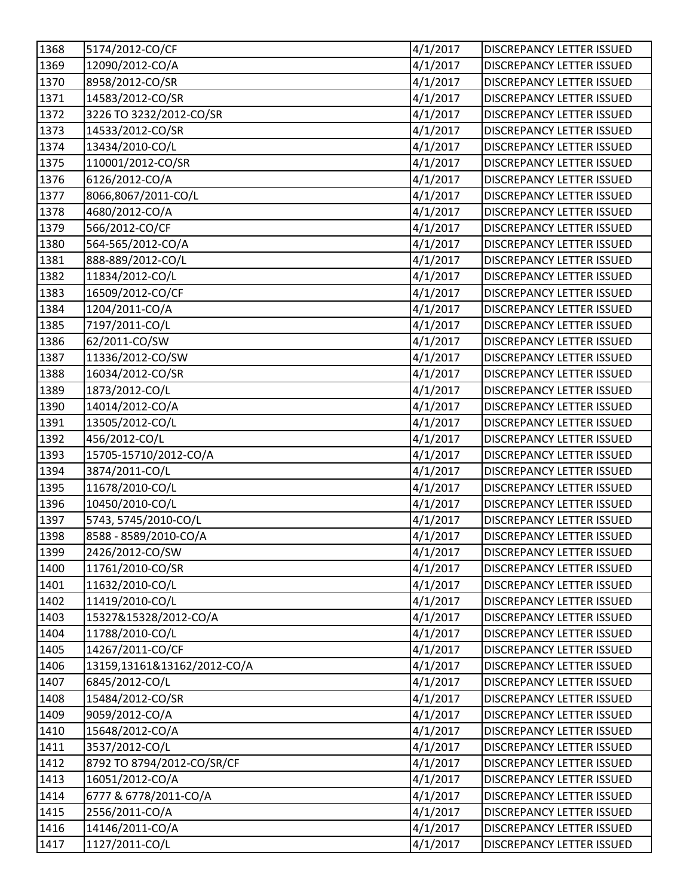| 1368 | 5174/2012-CO/CF | 4/1/2017 | DISCREPANCY LETTER ISSUED |
|---|---|---|---|
| 1369 | 12090/2012-CO/A | 4/1/2017 | DISCREPANCY LETTER ISSUED |
| 1370 | 8958/2012-CO/SR | 4/1/2017 | DISCREPANCY LETTER ISSUED |
| 1371 | 14583/2012-CO/SR | 4/1/2017 | DISCREPANCY LETTER ISSUED |
| 1372 | 3226 TO 3232/2012-CO/SR | 4/1/2017 | DISCREPANCY LETTER ISSUED |
| 1373 | 14533/2012-CO/SR | 4/1/2017 | DISCREPANCY LETTER ISSUED |
| 1374 | 13434/2010-CO/L | 4/1/2017 | DISCREPANCY LETTER ISSUED |
| 1375 | 110001/2012-CO/SR | 4/1/2017 | DISCREPANCY LETTER ISSUED |
| 1376 | 6126/2012-CO/A | 4/1/2017 | DISCREPANCY LETTER ISSUED |
| 1377 | 8066,8067/2011-CO/L | 4/1/2017 | DISCREPANCY LETTER ISSUED |
| 1378 | 4680/2012-CO/A | 4/1/2017 | DISCREPANCY LETTER ISSUED |
| 1379 | 566/2012-CO/CF | 4/1/2017 | DISCREPANCY LETTER ISSUED |
| 1380 | 564-565/2012-CO/A | 4/1/2017 | DISCREPANCY LETTER ISSUED |
| 1381 | 888-889/2012-CO/L | 4/1/2017 | DISCREPANCY LETTER ISSUED |
| 1382 | 11834/2012-CO/L | 4/1/2017 | DISCREPANCY LETTER ISSUED |
| 1383 | 16509/2012-CO/CF | 4/1/2017 | DISCREPANCY LETTER ISSUED |
| 1384 | 1204/2011-CO/A | 4/1/2017 | DISCREPANCY LETTER ISSUED |
| 1385 | 7197/2011-CO/L | 4/1/2017 | DISCREPANCY LETTER ISSUED |
| 1386 | 62/2011-CO/SW | 4/1/2017 | DISCREPANCY LETTER ISSUED |
| 1387 | 11336/2012-CO/SW | 4/1/2017 | DISCREPANCY LETTER ISSUED |
| 1388 | 16034/2012-CO/SR | 4/1/2017 | DISCREPANCY LETTER ISSUED |
| 1389 | 1873/2012-CO/L | 4/1/2017 | DISCREPANCY LETTER ISSUED |
| 1390 | 14014/2012-CO/A | 4/1/2017 | DISCREPANCY LETTER ISSUED |
| 1391 | 13505/2012-CO/L | 4/1/2017 | DISCREPANCY LETTER ISSUED |
| 1392 | 456/2012-CO/L | 4/1/2017 | DISCREPANCY LETTER ISSUED |
| 1393 | 15705-15710/2012-CO/A | 4/1/2017 | DISCREPANCY LETTER ISSUED |
| 1394 | 3874/2011-CO/L | 4/1/2017 | DISCREPANCY LETTER ISSUED |
| 1395 | 11678/2010-CO/L | 4/1/2017 | DISCREPANCY LETTER ISSUED |
| 1396 | 10450/2010-CO/L | 4/1/2017 | DISCREPANCY LETTER ISSUED |
| 1397 | 5743, 5745/2010-CO/L | 4/1/2017 | DISCREPANCY LETTER ISSUED |
| 1398 | 8588 - 8589/2010-CO/A | 4/1/2017 | DISCREPANCY LETTER ISSUED |
| 1399 | 2426/2012-CO/SW | 4/1/2017 | DISCREPANCY LETTER ISSUED |
| 1400 | 11761/2010-CO/SR | 4/1/2017 | DISCREPANCY LETTER ISSUED |
| 1401 | 11632/2010-CO/L | 4/1/2017 | DISCREPANCY LETTER ISSUED |
| 1402 | 11419/2010-CO/L | 4/1/2017 | DISCREPANCY LETTER ISSUED |
| 1403 | 15327&15328/2012-CO/A | 4/1/2017 | DISCREPANCY LETTER ISSUED |
| 1404 | 11788/2010-CO/L | 4/1/2017 | DISCREPANCY LETTER ISSUED |
| 1405 | 14267/2011-CO/CF | 4/1/2017 | DISCREPANCY LETTER ISSUED |
| 1406 | 13159,13161&13162/2012-CO/A | 4/1/2017 | DISCREPANCY LETTER ISSUED |
| 1407 | 6845/2012-CO/L | 4/1/2017 | DISCREPANCY LETTER ISSUED |
| 1408 | 15484/2012-CO/SR | 4/1/2017 | DISCREPANCY LETTER ISSUED |
| 1409 | 9059/2012-CO/A | 4/1/2017 | DISCREPANCY LETTER ISSUED |
| 1410 | 15648/2012-CO/A | 4/1/2017 | DISCREPANCY LETTER ISSUED |
| 1411 | 3537/2012-CO/L | 4/1/2017 | DISCREPANCY LETTER ISSUED |
| 1412 | 8792 TO 8794/2012-CO/SR/CF | 4/1/2017 | DISCREPANCY LETTER ISSUED |
| 1413 | 16051/2012-CO/A | 4/1/2017 | DISCREPANCY LETTER ISSUED |
| 1414 | 6777 & 6778/2011-CO/A | 4/1/2017 | DISCREPANCY LETTER ISSUED |
| 1415 | 2556/2011-CO/A | 4/1/2017 | DISCREPANCY LETTER ISSUED |
| 1416 | 14146/2011-CO/A | 4/1/2017 | DISCREPANCY LETTER ISSUED |
| 1417 | 1127/2011-CO/L | 4/1/2017 | DISCREPANCY LETTER ISSUED |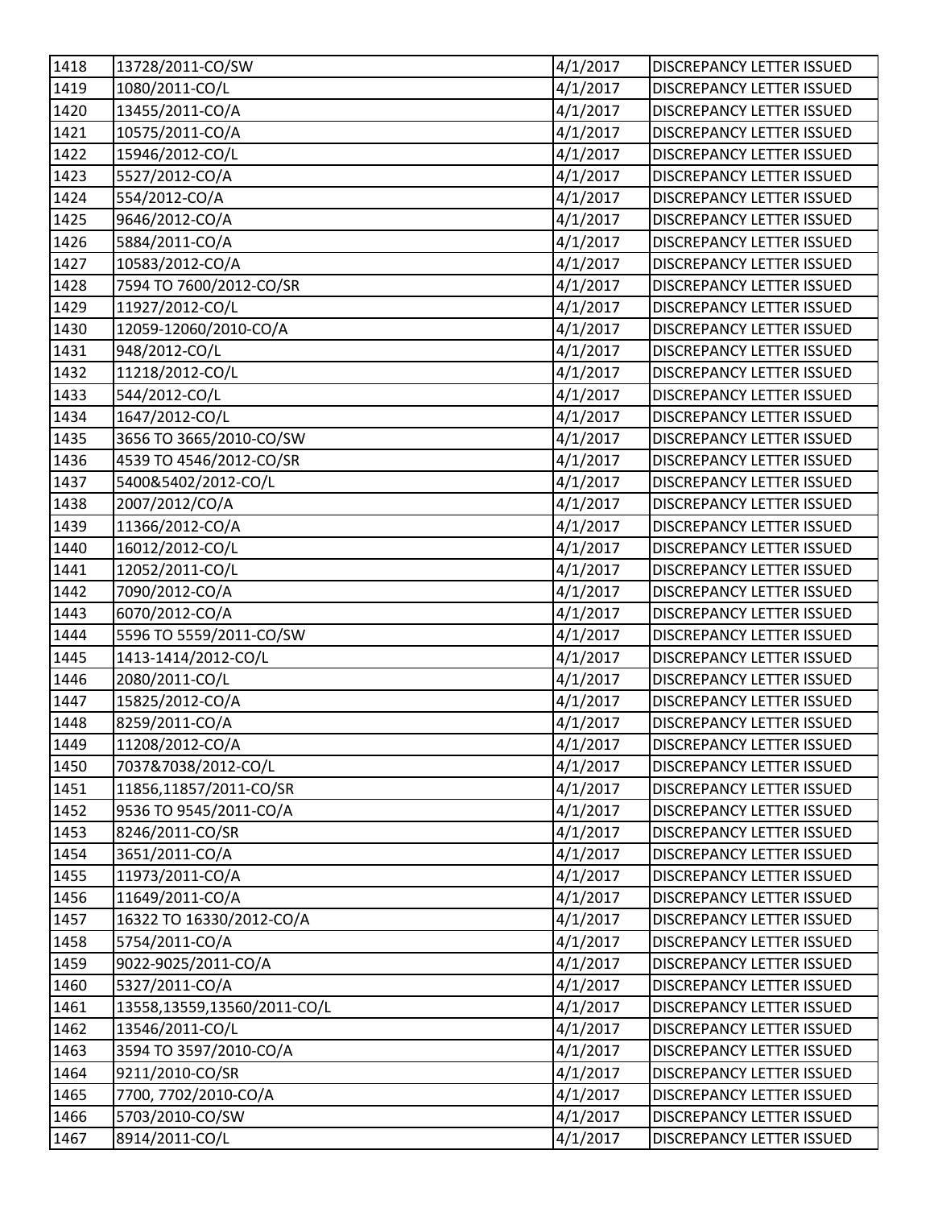| 1418 | 13728/2011-CO/SW | 4/1/2017 | DISCREPANCY LETTER ISSUED |
|---|---|---|---|
| 1419 | 1080/2011-CO/L | 4/1/2017 | DISCREPANCY LETTER ISSUED |
| 1420 | 13455/2011-CO/A | 4/1/2017 | DISCREPANCY LETTER ISSUED |
| 1421 | 10575/2011-CO/A | 4/1/2017 | DISCREPANCY LETTER ISSUED |
| 1422 | 15946/2012-CO/L | 4/1/2017 | DISCREPANCY LETTER ISSUED |
| 1423 | 5527/2012-CO/A | 4/1/2017 | DISCREPANCY LETTER ISSUED |
| 1424 | 554/2012-CO/A | 4/1/2017 | DISCREPANCY LETTER ISSUED |
| 1425 | 9646/2012-CO/A | 4/1/2017 | DISCREPANCY LETTER ISSUED |
| 1426 | 5884/2011-CO/A | 4/1/2017 | DISCREPANCY LETTER ISSUED |
| 1427 | 10583/2012-CO/A | 4/1/2017 | DISCREPANCY LETTER ISSUED |
| 1428 | 7594 TO 7600/2012-CO/SR | 4/1/2017 | DISCREPANCY LETTER ISSUED |
| 1429 | 11927/2012-CO/L | 4/1/2017 | DISCREPANCY LETTER ISSUED |
| 1430 | 12059-12060/2010-CO/A | 4/1/2017 | DISCREPANCY LETTER ISSUED |
| 1431 | 948/2012-CO/L | 4/1/2017 | DISCREPANCY LETTER ISSUED |
| 1432 | 11218/2012-CO/L | 4/1/2017 | DISCREPANCY LETTER ISSUED |
| 1433 | 544/2012-CO/L | 4/1/2017 | DISCREPANCY LETTER ISSUED |
| 1434 | 1647/2012-CO/L | 4/1/2017 | DISCREPANCY LETTER ISSUED |
| 1435 | 3656 TO 3665/2010-CO/SW | 4/1/2017 | DISCREPANCY LETTER ISSUED |
| 1436 | 4539 TO 4546/2012-CO/SR | 4/1/2017 | DISCREPANCY LETTER ISSUED |
| 1437 | 5400&5402/2012-CO/L | 4/1/2017 | DISCREPANCY LETTER ISSUED |
| 1438 | 2007/2012/CO/A | 4/1/2017 | DISCREPANCY LETTER ISSUED |
| 1439 | 11366/2012-CO/A | 4/1/2017 | DISCREPANCY LETTER ISSUED |
| 1440 | 16012/2012-CO/L | 4/1/2017 | DISCREPANCY LETTER ISSUED |
| 1441 | 12052/2011-CO/L | 4/1/2017 | DISCREPANCY LETTER ISSUED |
| 1442 | 7090/2012-CO/A | 4/1/2017 | DISCREPANCY LETTER ISSUED |
| 1443 | 6070/2012-CO/A | 4/1/2017 | DISCREPANCY LETTER ISSUED |
| 1444 | 5596 TO 5559/2011-CO/SW | 4/1/2017 | DISCREPANCY LETTER ISSUED |
| 1445 | 1413-1414/2012-CO/L | 4/1/2017 | DISCREPANCY LETTER ISSUED |
| 1446 | 2080/2011-CO/L | 4/1/2017 | DISCREPANCY LETTER ISSUED |
| 1447 | 15825/2012-CO/A | 4/1/2017 | DISCREPANCY LETTER ISSUED |
| 1448 | 8259/2011-CO/A | 4/1/2017 | DISCREPANCY LETTER ISSUED |
| 1449 | 11208/2012-CO/A | 4/1/2017 | DISCREPANCY LETTER ISSUED |
| 1450 | 7037&7038/2012-CO/L | 4/1/2017 | DISCREPANCY LETTER ISSUED |
| 1451 | 11856,11857/2011-CO/SR | 4/1/2017 | DISCREPANCY LETTER ISSUED |
| 1452 | 9536 TO 9545/2011-CO/A | 4/1/2017 | DISCREPANCY LETTER ISSUED |
| 1453 | 8246/2011-CO/SR | 4/1/2017 | DISCREPANCY LETTER ISSUED |
| 1454 | 3651/2011-CO/A | 4/1/2017 | DISCREPANCY LETTER ISSUED |
| 1455 | 11973/2011-CO/A | 4/1/2017 | DISCREPANCY LETTER ISSUED |
| 1456 | 11649/2011-CO/A | 4/1/2017 | DISCREPANCY LETTER ISSUED |
| 1457 | 16322 TO 16330/2012-CO/A | 4/1/2017 | DISCREPANCY LETTER ISSUED |
| 1458 | 5754/2011-CO/A | 4/1/2017 | DISCREPANCY LETTER ISSUED |
| 1459 | 9022-9025/2011-CO/A | 4/1/2017 | DISCREPANCY LETTER ISSUED |
| 1460 | 5327/2011-CO/A | 4/1/2017 | DISCREPANCY LETTER ISSUED |
| 1461 | 13558,13559,13560/2011-CO/L | 4/1/2017 | DISCREPANCY LETTER ISSUED |
| 1462 | 13546/2011-CO/L | 4/1/2017 | DISCREPANCY LETTER ISSUED |
| 1463 | 3594 TO 3597/2010-CO/A | 4/1/2017 | DISCREPANCY LETTER ISSUED |
| 1464 | 9211/2010-CO/SR | 4/1/2017 | DISCREPANCY LETTER ISSUED |
| 1465 | 7700, 7702/2010-CO/A | 4/1/2017 | DISCREPANCY LETTER ISSUED |
| 1466 | 5703/2010-CO/SW | 4/1/2017 | DISCREPANCY LETTER ISSUED |
| 1467 | 8914/2011-CO/L | 4/1/2017 | DISCREPANCY LETTER ISSUED |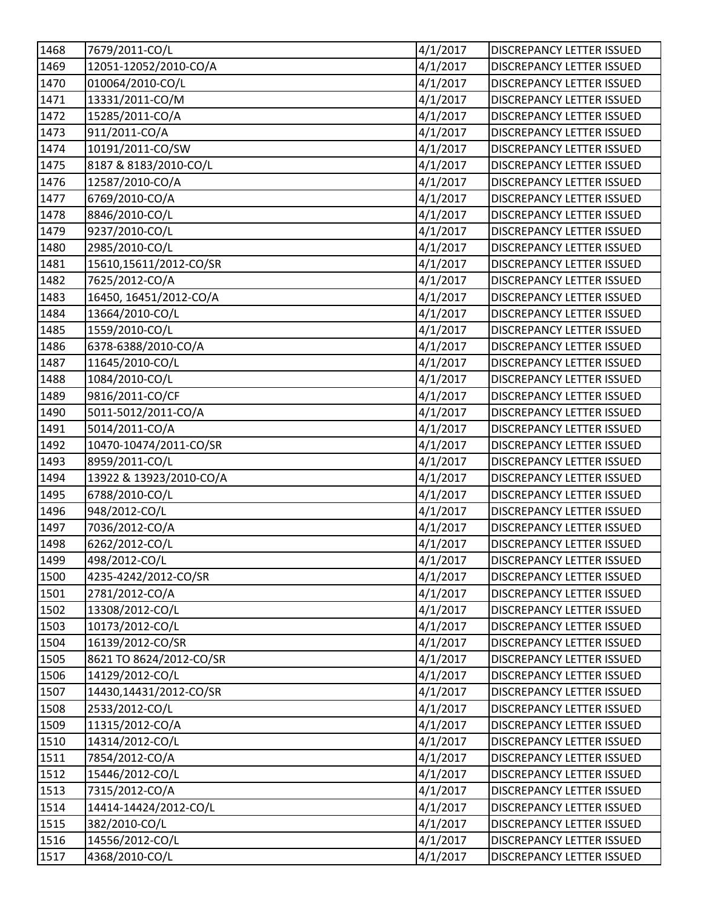| 1468 | 7679/2011-CO/L | 4/1/2017 | DISCREPANCY LETTER ISSUED |
|---|---|---|---|
| 1469 | 12051-12052/2010-CO/A | 4/1/2017 | DISCREPANCY LETTER ISSUED |
| 1470 | 010064/2010-CO/L | 4/1/2017 | DISCREPANCY LETTER ISSUED |
| 1471 | 13331/2011-CO/M | 4/1/2017 | DISCREPANCY LETTER ISSUED |
| 1472 | 15285/2011-CO/A | 4/1/2017 | DISCREPANCY LETTER ISSUED |
| 1473 | 911/2011-CO/A | 4/1/2017 | DISCREPANCY LETTER ISSUED |
| 1474 | 10191/2011-CO/SW | 4/1/2017 | DISCREPANCY LETTER ISSUED |
| 1475 | 8187 & 8183/2010-CO/L | 4/1/2017 | DISCREPANCY LETTER ISSUED |
| 1476 | 12587/2010-CO/A | 4/1/2017 | DISCREPANCY LETTER ISSUED |
| 1477 | 6769/2010-CO/A | 4/1/2017 | DISCREPANCY LETTER ISSUED |
| 1478 | 8846/2010-CO/L | 4/1/2017 | DISCREPANCY LETTER ISSUED |
| 1479 | 9237/2010-CO/L | 4/1/2017 | DISCREPANCY LETTER ISSUED |
| 1480 | 2985/2010-CO/L | 4/1/2017 | DISCREPANCY LETTER ISSUED |
| 1481 | 15610,15611/2012-CO/SR | 4/1/2017 | DISCREPANCY LETTER ISSUED |
| 1482 | 7625/2012-CO/A | 4/1/2017 | DISCREPANCY LETTER ISSUED |
| 1483 | 16450, 16451/2012-CO/A | 4/1/2017 | DISCREPANCY LETTER ISSUED |
| 1484 | 13664/2010-CO/L | 4/1/2017 | DISCREPANCY LETTER ISSUED |
| 1485 | 1559/2010-CO/L | 4/1/2017 | DISCREPANCY LETTER ISSUED |
| 1486 | 6378-6388/2010-CO/A | 4/1/2017 | DISCREPANCY LETTER ISSUED |
| 1487 | 11645/2010-CO/L | 4/1/2017 | DISCREPANCY LETTER ISSUED |
| 1488 | 1084/2010-CO/L | 4/1/2017 | DISCREPANCY LETTER ISSUED |
| 1489 | 9816/2011-CO/CF | 4/1/2017 | DISCREPANCY LETTER ISSUED |
| 1490 | 5011-5012/2011-CO/A | 4/1/2017 | DISCREPANCY LETTER ISSUED |
| 1491 | 5014/2011-CO/A | 4/1/2017 | DISCREPANCY LETTER ISSUED |
| 1492 | 10470-10474/2011-CO/SR | 4/1/2017 | DISCREPANCY LETTER ISSUED |
| 1493 | 8959/2011-CO/L | 4/1/2017 | DISCREPANCY LETTER ISSUED |
| 1494 | 13922 & 13923/2010-CO/A | 4/1/2017 | DISCREPANCY LETTER ISSUED |
| 1495 | 6788/2010-CO/L | 4/1/2017 | DISCREPANCY LETTER ISSUED |
| 1496 | 948/2012-CO/L | 4/1/2017 | DISCREPANCY LETTER ISSUED |
| 1497 | 7036/2012-CO/A | 4/1/2017 | DISCREPANCY LETTER ISSUED |
| 1498 | 6262/2012-CO/L | 4/1/2017 | DISCREPANCY LETTER ISSUED |
| 1499 | 498/2012-CO/L | 4/1/2017 | DISCREPANCY LETTER ISSUED |
| 1500 | 4235-4242/2012-CO/SR | 4/1/2017 | DISCREPANCY LETTER ISSUED |
| 1501 | 2781/2012-CO/A | 4/1/2017 | DISCREPANCY LETTER ISSUED |
| 1502 | 13308/2012-CO/L | 4/1/2017 | DISCREPANCY LETTER ISSUED |
| 1503 | 10173/2012-CO/L | 4/1/2017 | DISCREPANCY LETTER ISSUED |
| 1504 | 16139/2012-CO/SR | 4/1/2017 | DISCREPANCY LETTER ISSUED |
| 1505 | 8621 TO 8624/2012-CO/SR | 4/1/2017 | DISCREPANCY LETTER ISSUED |
| 1506 | 14129/2012-CO/L | 4/1/2017 | DISCREPANCY LETTER ISSUED |
| 1507 | 14430,14431/2012-CO/SR | 4/1/2017 | DISCREPANCY LETTER ISSUED |
| 1508 | 2533/2012-CO/L | 4/1/2017 | DISCREPANCY LETTER ISSUED |
| 1509 | 11315/2012-CO/A | 4/1/2017 | DISCREPANCY LETTER ISSUED |
| 1510 | 14314/2012-CO/L | 4/1/2017 | DISCREPANCY LETTER ISSUED |
| 1511 | 7854/2012-CO/A | 4/1/2017 | DISCREPANCY LETTER ISSUED |
| 1512 | 15446/2012-CO/L | 4/1/2017 | DISCREPANCY LETTER ISSUED |
| 1513 | 7315/2012-CO/A | 4/1/2017 | DISCREPANCY LETTER ISSUED |
| 1514 | 14414-14424/2012-CO/L | 4/1/2017 | DISCREPANCY LETTER ISSUED |
| 1515 | 382/2010-CO/L | 4/1/2017 | DISCREPANCY LETTER ISSUED |
| 1516 | 14556/2012-CO/L | 4/1/2017 | DISCREPANCY LETTER ISSUED |
| 1517 | 4368/2010-CO/L | 4/1/2017 | DISCREPANCY LETTER ISSUED |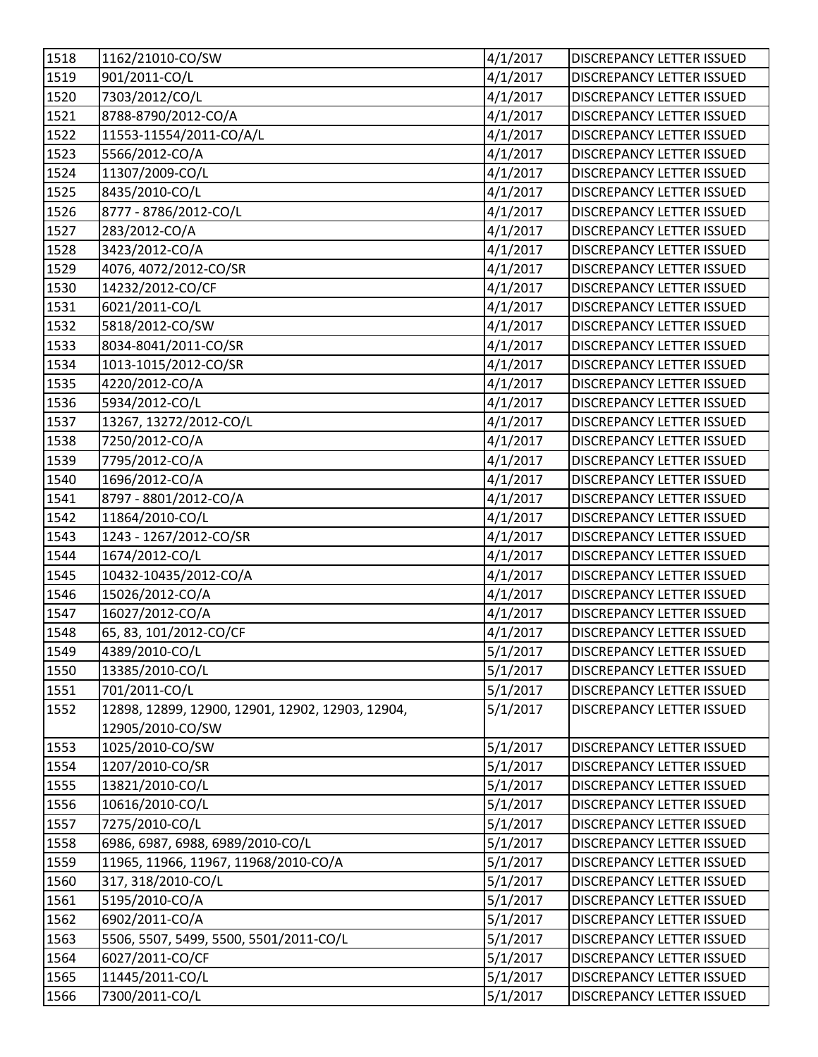| 1518 | 1162/21010-CO/SW | 4/1/2017 | DISCREPANCY LETTER ISSUED |
|---|---|---|---|
| 1519 | 901/2011-CO/L | 4/1/2017 | DISCREPANCY LETTER ISSUED |
| 1520 | 7303/2012/CO/L | 4/1/2017 | DISCREPANCY LETTER ISSUED |
| 1521 | 8788-8790/2012-CO/A | 4/1/2017 | DISCREPANCY LETTER ISSUED |
| 1522 | 11553-11554/2011-CO/A/L | 4/1/2017 | DISCREPANCY LETTER ISSUED |
| 1523 | 5566/2012-CO/A | 4/1/2017 | DISCREPANCY LETTER ISSUED |
| 1524 | 11307/2009-CO/L | 4/1/2017 | DISCREPANCY LETTER ISSUED |
| 1525 | 8435/2010-CO/L | 4/1/2017 | DISCREPANCY LETTER ISSUED |
| 1526 | 8777 - 8786/2012-CO/L | 4/1/2017 | DISCREPANCY LETTER ISSUED |
| 1527 | 283/2012-CO/A | 4/1/2017 | DISCREPANCY LETTER ISSUED |
| 1528 | 3423/2012-CO/A | 4/1/2017 | DISCREPANCY LETTER ISSUED |
| 1529 | 4076, 4072/2012-CO/SR | 4/1/2017 | DISCREPANCY LETTER ISSUED |
| 1530 | 14232/2012-CO/CF | 4/1/2017 | DISCREPANCY LETTER ISSUED |
| 1531 | 6021/2011-CO/L | 4/1/2017 | DISCREPANCY LETTER ISSUED |
| 1532 | 5818/2012-CO/SW | 4/1/2017 | DISCREPANCY LETTER ISSUED |
| 1533 | 8034-8041/2011-CO/SR | 4/1/2017 | DISCREPANCY LETTER ISSUED |
| 1534 | 1013-1015/2012-CO/SR | 4/1/2017 | DISCREPANCY LETTER ISSUED |
| 1535 | 4220/2012-CO/A | 4/1/2017 | DISCREPANCY LETTER ISSUED |
| 1536 | 5934/2012-CO/L | 4/1/2017 | DISCREPANCY LETTER ISSUED |
| 1537 | 13267, 13272/2012-CO/L | 4/1/2017 | DISCREPANCY LETTER ISSUED |
| 1538 | 7250/2012-CO/A | 4/1/2017 | DISCREPANCY LETTER ISSUED |
| 1539 | 7795/2012-CO/A | 4/1/2017 | DISCREPANCY LETTER ISSUED |
| 1540 | 1696/2012-CO/A | 4/1/2017 | DISCREPANCY LETTER ISSUED |
| 1541 | 8797 - 8801/2012-CO/A | 4/1/2017 | DISCREPANCY LETTER ISSUED |
| 1542 | 11864/2010-CO/L | 4/1/2017 | DISCREPANCY LETTER ISSUED |
| 1543 | 1243 - 1267/2012-CO/SR | 4/1/2017 | DISCREPANCY LETTER ISSUED |
| 1544 | 1674/2012-CO/L | 4/1/2017 | DISCREPANCY LETTER ISSUED |
| 1545 | 10432-10435/2012-CO/A | 4/1/2017 | DISCREPANCY LETTER ISSUED |
| 1546 | 15026/2012-CO/A | 4/1/2017 | DISCREPANCY LETTER ISSUED |
| 1547 | 16027/2012-CO/A | 4/1/2017 | DISCREPANCY LETTER ISSUED |
| 1548 | 65, 83, 101/2012-CO/CF | 4/1/2017 | DISCREPANCY LETTER ISSUED |
| 1549 | 4389/2010-CO/L | 5/1/2017 | DISCREPANCY LETTER ISSUED |
| 1550 | 13385/2010-CO/L | 5/1/2017 | DISCREPANCY LETTER ISSUED |
| 1551 | 701/2011-CO/L | 5/1/2017 | DISCREPANCY LETTER ISSUED |
| 1552 | 12898, 12899, 12900, 12901, 12902, 12903, 12904, 12905/2010-CO/SW | 5/1/2017 | DISCREPANCY LETTER ISSUED |
| 1553 | 1025/2010-CO/SW | 5/1/2017 | DISCREPANCY LETTER ISSUED |
| 1554 | 1207/2010-CO/SR | 5/1/2017 | DISCREPANCY LETTER ISSUED |
| 1555 | 13821/2010-CO/L | 5/1/2017 | DISCREPANCY LETTER ISSUED |
| 1556 | 10616/2010-CO/L | 5/1/2017 | DISCREPANCY LETTER ISSUED |
| 1557 | 7275/2010-CO/L | 5/1/2017 | DISCREPANCY LETTER ISSUED |
| 1558 | 6986, 6987, 6988, 6989/2010-CO/L | 5/1/2017 | DISCREPANCY LETTER ISSUED |
| 1559 | 11965, 11966, 11967, 11968/2010-CO/A | 5/1/2017 | DISCREPANCY LETTER ISSUED |
| 1560 | 317, 318/2010-CO/L | 5/1/2017 | DISCREPANCY LETTER ISSUED |
| 1561 | 5195/2010-CO/A | 5/1/2017 | DISCREPANCY LETTER ISSUED |
| 1562 | 6902/2011-CO/A | 5/1/2017 | DISCREPANCY LETTER ISSUED |
| 1563 | 5506, 5507, 5499, 5500, 5501/2011-CO/L | 5/1/2017 | DISCREPANCY LETTER ISSUED |
| 1564 | 6027/2011-CO/CF | 5/1/2017 | DISCREPANCY LETTER ISSUED |
| 1565 | 11445/2011-CO/L | 5/1/2017 | DISCREPANCY LETTER ISSUED |
| 1566 | 7300/2011-CO/L | 5/1/2017 | DISCREPANCY LETTER ISSUED |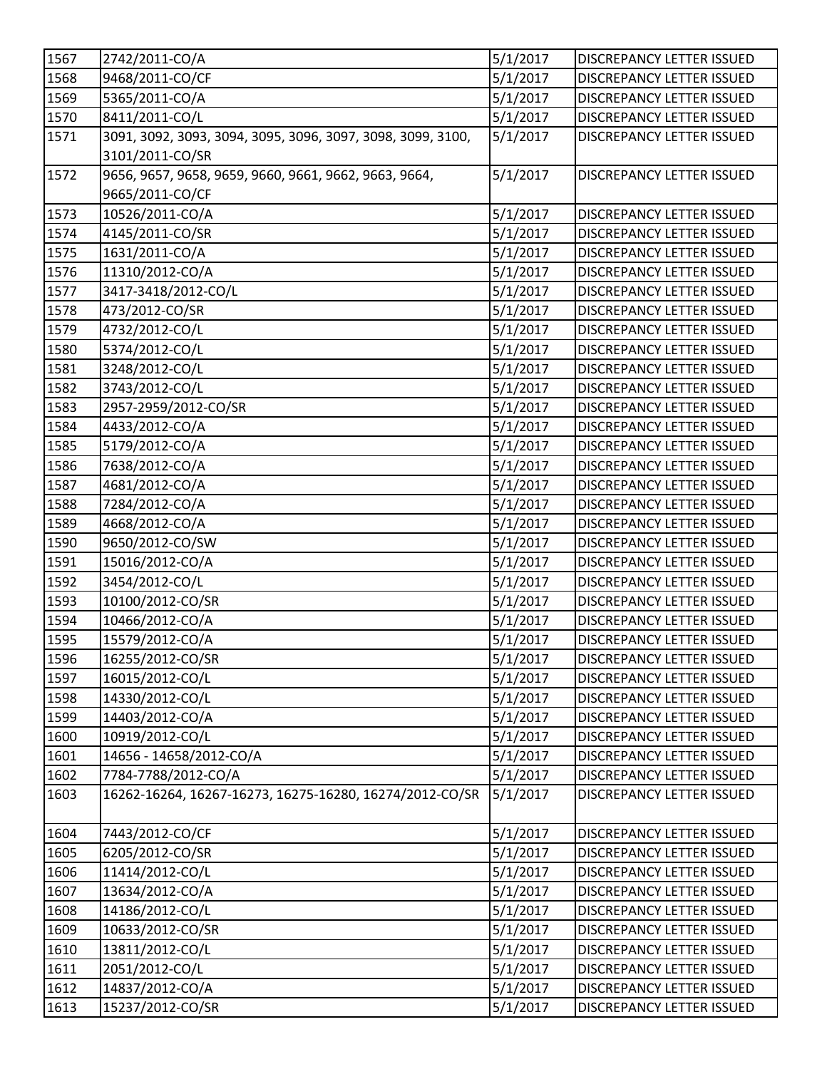| 1567 | 2742/2011-CO/A | 5/1/2017 | DISCREPANCY LETTER ISSUED |
|---|---|---|---|
| 1568 | 9468/2011-CO/CF | 5/1/2017 | DISCREPANCY LETTER ISSUED |
| 1569 | 5365/2011-CO/A | 5/1/2017 | DISCREPANCY LETTER ISSUED |
| 1570 | 8411/2011-CO/L | 5/1/2017 | DISCREPANCY LETTER ISSUED |
| 1571 | 3091, 3092, 3093, 3094, 3095, 3096, 3097, 3098, 3099, 3100, 3101/2011-CO/SR | 5/1/2017 | DISCREPANCY LETTER ISSUED |
| 1572 | 9656, 9657, 9658, 9659, 9660, 9661, 9662, 9663, 9664, 9665/2011-CO/CF | 5/1/2017 | DISCREPANCY LETTER ISSUED |
| 1573 | 10526/2011-CO/A | 5/1/2017 | DISCREPANCY LETTER ISSUED |
| 1574 | 4145/2011-CO/SR | 5/1/2017 | DISCREPANCY LETTER ISSUED |
| 1575 | 1631/2011-CO/A | 5/1/2017 | DISCREPANCY LETTER ISSUED |
| 1576 | 11310/2012-CO/A | 5/1/2017 | DISCREPANCY LETTER ISSUED |
| 1577 | 3417-3418/2012-CO/L | 5/1/2017 | DISCREPANCY LETTER ISSUED |
| 1578 | 473/2012-CO/SR | 5/1/2017 | DISCREPANCY LETTER ISSUED |
| 1579 | 4732/2012-CO/L | 5/1/2017 | DISCREPANCY LETTER ISSUED |
| 1580 | 5374/2012-CO/L | 5/1/2017 | DISCREPANCY LETTER ISSUED |
| 1581 | 3248/2012-CO/L | 5/1/2017 | DISCREPANCY LETTER ISSUED |
| 1582 | 3743/2012-CO/L | 5/1/2017 | DISCREPANCY LETTER ISSUED |
| 1583 | 2957-2959/2012-CO/SR | 5/1/2017 | DISCREPANCY LETTER ISSUED |
| 1584 | 4433/2012-CO/A | 5/1/2017 | DISCREPANCY LETTER ISSUED |
| 1585 | 5179/2012-CO/A | 5/1/2017 | DISCREPANCY LETTER ISSUED |
| 1586 | 7638/2012-CO/A | 5/1/2017 | DISCREPANCY LETTER ISSUED |
| 1587 | 4681/2012-CO/A | 5/1/2017 | DISCREPANCY LETTER ISSUED |
| 1588 | 7284/2012-CO/A | 5/1/2017 | DISCREPANCY LETTER ISSUED |
| 1589 | 4668/2012-CO/A | 5/1/2017 | DISCREPANCY LETTER ISSUED |
| 1590 | 9650/2012-CO/SW | 5/1/2017 | DISCREPANCY LETTER ISSUED |
| 1591 | 15016/2012-CO/A | 5/1/2017 | DISCREPANCY LETTER ISSUED |
| 1592 | 3454/2012-CO/L | 5/1/2017 | DISCREPANCY LETTER ISSUED |
| 1593 | 10100/2012-CO/SR | 5/1/2017 | DISCREPANCY LETTER ISSUED |
| 1594 | 10466/2012-CO/A | 5/1/2017 | DISCREPANCY LETTER ISSUED |
| 1595 | 15579/2012-CO/A | 5/1/2017 | DISCREPANCY LETTER ISSUED |
| 1596 | 16255/2012-CO/SR | 5/1/2017 | DISCREPANCY LETTER ISSUED |
| 1597 | 16015/2012-CO/L | 5/1/2017 | DISCREPANCY LETTER ISSUED |
| 1598 | 14330/2012-CO/L | 5/1/2017 | DISCREPANCY LETTER ISSUED |
| 1599 | 14403/2012-CO/A | 5/1/2017 | DISCREPANCY LETTER ISSUED |
| 1600 | 10919/2012-CO/L | 5/1/2017 | DISCREPANCY LETTER ISSUED |
| 1601 | 14656 - 14658/2012-CO/A | 5/1/2017 | DISCREPANCY LETTER ISSUED |
| 1602 | 7784-7788/2012-CO/A | 5/1/2017 | DISCREPANCY LETTER ISSUED |
| 1603 | 16262-16264, 16267-16273, 16275-16280, 16274/2012-CO/SR | 5/1/2017 | DISCREPANCY LETTER ISSUED |
| 1604 | 7443/2012-CO/CF | 5/1/2017 | DISCREPANCY LETTER ISSUED |
| 1605 | 6205/2012-CO/SR | 5/1/2017 | DISCREPANCY LETTER ISSUED |
| 1606 | 11414/2012-CO/L | 5/1/2017 | DISCREPANCY LETTER ISSUED |
| 1607 | 13634/2012-CO/A | 5/1/2017 | DISCREPANCY LETTER ISSUED |
| 1608 | 14186/2012-CO/L | 5/1/2017 | DISCREPANCY LETTER ISSUED |
| 1609 | 10633/2012-CO/SR | 5/1/2017 | DISCREPANCY LETTER ISSUED |
| 1610 | 13811/2012-CO/L | 5/1/2017 | DISCREPANCY LETTER ISSUED |
| 1611 | 2051/2012-CO/L | 5/1/2017 | DISCREPANCY LETTER ISSUED |
| 1612 | 14837/2012-CO/A | 5/1/2017 | DISCREPANCY LETTER ISSUED |
| 1613 | 15237/2012-CO/SR | 5/1/2017 | DISCREPANCY LETTER ISSUED |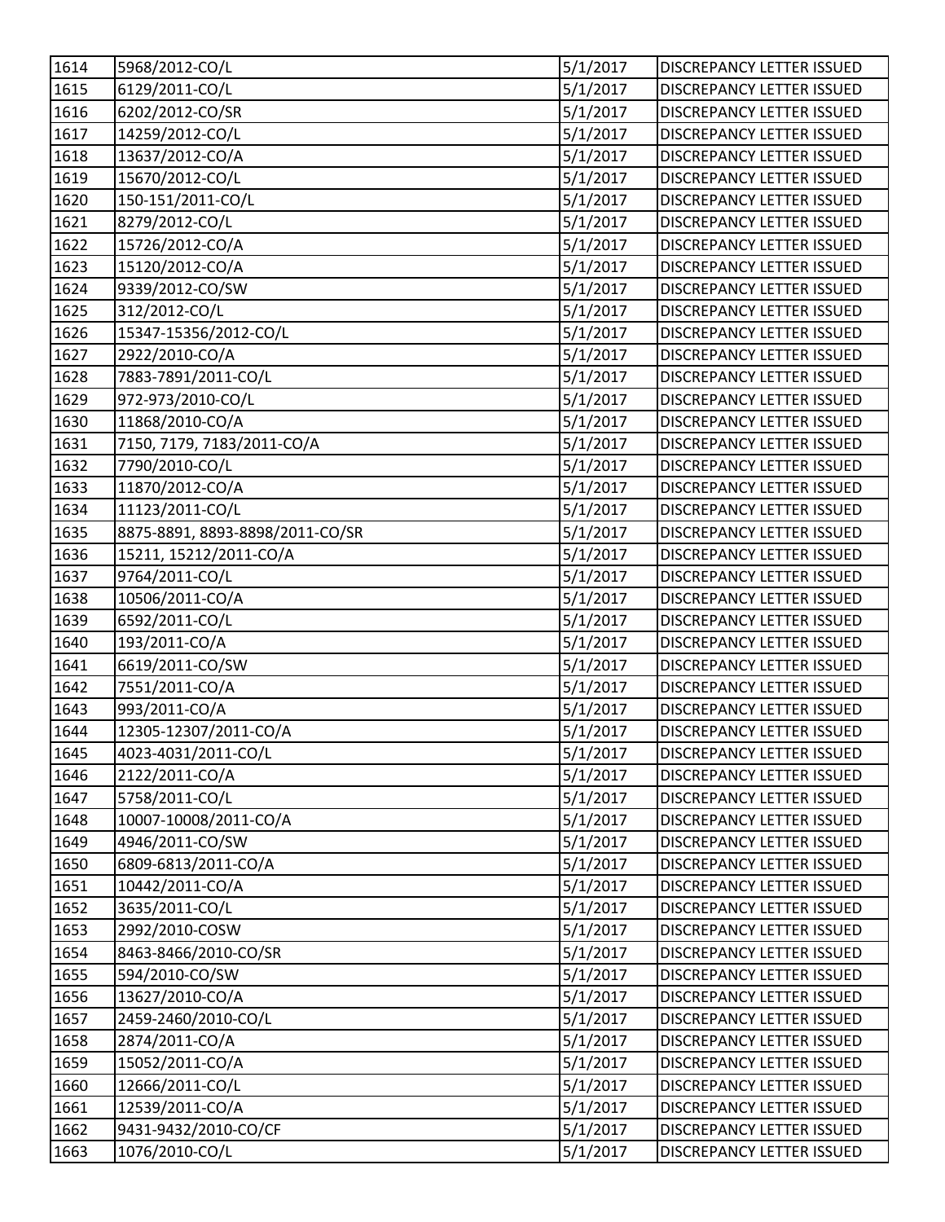| 1614 | 5968/2012-CO/L | 5/1/2017 | DISCREPANCY LETTER ISSUED |
|---|---|---|---|
| 1615 | 6129/2011-CO/L | 5/1/2017 | DISCREPANCY LETTER ISSUED |
| 1616 | 6202/2012-CO/SR | 5/1/2017 | DISCREPANCY LETTER ISSUED |
| 1617 | 14259/2012-CO/L | 5/1/2017 | DISCREPANCY LETTER ISSUED |
| 1618 | 13637/2012-CO/A | 5/1/2017 | DISCREPANCY LETTER ISSUED |
| 1619 | 15670/2012-CO/L | 5/1/2017 | DISCREPANCY LETTER ISSUED |
| 1620 | 150-151/2011-CO/L | 5/1/2017 | DISCREPANCY LETTER ISSUED |
| 1621 | 8279/2012-CO/L | 5/1/2017 | DISCREPANCY LETTER ISSUED |
| 1622 | 15726/2012-CO/A | 5/1/2017 | DISCREPANCY LETTER ISSUED |
| 1623 | 15120/2012-CO/A | 5/1/2017 | DISCREPANCY LETTER ISSUED |
| 1624 | 9339/2012-CO/SW | 5/1/2017 | DISCREPANCY LETTER ISSUED |
| 1625 | 312/2012-CO/L | 5/1/2017 | DISCREPANCY LETTER ISSUED |
| 1626 | 15347-15356/2012-CO/L | 5/1/2017 | DISCREPANCY LETTER ISSUED |
| 1627 | 2922/2010-CO/A | 5/1/2017 | DISCREPANCY LETTER ISSUED |
| 1628 | 7883-7891/2011-CO/L | 5/1/2017 | DISCREPANCY LETTER ISSUED |
| 1629 | 972-973/2010-CO/L | 5/1/2017 | DISCREPANCY LETTER ISSUED |
| 1630 | 11868/2010-CO/A | 5/1/2017 | DISCREPANCY LETTER ISSUED |
| 1631 | 7150, 7179, 7183/2011-CO/A | 5/1/2017 | DISCREPANCY LETTER ISSUED |
| 1632 | 7790/2010-CO/L | 5/1/2017 | DISCREPANCY LETTER ISSUED |
| 1633 | 11870/2012-CO/A | 5/1/2017 | DISCREPANCY LETTER ISSUED |
| 1634 | 11123/2011-CO/L | 5/1/2017 | DISCREPANCY LETTER ISSUED |
| 1635 | 8875-8891, 8893-8898/2011-CO/SR | 5/1/2017 | DISCREPANCY LETTER ISSUED |
| 1636 | 15211, 15212/2011-CO/A | 5/1/2017 | DISCREPANCY LETTER ISSUED |
| 1637 | 9764/2011-CO/L | 5/1/2017 | DISCREPANCY LETTER ISSUED |
| 1638 | 10506/2011-CO/A | 5/1/2017 | DISCREPANCY LETTER ISSUED |
| 1639 | 6592/2011-CO/L | 5/1/2017 | DISCREPANCY LETTER ISSUED |
| 1640 | 193/2011-CO/A | 5/1/2017 | DISCREPANCY LETTER ISSUED |
| 1641 | 6619/2011-CO/SW | 5/1/2017 | DISCREPANCY LETTER ISSUED |
| 1642 | 7551/2011-CO/A | 5/1/2017 | DISCREPANCY LETTER ISSUED |
| 1643 | 993/2011-CO/A | 5/1/2017 | DISCREPANCY LETTER ISSUED |
| 1644 | 12305-12307/2011-CO/A | 5/1/2017 | DISCREPANCY LETTER ISSUED |
| 1645 | 4023-4031/2011-CO/L | 5/1/2017 | DISCREPANCY LETTER ISSUED |
| 1646 | 2122/2011-CO/A | 5/1/2017 | DISCREPANCY LETTER ISSUED |
| 1647 | 5758/2011-CO/L | 5/1/2017 | DISCREPANCY LETTER ISSUED |
| 1648 | 10007-10008/2011-CO/A | 5/1/2017 | DISCREPANCY LETTER ISSUED |
| 1649 | 4946/2011-CO/SW | 5/1/2017 | DISCREPANCY LETTER ISSUED |
| 1650 | 6809-6813/2011-CO/A | 5/1/2017 | DISCREPANCY LETTER ISSUED |
| 1651 | 10442/2011-CO/A | 5/1/2017 | DISCREPANCY LETTER ISSUED |
| 1652 | 3635/2011-CO/L | 5/1/2017 | DISCREPANCY LETTER ISSUED |
| 1653 | 2992/2010-COSW | 5/1/2017 | DISCREPANCY LETTER ISSUED |
| 1654 | 8463-8466/2010-CO/SR | 5/1/2017 | DISCREPANCY LETTER ISSUED |
| 1655 | 594/2010-CO/SW | 5/1/2017 | DISCREPANCY LETTER ISSUED |
| 1656 | 13627/2010-CO/A | 5/1/2017 | DISCREPANCY LETTER ISSUED |
| 1657 | 2459-2460/2010-CO/L | 5/1/2017 | DISCREPANCY LETTER ISSUED |
| 1658 | 2874/2011-CO/A | 5/1/2017 | DISCREPANCY LETTER ISSUED |
| 1659 | 15052/2011-CO/A | 5/1/2017 | DISCREPANCY LETTER ISSUED |
| 1660 | 12666/2011-CO/L | 5/1/2017 | DISCREPANCY LETTER ISSUED |
| 1661 | 12539/2011-CO/A | 5/1/2017 | DISCREPANCY LETTER ISSUED |
| 1662 | 9431-9432/2010-CO/CF | 5/1/2017 | DISCREPANCY LETTER ISSUED |
| 1663 | 1076/2010-CO/L | 5/1/2017 | DISCREPANCY LETTER ISSUED |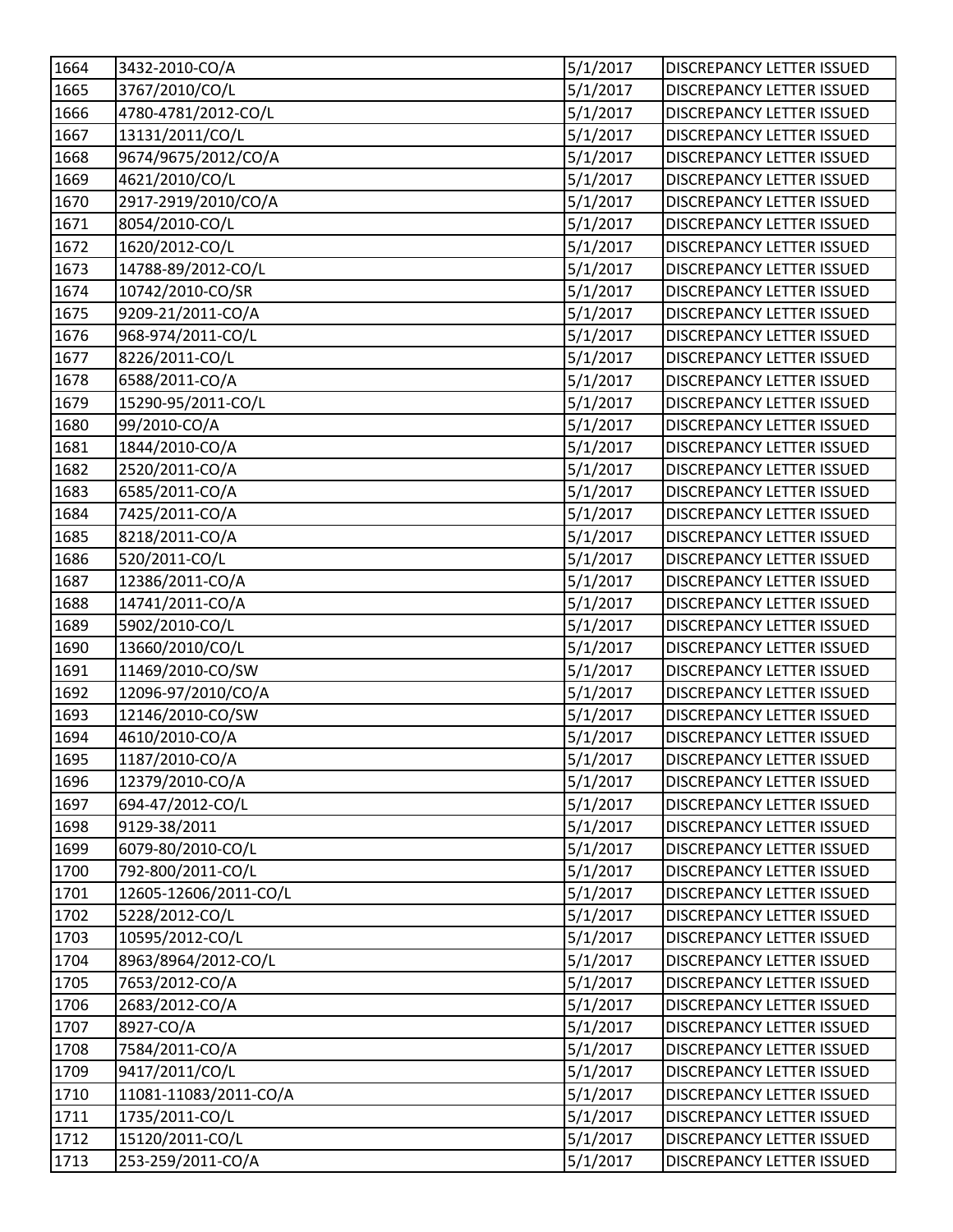| 1664 | 3432-2010-CO/A | 5/1/2017 | DISCREPANCY LETTER ISSUED |
|---|---|---|---|
| 1665 | 3767/2010/CO/L | 5/1/2017 | DISCREPANCY LETTER ISSUED |
| 1666 | 4780-4781/2012-CO/L | 5/1/2017 | DISCREPANCY LETTER ISSUED |
| 1667 | 13131/2011/CO/L | 5/1/2017 | DISCREPANCY LETTER ISSUED |
| 1668 | 9674/9675/2012/CO/A | 5/1/2017 | DISCREPANCY LETTER ISSUED |
| 1669 | 4621/2010/CO/L | 5/1/2017 | DISCREPANCY LETTER ISSUED |
| 1670 | 2917-2919/2010/CO/A | 5/1/2017 | DISCREPANCY LETTER ISSUED |
| 1671 | 8054/2010-CO/L | 5/1/2017 | DISCREPANCY LETTER ISSUED |
| 1672 | 1620/2012-CO/L | 5/1/2017 | DISCREPANCY LETTER ISSUED |
| 1673 | 14788-89/2012-CO/L | 5/1/2017 | DISCREPANCY LETTER ISSUED |
| 1674 | 10742/2010-CO/SR | 5/1/2017 | DISCREPANCY LETTER ISSUED |
| 1675 | 9209-21/2011-CO/A | 5/1/2017 | DISCREPANCY LETTER ISSUED |
| 1676 | 968-974/2011-CO/L | 5/1/2017 | DISCREPANCY LETTER ISSUED |
| 1677 | 8226/2011-CO/L | 5/1/2017 | DISCREPANCY LETTER ISSUED |
| 1678 | 6588/2011-CO/A | 5/1/2017 | DISCREPANCY LETTER ISSUED |
| 1679 | 15290-95/2011-CO/L | 5/1/2017 | DISCREPANCY LETTER ISSUED |
| 1680 | 99/2010-CO/A | 5/1/2017 | DISCREPANCY LETTER ISSUED |
| 1681 | 1844/2010-CO/A | 5/1/2017 | DISCREPANCY LETTER ISSUED |
| 1682 | 2520/2011-CO/A | 5/1/2017 | DISCREPANCY LETTER ISSUED |
| 1683 | 6585/2011-CO/A | 5/1/2017 | DISCREPANCY LETTER ISSUED |
| 1684 | 7425/2011-CO/A | 5/1/2017 | DISCREPANCY LETTER ISSUED |
| 1685 | 8218/2011-CO/A | 5/1/2017 | DISCREPANCY LETTER ISSUED |
| 1686 | 520/2011-CO/L | 5/1/2017 | DISCREPANCY LETTER ISSUED |
| 1687 | 12386/2011-CO/A | 5/1/2017 | DISCREPANCY LETTER ISSUED |
| 1688 | 14741/2011-CO/A | 5/1/2017 | DISCREPANCY LETTER ISSUED |
| 1689 | 5902/2010-CO/L | 5/1/2017 | DISCREPANCY LETTER ISSUED |
| 1690 | 13660/2010/CO/L | 5/1/2017 | DISCREPANCY LETTER ISSUED |
| 1691 | 11469/2010-CO/SW | 5/1/2017 | DISCREPANCY LETTER ISSUED |
| 1692 | 12096-97/2010/CO/A | 5/1/2017 | DISCREPANCY LETTER ISSUED |
| 1693 | 12146/2010-CO/SW | 5/1/2017 | DISCREPANCY LETTER ISSUED |
| 1694 | 4610/2010-CO/A | 5/1/2017 | DISCREPANCY LETTER ISSUED |
| 1695 | 1187/2010-CO/A | 5/1/2017 | DISCREPANCY LETTER ISSUED |
| 1696 | 12379/2010-CO/A | 5/1/2017 | DISCREPANCY LETTER ISSUED |
| 1697 | 694-47/2012-CO/L | 5/1/2017 | DISCREPANCY LETTER ISSUED |
| 1698 | 9129-38/2011 | 5/1/2017 | DISCREPANCY LETTER ISSUED |
| 1699 | 6079-80/2010-CO/L | 5/1/2017 | DISCREPANCY LETTER ISSUED |
| 1700 | 792-800/2011-CO/L | 5/1/2017 | DISCREPANCY LETTER ISSUED |
| 1701 | 12605-12606/2011-CO/L | 5/1/2017 | DISCREPANCY LETTER ISSUED |
| 1702 | 5228/2012-CO/L | 5/1/2017 | DISCREPANCY LETTER ISSUED |
| 1703 | 10595/2012-CO/L | 5/1/2017 | DISCREPANCY LETTER ISSUED |
| 1704 | 8963/8964/2012-CO/L | 5/1/2017 | DISCREPANCY LETTER ISSUED |
| 1705 | 7653/2012-CO/A | 5/1/2017 | DISCREPANCY LETTER ISSUED |
| 1706 | 2683/2012-CO/A | 5/1/2017 | DISCREPANCY LETTER ISSUED |
| 1707 | 8927-CO/A | 5/1/2017 | DISCREPANCY LETTER ISSUED |
| 1708 | 7584/2011-CO/A | 5/1/2017 | DISCREPANCY LETTER ISSUED |
| 1709 | 9417/2011/CO/L | 5/1/2017 | DISCREPANCY LETTER ISSUED |
| 1710 | 11081-11083/2011-CO/A | 5/1/2017 | DISCREPANCY LETTER ISSUED |
| 1711 | 1735/2011-CO/L | 5/1/2017 | DISCREPANCY LETTER ISSUED |
| 1712 | 15120/2011-CO/L | 5/1/2017 | DISCREPANCY LETTER ISSUED |
| 1713 | 253-259/2011-CO/A | 5/1/2017 | DISCREPANCY LETTER ISSUED |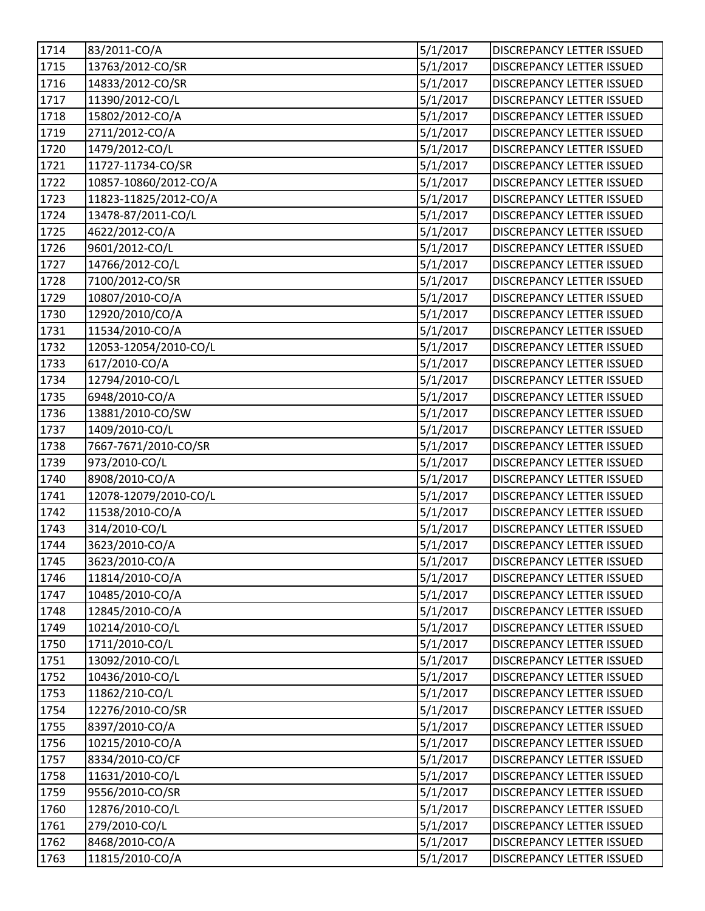| 1714 | 83/2011-CO/A | 5/1/2017 | DISCREPANCY LETTER ISSUED |
|---|---|---|---|
| 1715 | 13763/2012-CO/SR | 5/1/2017 | DISCREPANCY LETTER ISSUED |
| 1716 | 14833/2012-CO/SR | 5/1/2017 | DISCREPANCY LETTER ISSUED |
| 1717 | 11390/2012-CO/L | 5/1/2017 | DISCREPANCY LETTER ISSUED |
| 1718 | 15802/2012-CO/A | 5/1/2017 | DISCREPANCY LETTER ISSUED |
| 1719 | 2711/2012-CO/A | 5/1/2017 | DISCREPANCY LETTER ISSUED |
| 1720 | 1479/2012-CO/L | 5/1/2017 | DISCREPANCY LETTER ISSUED |
| 1721 | 11727-11734-CO/SR | 5/1/2017 | DISCREPANCY LETTER ISSUED |
| 1722 | 10857-10860/2012-CO/A | 5/1/2017 | DISCREPANCY LETTER ISSUED |
| 1723 | 11823-11825/2012-CO/A | 5/1/2017 | DISCREPANCY LETTER ISSUED |
| 1724 | 13478-87/2011-CO/L | 5/1/2017 | DISCREPANCY LETTER ISSUED |
| 1725 | 4622/2012-CO/A | 5/1/2017 | DISCREPANCY LETTER ISSUED |
| 1726 | 9601/2012-CO/L | 5/1/2017 | DISCREPANCY LETTER ISSUED |
| 1727 | 14766/2012-CO/L | 5/1/2017 | DISCREPANCY LETTER ISSUED |
| 1728 | 7100/2012-CO/SR | 5/1/2017 | DISCREPANCY LETTER ISSUED |
| 1729 | 10807/2010-CO/A | 5/1/2017 | DISCREPANCY LETTER ISSUED |
| 1730 | 12920/2010/CO/A | 5/1/2017 | DISCREPANCY LETTER ISSUED |
| 1731 | 11534/2010-CO/A | 5/1/2017 | DISCREPANCY LETTER ISSUED |
| 1732 | 12053-12054/2010-CO/L | 5/1/2017 | DISCREPANCY LETTER ISSUED |
| 1733 | 617/2010-CO/A | 5/1/2017 | DISCREPANCY LETTER ISSUED |
| 1734 | 12794/2010-CO/L | 5/1/2017 | DISCREPANCY LETTER ISSUED |
| 1735 | 6948/2010-CO/A | 5/1/2017 | DISCREPANCY LETTER ISSUED |
| 1736 | 13881/2010-CO/SW | 5/1/2017 | DISCREPANCY LETTER ISSUED |
| 1737 | 1409/2010-CO/L | 5/1/2017 | DISCREPANCY LETTER ISSUED |
| 1738 | 7667-7671/2010-CO/SR | 5/1/2017 | DISCREPANCY LETTER ISSUED |
| 1739 | 973/2010-CO/L | 5/1/2017 | DISCREPANCY LETTER ISSUED |
| 1740 | 8908/2010-CO/A | 5/1/2017 | DISCREPANCY LETTER ISSUED |
| 1741 | 12078-12079/2010-CO/L | 5/1/2017 | DISCREPANCY LETTER ISSUED |
| 1742 | 11538/2010-CO/A | 5/1/2017 | DISCREPANCY LETTER ISSUED |
| 1743 | 314/2010-CO/L | 5/1/2017 | DISCREPANCY LETTER ISSUED |
| 1744 | 3623/2010-CO/A | 5/1/2017 | DISCREPANCY LETTER ISSUED |
| 1745 | 3623/2010-CO/A | 5/1/2017 | DISCREPANCY LETTER ISSUED |
| 1746 | 11814/2010-CO/A | 5/1/2017 | DISCREPANCY LETTER ISSUED |
| 1747 | 10485/2010-CO/A | 5/1/2017 | DISCREPANCY LETTER ISSUED |
| 1748 | 12845/2010-CO/A | 5/1/2017 | DISCREPANCY LETTER ISSUED |
| 1749 | 10214/2010-CO/L | 5/1/2017 | DISCREPANCY LETTER ISSUED |
| 1750 | 1711/2010-CO/L | 5/1/2017 | DISCREPANCY LETTER ISSUED |
| 1751 | 13092/2010-CO/L | 5/1/2017 | DISCREPANCY LETTER ISSUED |
| 1752 | 10436/2010-CO/L | 5/1/2017 | DISCREPANCY LETTER ISSUED |
| 1753 | 11862/210-CO/L | 5/1/2017 | DISCREPANCY LETTER ISSUED |
| 1754 | 12276/2010-CO/SR | 5/1/2017 | DISCREPANCY LETTER ISSUED |
| 1755 | 8397/2010-CO/A | 5/1/2017 | DISCREPANCY LETTER ISSUED |
| 1756 | 10215/2010-CO/A | 5/1/2017 | DISCREPANCY LETTER ISSUED |
| 1757 | 8334/2010-CO/CF | 5/1/2017 | DISCREPANCY LETTER ISSUED |
| 1758 | 11631/2010-CO/L | 5/1/2017 | DISCREPANCY LETTER ISSUED |
| 1759 | 9556/2010-CO/SR | 5/1/2017 | DISCREPANCY LETTER ISSUED |
| 1760 | 12876/2010-CO/L | 5/1/2017 | DISCREPANCY LETTER ISSUED |
| 1761 | 279/2010-CO/L | 5/1/2017 | DISCREPANCY LETTER ISSUED |
| 1762 | 8468/2010-CO/A | 5/1/2017 | DISCREPANCY LETTER ISSUED |
| 1763 | 11815/2010-CO/A | 5/1/2017 | DISCREPANCY LETTER ISSUED |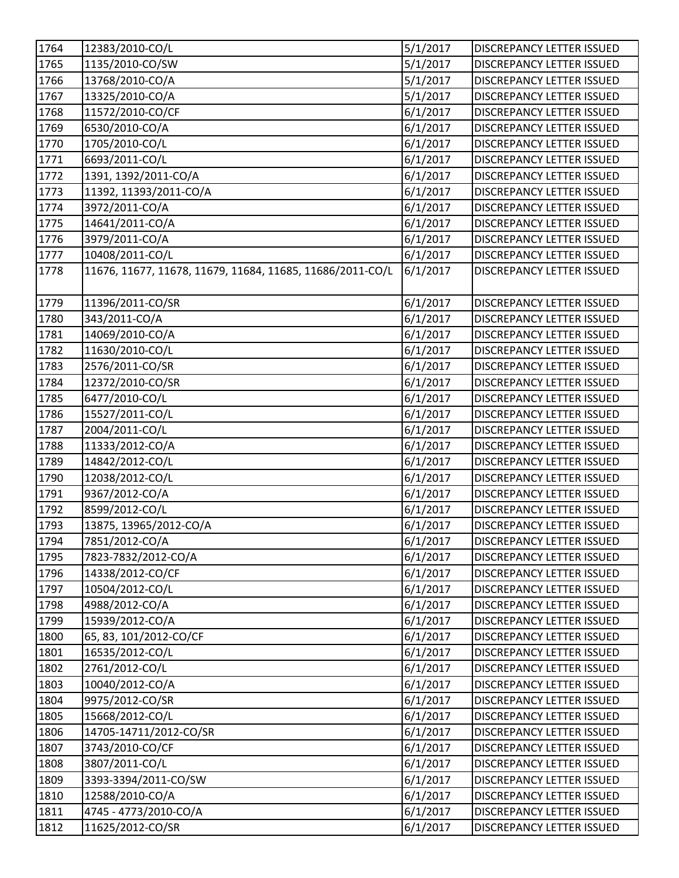| 1764 | 12383/2010-CO/L | 5/1/2017 | DISCREPANCY LETTER ISSUED |
|---|---|---|---|
| 1765 | 1135/2010-CO/SW | 5/1/2017 | DISCREPANCY LETTER ISSUED |
| 1766 | 13768/2010-CO/A | 5/1/2017 | DISCREPANCY LETTER ISSUED |
| 1767 | 13325/2010-CO/A | 5/1/2017 | DISCREPANCY LETTER ISSUED |
| 1768 | 11572/2010-CO/CF | 6/1/2017 | DISCREPANCY LETTER ISSUED |
| 1769 | 6530/2010-CO/A | 6/1/2017 | DISCREPANCY LETTER ISSUED |
| 1770 | 1705/2010-CO/L | 6/1/2017 | DISCREPANCY LETTER ISSUED |
| 1771 | 6693/2011-CO/L | 6/1/2017 | DISCREPANCY LETTER ISSUED |
| 1772 | 1391, 1392/2011-CO/A | 6/1/2017 | DISCREPANCY LETTER ISSUED |
| 1773 | 11392, 11393/2011-CO/A | 6/1/2017 | DISCREPANCY LETTER ISSUED |
| 1774 | 3972/2011-CO/A | 6/1/2017 | DISCREPANCY LETTER ISSUED |
| 1775 | 14641/2011-CO/A | 6/1/2017 | DISCREPANCY LETTER ISSUED |
| 1776 | 3979/2011-CO/A | 6/1/2017 | DISCREPANCY LETTER ISSUED |
| 1777 | 10408/2011-CO/L | 6/1/2017 | DISCREPANCY LETTER ISSUED |
| 1778 | 11676, 11677, 11678, 11679, 11684, 11685, 11686/2011-CO/L | 6/1/2017 | DISCREPANCY LETTER ISSUED |
| 1779 | 11396/2011-CO/SR | 6/1/2017 | DISCREPANCY LETTER ISSUED |
| 1780 | 343/2011-CO/A | 6/1/2017 | DISCREPANCY LETTER ISSUED |
| 1781 | 14069/2010-CO/A | 6/1/2017 | DISCREPANCY LETTER ISSUED |
| 1782 | 11630/2010-CO/L | 6/1/2017 | DISCREPANCY LETTER ISSUED |
| 1783 | 2576/2011-CO/SR | 6/1/2017 | DISCREPANCY LETTER ISSUED |
| 1784 | 12372/2010-CO/SR | 6/1/2017 | DISCREPANCY LETTER ISSUED |
| 1785 | 6477/2010-CO/L | 6/1/2017 | DISCREPANCY LETTER ISSUED |
| 1786 | 15527/2011-CO/L | 6/1/2017 | DISCREPANCY LETTER ISSUED |
| 1787 | 2004/2011-CO/L | 6/1/2017 | DISCREPANCY LETTER ISSUED |
| 1788 | 11333/2012-CO/A | 6/1/2017 | DISCREPANCY LETTER ISSUED |
| 1789 | 14842/2012-CO/L | 6/1/2017 | DISCREPANCY LETTER ISSUED |
| 1790 | 12038/2012-CO/L | 6/1/2017 | DISCREPANCY LETTER ISSUED |
| 1791 | 9367/2012-CO/A | 6/1/2017 | DISCREPANCY LETTER ISSUED |
| 1792 | 8599/2012-CO/L | 6/1/2017 | DISCREPANCY LETTER ISSUED |
| 1793 | 13875, 13965/2012-CO/A | 6/1/2017 | DISCREPANCY LETTER ISSUED |
| 1794 | 7851/2012-CO/A | 6/1/2017 | DISCREPANCY LETTER ISSUED |
| 1795 | 7823-7832/2012-CO/A | 6/1/2017 | DISCREPANCY LETTER ISSUED |
| 1796 | 14338/2012-CO/CF | 6/1/2017 | DISCREPANCY LETTER ISSUED |
| 1797 | 10504/2012-CO/L | 6/1/2017 | DISCREPANCY LETTER ISSUED |
| 1798 | 4988/2012-CO/A | 6/1/2017 | DISCREPANCY LETTER ISSUED |
| 1799 | 15939/2012-CO/A | 6/1/2017 | DISCREPANCY LETTER ISSUED |
| 1800 | 65, 83, 101/2012-CO/CF | 6/1/2017 | DISCREPANCY LETTER ISSUED |
| 1801 | 16535/2012-CO/L | 6/1/2017 | DISCREPANCY LETTER ISSUED |
| 1802 | 2761/2012-CO/L | 6/1/2017 | DISCREPANCY LETTER ISSUED |
| 1803 | 10040/2012-CO/A | 6/1/2017 | DISCREPANCY LETTER ISSUED |
| 1804 | 9975/2012-CO/SR | 6/1/2017 | DISCREPANCY LETTER ISSUED |
| 1805 | 15668/2012-CO/L | 6/1/2017 | DISCREPANCY LETTER ISSUED |
| 1806 | 14705-14711/2012-CO/SR | 6/1/2017 | DISCREPANCY LETTER ISSUED |
| 1807 | 3743/2010-CO/CF | 6/1/2017 | DISCREPANCY LETTER ISSUED |
| 1808 | 3807/2011-CO/L | 6/1/2017 | DISCREPANCY LETTER ISSUED |
| 1809 | 3393-3394/2011-CO/SW | 6/1/2017 | DISCREPANCY LETTER ISSUED |
| 1810 | 12588/2010-CO/A | 6/1/2017 | DISCREPANCY LETTER ISSUED |
| 1811 | 4745 - 4773/2010-CO/A | 6/1/2017 | DISCREPANCY LETTER ISSUED |
| 1812 | 11625/2012-CO/SR | 6/1/2017 | DISCREPANCY LETTER ISSUED |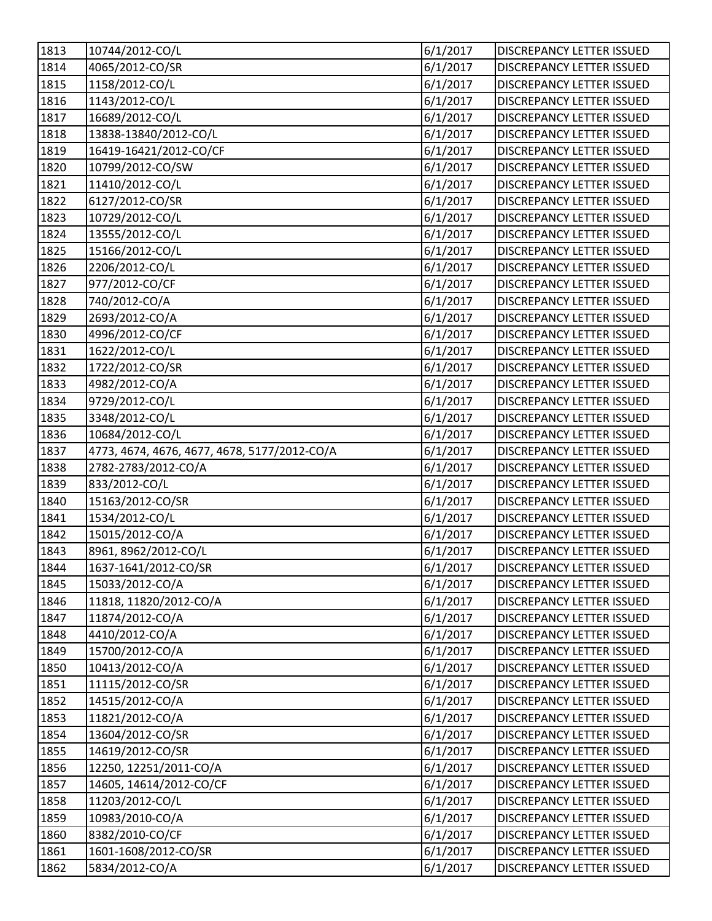| | | | |
|---|---|---|---|
| 1813 | 10744/2012-CO/L | 6/1/2017 | DISCREPANCY LETTER ISSUED |
| 1814 | 4065/2012-CO/SR | 6/1/2017 | DISCREPANCY LETTER ISSUED |
| 1815 | 1158/2012-CO/L | 6/1/2017 | DISCREPANCY LETTER ISSUED |
| 1816 | 1143/2012-CO/L | 6/1/2017 | DISCREPANCY LETTER ISSUED |
| 1817 | 16689/2012-CO/L | 6/1/2017 | DISCREPANCY LETTER ISSUED |
| 1818 | 13838-13840/2012-CO/L | 6/1/2017 | DISCREPANCY LETTER ISSUED |
| 1819 | 16419-16421/2012-CO/CF | 6/1/2017 | DISCREPANCY LETTER ISSUED |
| 1820 | 10799/2012-CO/SW | 6/1/2017 | DISCREPANCY LETTER ISSUED |
| 1821 | 11410/2012-CO/L | 6/1/2017 | DISCREPANCY LETTER ISSUED |
| 1822 | 6127/2012-CO/SR | 6/1/2017 | DISCREPANCY LETTER ISSUED |
| 1823 | 10729/2012-CO/L | 6/1/2017 | DISCREPANCY LETTER ISSUED |
| 1824 | 13555/2012-CO/L | 6/1/2017 | DISCREPANCY LETTER ISSUED |
| 1825 | 15166/2012-CO/L | 6/1/2017 | DISCREPANCY LETTER ISSUED |
| 1826 | 2206/2012-CO/L | 6/1/2017 | DISCREPANCY LETTER ISSUED |
| 1827 | 977/2012-CO/CF | 6/1/2017 | DISCREPANCY LETTER ISSUED |
| 1828 | 740/2012-CO/A | 6/1/2017 | DISCREPANCY LETTER ISSUED |
| 1829 | 2693/2012-CO/A | 6/1/2017 | DISCREPANCY LETTER ISSUED |
| 1830 | 4996/2012-CO/CF | 6/1/2017 | DISCREPANCY LETTER ISSUED |
| 1831 | 1622/2012-CO/L | 6/1/2017 | DISCREPANCY LETTER ISSUED |
| 1832 | 1722/2012-CO/SR | 6/1/2017 | DISCREPANCY LETTER ISSUED |
| 1833 | 4982/2012-CO/A | 6/1/2017 | DISCREPANCY LETTER ISSUED |
| 1834 | 9729/2012-CO/L | 6/1/2017 | DISCREPANCY LETTER ISSUED |
| 1835 | 3348/2012-CO/L | 6/1/2017 | DISCREPANCY LETTER ISSUED |
| 1836 | 10684/2012-CO/L | 6/1/2017 | DISCREPANCY LETTER ISSUED |
| 1837 | 4773, 4674, 4676, 4677, 4678, 5177/2012-CO/A | 6/1/2017 | DISCREPANCY LETTER ISSUED |
| 1838 | 2782-2783/2012-CO/A | 6/1/2017 | DISCREPANCY LETTER ISSUED |
| 1839 | 833/2012-CO/L | 6/1/2017 | DISCREPANCY LETTER ISSUED |
| 1840 | 15163/2012-CO/SR | 6/1/2017 | DISCREPANCY LETTER ISSUED |
| 1841 | 1534/2012-CO/L | 6/1/2017 | DISCREPANCY LETTER ISSUED |
| 1842 | 15015/2012-CO/A | 6/1/2017 | DISCREPANCY LETTER ISSUED |
| 1843 | 8961, 8962/2012-CO/L | 6/1/2017 | DISCREPANCY LETTER ISSUED |
| 1844 | 1637-1641/2012-CO/SR | 6/1/2017 | DISCREPANCY LETTER ISSUED |
| 1845 | 15033/2012-CO/A | 6/1/2017 | DISCREPANCY LETTER ISSUED |
| 1846 | 11818, 11820/2012-CO/A | 6/1/2017 | DISCREPANCY LETTER ISSUED |
| 1847 | 11874/2012-CO/A | 6/1/2017 | DISCREPANCY LETTER ISSUED |
| 1848 | 4410/2012-CO/A | 6/1/2017 | DISCREPANCY LETTER ISSUED |
| 1849 | 15700/2012-CO/A | 6/1/2017 | DISCREPANCY LETTER ISSUED |
| 1850 | 10413/2012-CO/A | 6/1/2017 | DISCREPANCY LETTER ISSUED |
| 1851 | 11115/2012-CO/SR | 6/1/2017 | DISCREPANCY LETTER ISSUED |
| 1852 | 14515/2012-CO/A | 6/1/2017 | DISCREPANCY LETTER ISSUED |
| 1853 | 11821/2012-CO/A | 6/1/2017 | DISCREPANCY LETTER ISSUED |
| 1854 | 13604/2012-CO/SR | 6/1/2017 | DISCREPANCY LETTER ISSUED |
| 1855 | 14619/2012-CO/SR | 6/1/2017 | DISCREPANCY LETTER ISSUED |
| 1856 | 12250, 12251/2011-CO/A | 6/1/2017 | DISCREPANCY LETTER ISSUED |
| 1857 | 14605, 14614/2012-CO/CF | 6/1/2017 | DISCREPANCY LETTER ISSUED |
| 1858 | 11203/2012-CO/L | 6/1/2017 | DISCREPANCY LETTER ISSUED |
| 1859 | 10983/2010-CO/A | 6/1/2017 | DISCREPANCY LETTER ISSUED |
| 1860 | 8382/2010-CO/CF | 6/1/2017 | DISCREPANCY LETTER ISSUED |
| 1861 | 1601-1608/2012-CO/SR | 6/1/2017 | DISCREPANCY LETTER ISSUED |
| 1862 | 5834/2012-CO/A | 6/1/2017 | DISCREPANCY LETTER ISSUED |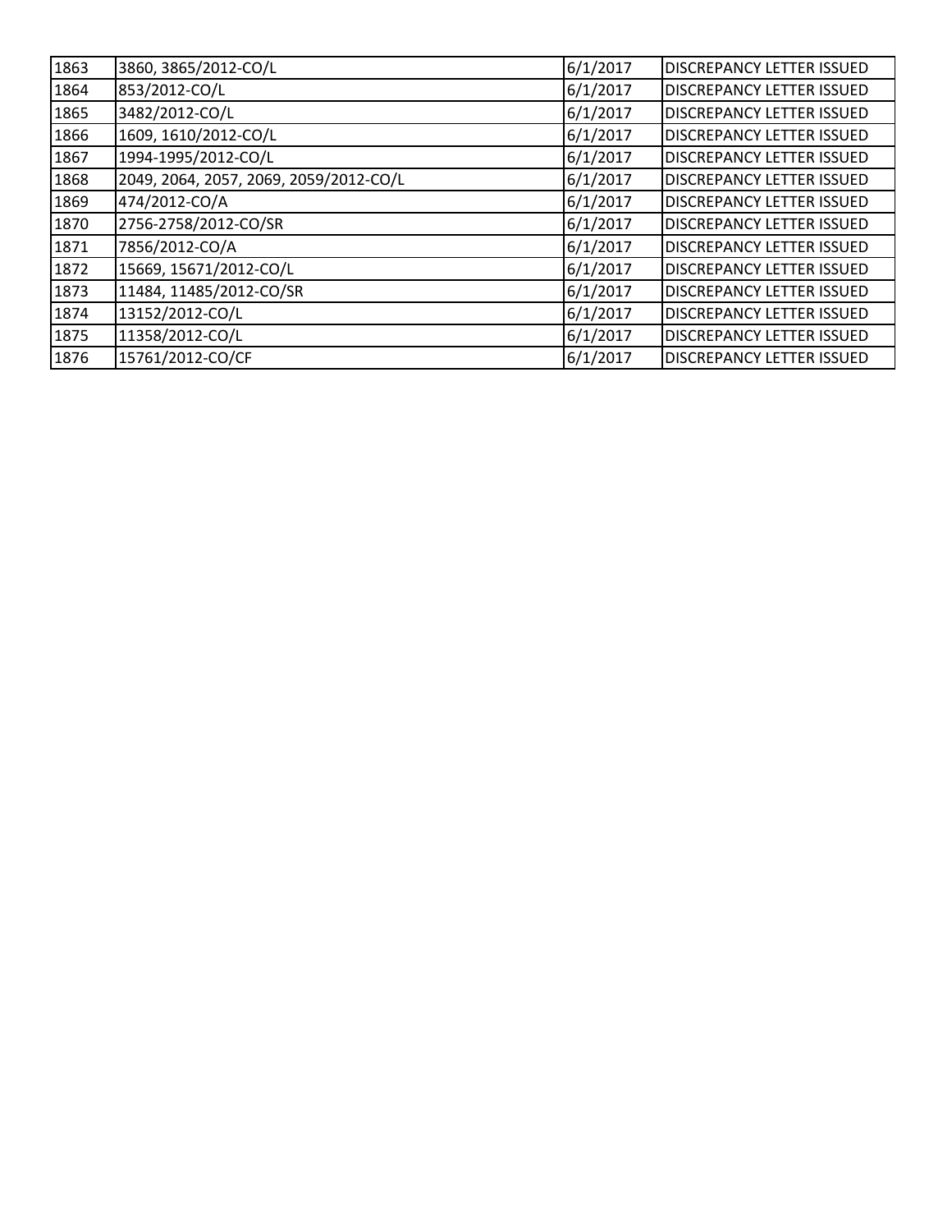| | | | |
|---|---|---|---|
| 1863 | 3860, 3865/2012-CO/L | 6/1/2017 | DISCREPANCY LETTER ISSUED |
| 1864 | 853/2012-CO/L | 6/1/2017 | DISCREPANCY LETTER ISSUED |
| 1865 | 3482/2012-CO/L | 6/1/2017 | DISCREPANCY LETTER ISSUED |
| 1866 | 1609, 1610/2012-CO/L | 6/1/2017 | DISCREPANCY LETTER ISSUED |
| 1867 | 1994-1995/2012-CO/L | 6/1/2017 | DISCREPANCY LETTER ISSUED |
| 1868 | 2049, 2064, 2057, 2069, 2059/2012-CO/L | 6/1/2017 | DISCREPANCY LETTER ISSUED |
| 1869 | 474/2012-CO/A | 6/1/2017 | DISCREPANCY LETTER ISSUED |
| 1870 | 2756-2758/2012-CO/SR | 6/1/2017 | DISCREPANCY LETTER ISSUED |
| 1871 | 7856/2012-CO/A | 6/1/2017 | DISCREPANCY LETTER ISSUED |
| 1872 | 15669, 15671/2012-CO/L | 6/1/2017 | DISCREPANCY LETTER ISSUED |
| 1873 | 11484, 11485/2012-CO/SR | 6/1/2017 | DISCREPANCY LETTER ISSUED |
| 1874 | 13152/2012-CO/L | 6/1/2017 | DISCREPANCY LETTER ISSUED |
| 1875 | 11358/2012-CO/L | 6/1/2017 | DISCREPANCY LETTER ISSUED |
| 1876 | 15761/2012-CO/CF | 6/1/2017 | DISCREPANCY LETTER ISSUED |